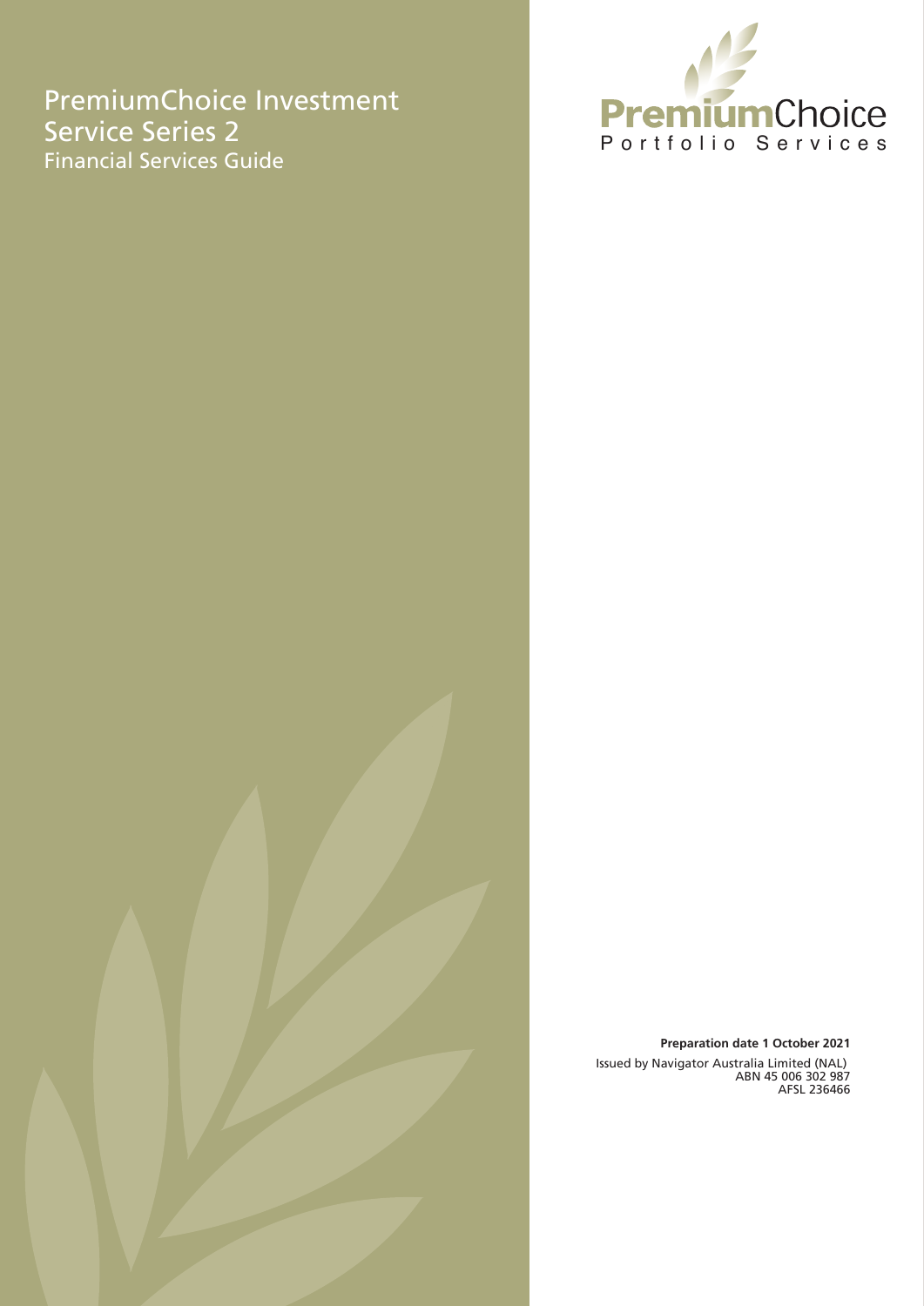# PremiumChoice Investment Service Series 2

## Financial Services Guide

PremiumChoice Portfolio Services

**Preparation date 1 October 2021**

Issued by Navigator Australia Limited (NAL)
ABN 45 006 302 987
AFSL 236466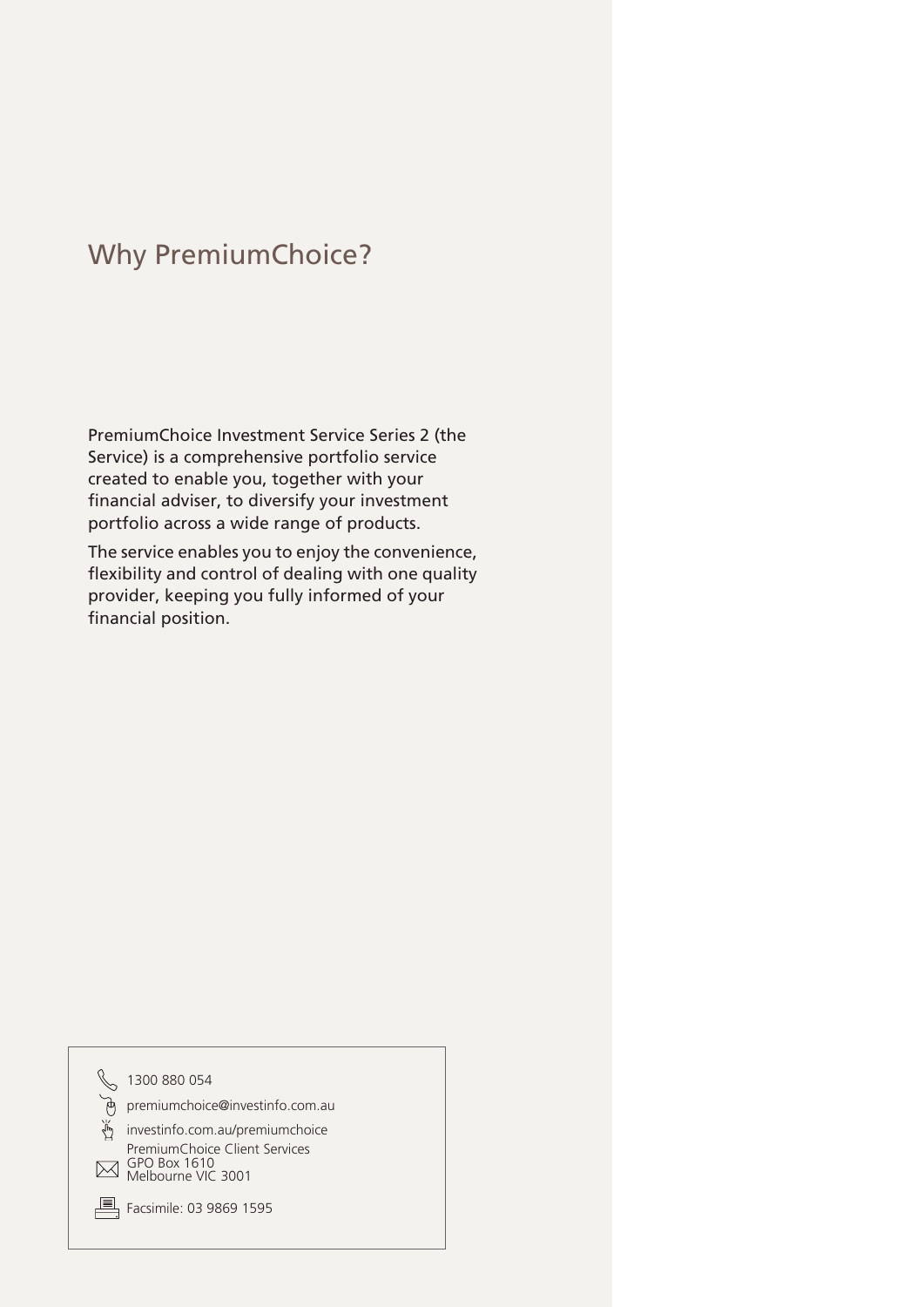# Why PremiumChoice?

PremiumChoice Investment Service Series 2 (the Service) is a comprehensive portfolio service created to enable you, together with your financial adviser, to diversify your investment portfolio across a wide range of products.

The service enables you to enjoy the convenience, flexibility and control of dealing with one quality provider, keeping you fully informed of your financial position.

1300 880 054

premiumchoice@investinfo.com.au

investinfo.com.au/premiumchoice

PremiumChoice Client Services
GPO Box 1610
Melbourne VIC 3001

Facsimile: 03 9869 1595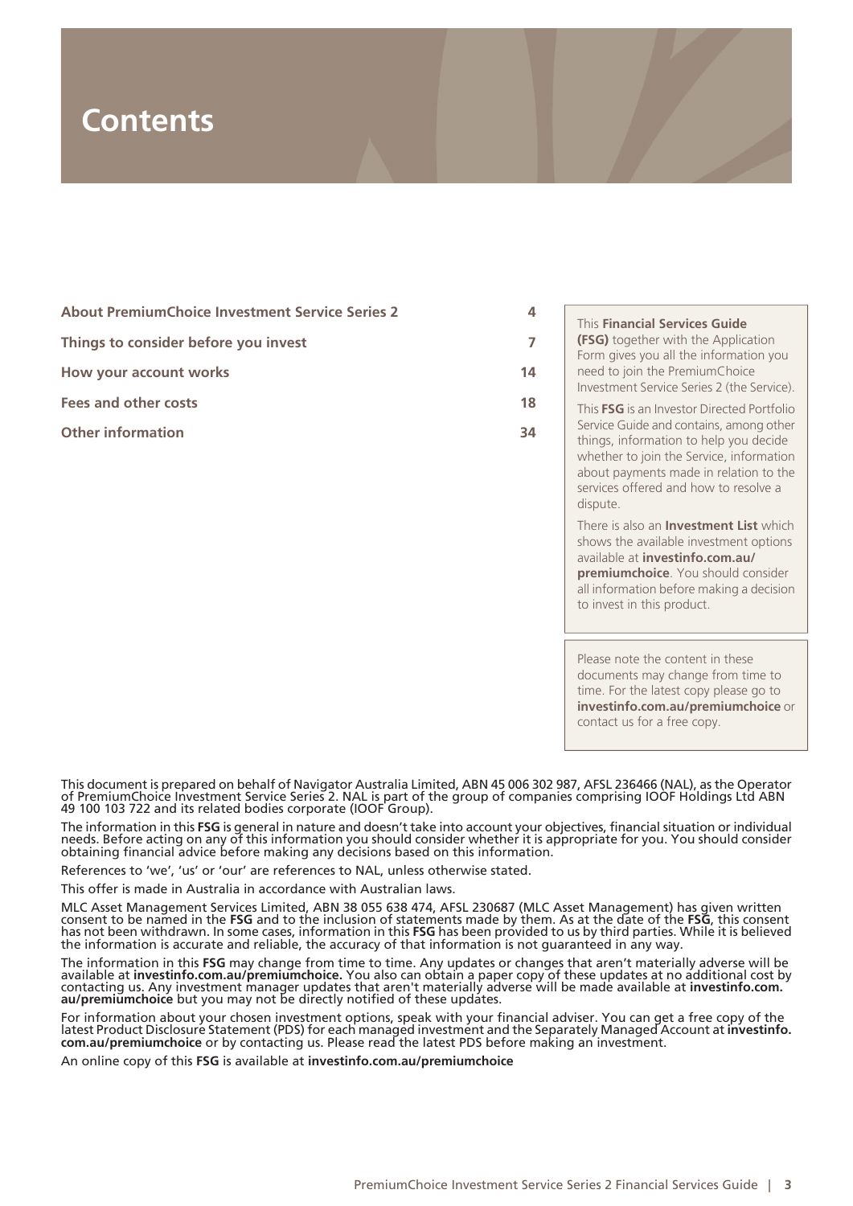# Contents

| | |
|---|---|
| **About PremiumChoice Investment Service Series 2** | **4** |
| **Things to consider before you invest** | **7** |
| **How your account works** | **14** |
| **Fees and other costs** | **18** |
| **Other information** | **34** |

This **Financial Services Guide (FSG)** together with the Application Form gives you all the information you need to join the PremiumChoice Investment Service Series 2 (the Service).

This **FSG** is an Investor Directed Portfolio Service Guide and contains, among other things, information to help you decide whether to join the Service, information about payments made in relation to the services offered and how to resolve a dispute.

There is also an **Investment List** which shows the available investment options available at **investinfo.com.au/premiumchoice**. You should consider all information before making a decision to invest in this product.

Please note the content in these documents may change from time to time. For the latest copy please go to **investinfo.com.au/premiumchoice** or contact us for a free copy.

This document is prepared on behalf of Navigator Australia Limited, ABN 45 006 302 987, AFSL 236466 (NAL), as the Operator of PremiumChoice Investment Service Series 2. NAL is part of the group of companies comprising IOOF Holdings Ltd ABN 49 100 103 722 and its related bodies corporate (IOOF Group).

The information in this **FSG** is general in nature and doesn't take into account your objectives, financial situation or individual needs. Before acting on any of this information you should consider whether it is appropriate for you. You should consider obtaining financial advice before making any decisions based on this information.

References to 'we', 'us' or 'our' are references to NAL, unless otherwise stated.

This offer is made in Australia in accordance with Australian laws.

MLC Asset Management Services Limited, ABN 38 055 638 474, AFSL 230687 (MLC Asset Management) has given written consent to be named in the **FSG** and to the inclusion of statements made by them. As at the date of the **FSG**, this consent has not been withdrawn. In some cases, information in this **FSG** has been provided to us by third parties. While it is believed the information is accurate and reliable, the accuracy of that information is not guaranteed in any way.

The information in this **FSG** may change from time to time. Any updates or changes that aren't materially adverse will be available at **investinfo.com.au/premiumchoice.** You also can obtain a paper copy of these updates at no additional cost by contacting us. Any investment manager updates that aren't materially adverse will be made available at **investinfo.com.au/premiumchoice** but you may not be directly notified of these updates.

For information about your chosen investment options, speak with your financial adviser. You can get a free copy of the latest Product Disclosure Statement (PDS) for each managed investment and the Separately Managed Account at **investinfo.com.au/premiumchoice** or by contacting us. Please read the latest PDS before making an investment.

An online copy of this **FSG** is available at **investinfo.com.au/premiumchoice**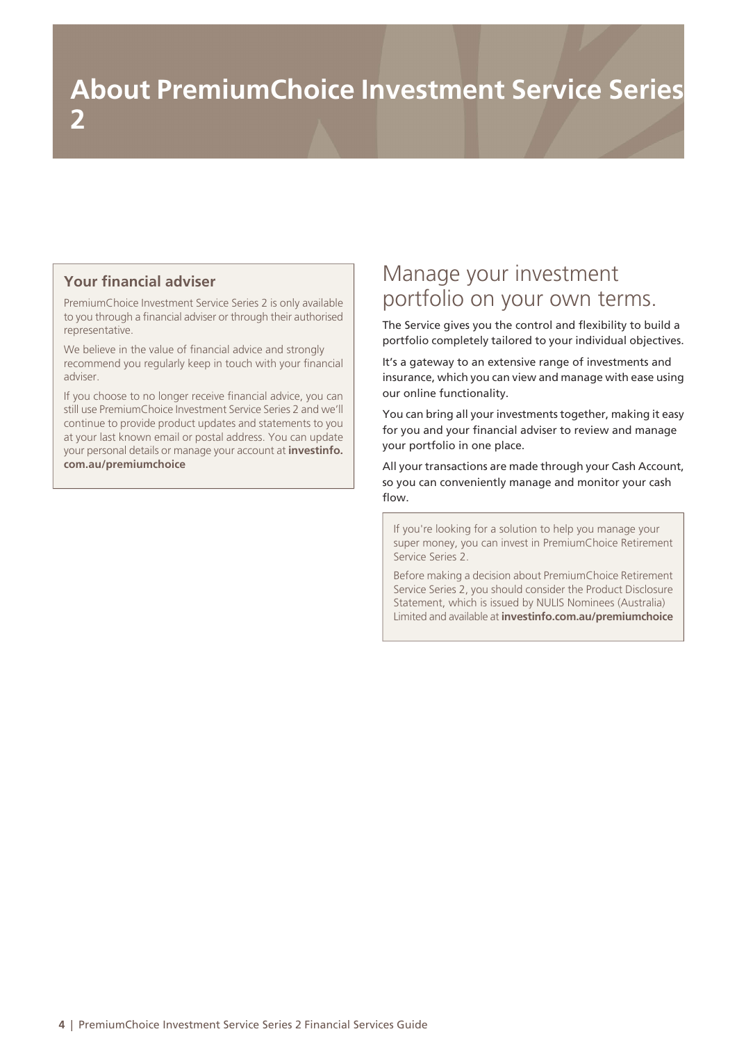# About PremiumChoice Investment Service Series 2

### Your financial adviser

PremiumChoice Investment Service Series 2 is only available to you through a financial adviser or through their authorised representative.

We believe in the value of financial advice and strongly recommend you regularly keep in touch with your financial adviser.

If you choose to no longer receive financial advice, you can still use PremiumChoice Investment Service Series 2 and we'll continue to provide product updates and statements to you at your last known email or postal address. You can update your personal details or manage your account at **investinfo.com.au/premiumchoice**

## Manage your investment portfolio on your own terms.

The Service gives you the control and flexibility to build a portfolio completely tailored to your individual objectives.

It's a gateway to an extensive range of investments and insurance, which you can view and manage with ease using our online functionality.

You can bring all your investments together, making it easy for you and your financial adviser to review and manage your portfolio in one place.

All your transactions are made through your Cash Account, so you can conveniently manage and monitor your cash flow.

If you're looking for a solution to help you manage your super money, you can invest in PremiumChoice Retirement Service Series 2.

Before making a decision about PremiumChoice Retirement Service Series 2, you should consider the Product Disclosure Statement, which is issued by NULIS Nominees (Australia) Limited and available at **investinfo.com.au/premiumchoice**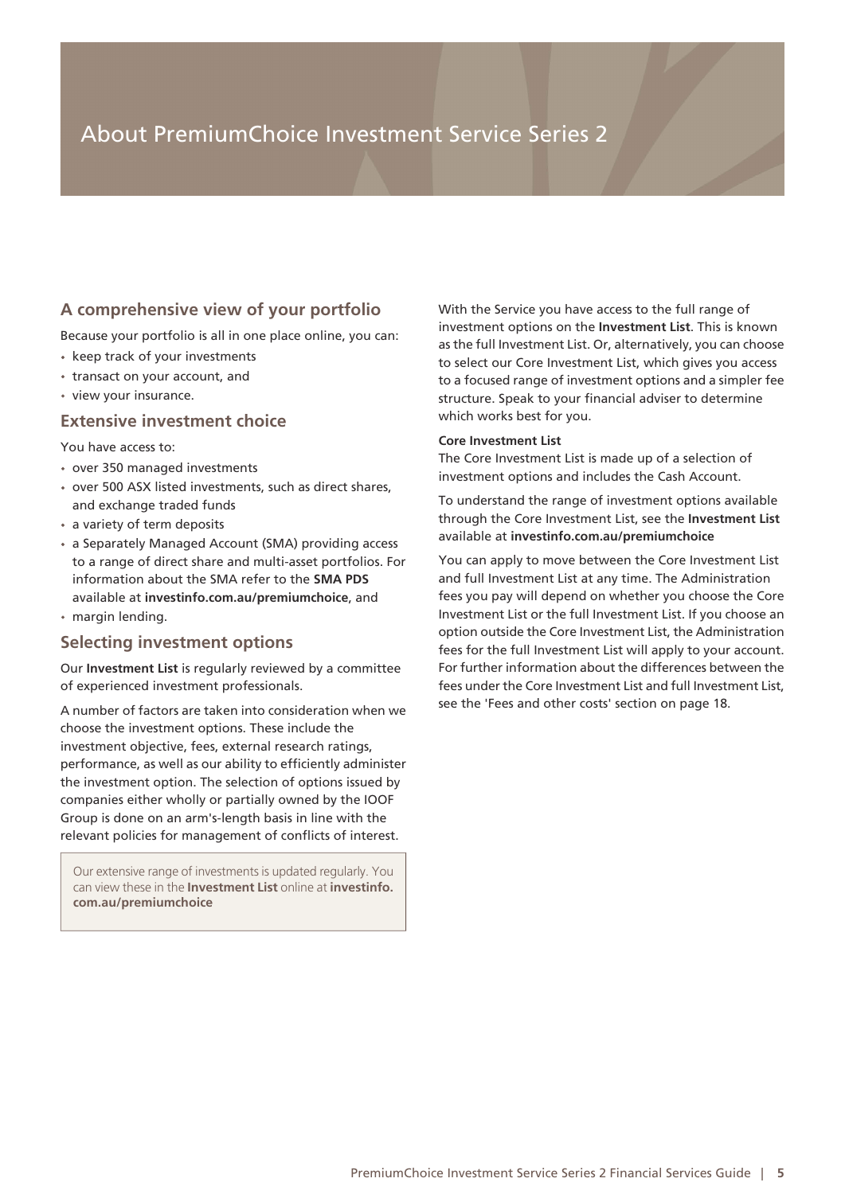# About PremiumChoice Investment Service Series 2

## A comprehensive view of your portfolio

Because your portfolio is all in one place online, you can:

- keep track of your investments
- transact on your account, and
- view your insurance.

## Extensive investment choice

You have access to:

- over 350 managed investments
- over 500 ASX listed investments, such as direct shares, and exchange traded funds
- a variety of term deposits
- a Separately Managed Account (SMA) providing access to a range of direct share and multi-asset portfolios. For information about the SMA refer to the **SMA PDS** available at **investinfo.com.au/premiumchoice**, and
- margin lending.

## Selecting investment options

Our **Investment List** is regularly reviewed by a committee of experienced investment professionals.

A number of factors are taken into consideration when we choose the investment options. These include the investment objective, fees, external research ratings, performance, as well as our ability to efficiently administer the investment option. The selection of options issued by companies either wholly or partially owned by the IOOF Group is done on an arm's-length basis in line with the relevant policies for management of conflicts of interest.

Our extensive range of investments is updated regularly. You can view these in the **Investment List** online at **investinfo.com.au/premiumchoice**

With the Service you have access to the full range of investment options on the **Investment List**. This is known as the full Investment List. Or, alternatively, you can choose to select our Core Investment List, which gives you access to a focused range of investment options and a simpler fee structure. Speak to your financial adviser to determine which works best for you.

**Core Investment List**

The Core Investment List is made up of a selection of investment options and includes the Cash Account.

To understand the range of investment options available through the Core Investment List, see the **Investment List** available at **investinfo.com.au/premiumchoice**

You can apply to move between the Core Investment List and full Investment List at any time. The Administration fees you pay will depend on whether you choose the Core Investment List or the full Investment List. If you choose an option outside the Core Investment List, the Administration fees for the full Investment List will apply to your account. For further information about the differences between the fees under the Core Investment List and full Investment List, see the 'Fees and other costs' section on page 18.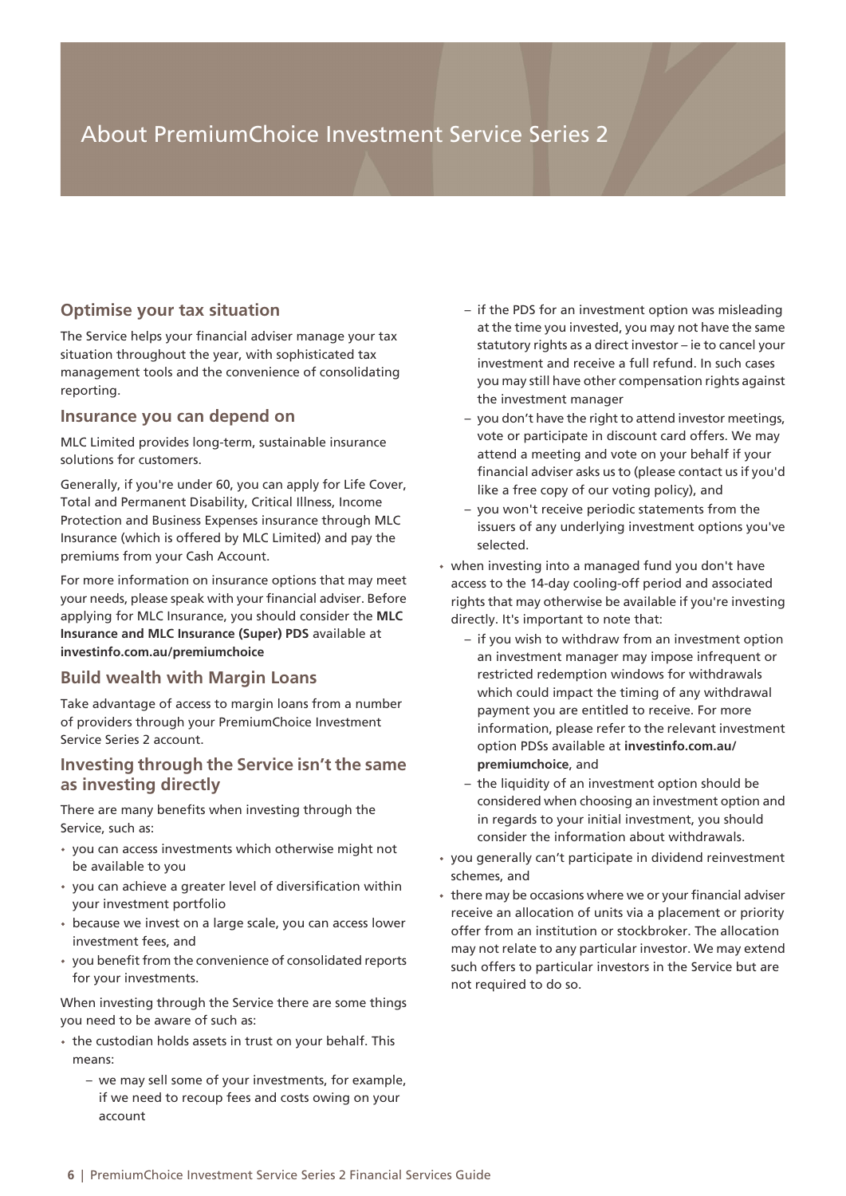# About PremiumChoice Investment Service Series 2

## Optimise your tax situation

The Service helps your financial adviser manage your tax situation throughout the year, with sophisticated tax management tools and the convenience of consolidating reporting.

## Insurance you can depend on

MLC Limited provides long-term, sustainable insurance solutions for customers.

Generally, if you're under 60, you can apply for Life Cover, Total and Permanent Disability, Critical Illness, Income Protection and Business Expenses insurance through MLC Insurance (which is offered by MLC Limited) and pay the premiums from your Cash Account.

For more information on insurance options that may meet your needs, please speak with your financial adviser. Before applying for MLC Insurance, you should consider the **MLC Insurance and MLC Insurance (Super) PDS** available at **investinfo.com.au/premiumchoice**

## Build wealth with Margin Loans

Take advantage of access to margin loans from a number of providers through your PremiumChoice Investment Service Series 2 account.

## Investing through the Service isn't the same as investing directly

There are many benefits when investing through the Service, such as:

- you can access investments which otherwise might not be available to you
- you can achieve a greater level of diversification within your investment portfolio
- because we invest on a large scale, you can access lower investment fees, and
- you benefit from the convenience of consolidated reports for your investments.

When investing through the Service there are some things you need to be aware of such as:

- the custodian holds assets in trust on your behalf. This means:
  - we may sell some of your investments, for example, if we need to recoup fees and costs owing on your account
  - if the PDS for an investment option was misleading at the time you invested, you may not have the same statutory rights as a direct investor – ie to cancel your investment and receive a full refund. In such cases you may still have other compensation rights against the investment manager
  - you don't have the right to attend investor meetings, vote or participate in discount card offers. We may attend a meeting and vote on your behalf if your financial adviser asks us to (please contact us if you'd like a free copy of our voting policy), and
  - you won't receive periodic statements from the issuers of any underlying investment options you've selected.
- when investing into a managed fund you don't have access to the 14-day cooling-off period and associated rights that may otherwise be available if you're investing directly. It's important to note that:
  - if you wish to withdraw from an investment option an investment manager may impose infrequent or restricted redemption windows for withdrawals which could impact the timing of any withdrawal payment you are entitled to receive. For more information, please refer to the relevant investment option PDSs available at **investinfo.com.au/premiumchoice**, and
  - the liquidity of an investment option should be considered when choosing an investment option and in regards to your initial investment, you should consider the information about withdrawals.
- you generally can't participate in dividend reinvestment schemes, and
- there may be occasions where we or your financial adviser receive an allocation of units via a placement or priority offer from an institution or stockbroker. The allocation may not relate to any particular investor. We may extend such offers to particular investors in the Service but are not required to do so.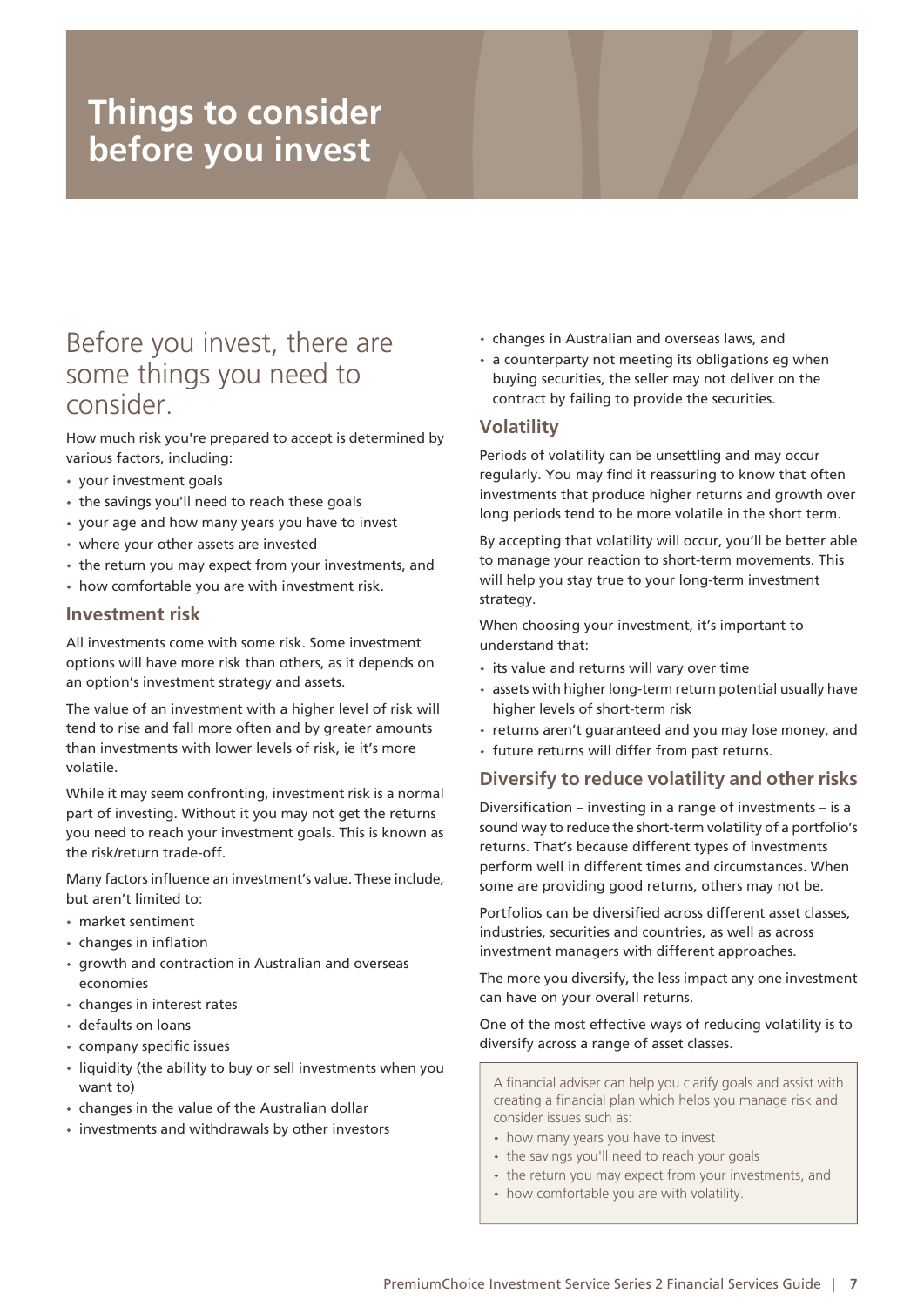# Things to consider before you invest

## Before you invest, there are some things you need to consider.

How much risk you're prepared to accept is determined by various factors, including:

- your investment goals
- the savings you'll need to reach these goals
- your age and how many years you have to invest
- where your other assets are invested
- the return you may expect from your investments, and
- how comfortable you are with investment risk.

### Investment risk

All investments come with some risk. Some investment options will have more risk than others, as it depends on an option's investment strategy and assets.

The value of an investment with a higher level of risk will tend to rise and fall more often and by greater amounts than investments with lower levels of risk, ie it's more volatile.

While it may seem confronting, investment risk is a normal part of investing. Without it you may not get the returns you need to reach your investment goals. This is known as the risk/return trade-off.

Many factors influence an investment's value. These include, but aren't limited to:

- market sentiment
- changes in inflation
- growth and contraction in Australian and overseas economies
- changes in interest rates
- defaults on loans
- company specific issues
- liquidity (the ability to buy or sell investments when you want to)
- changes in the value of the Australian dollar
- investments and withdrawals by other investors
- changes in Australian and overseas laws, and
- a counterparty not meeting its obligations eg when buying securities, the seller may not deliver on the contract by failing to provide the securities.

### Volatility

Periods of volatility can be unsettling and may occur regularly. You may find it reassuring to know that often investments that produce higher returns and growth over long periods tend to be more volatile in the short term.

By accepting that volatility will occur, you'll be better able to manage your reaction to short-term movements. This will help you stay true to your long-term investment strategy.

When choosing your investment, it's important to understand that:

- its value and returns will vary over time
- assets with higher long-term return potential usually have higher levels of short-term risk
- returns aren't guaranteed and you may lose money, and
- future returns will differ from past returns.

### Diversify to reduce volatility and other risks

Diversification – investing in a range of investments – is a sound way to reduce the short-term volatility of a portfolio's returns. That's because different types of investments perform well in different times and circumstances. When some are providing good returns, others may not be.

Portfolios can be diversified across different asset classes, industries, securities and countries, as well as across investment managers with different approaches.

The more you diversify, the less impact any one investment can have on your overall returns.

One of the most effective ways of reducing volatility is to diversify across a range of asset classes.

> A financial adviser can help you clarify goals and assist with creating a financial plan which helps you manage risk and consider issues such as:
>
> - how many years you have to invest
> - the savings you'll need to reach your goals
> - the return you may expect from your investments, and
> - how comfortable you are with volatility.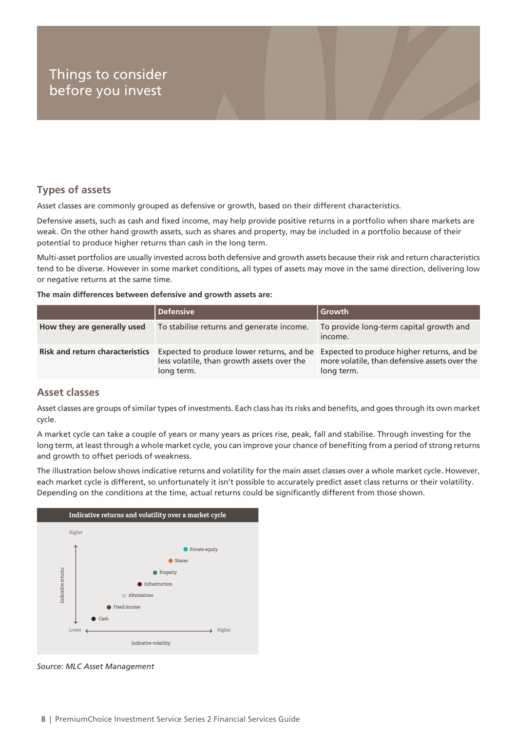# Things to consider before you invest

## Types of assets

Asset classes are commonly grouped as defensive or growth, based on their different characteristics.

Defensive assets, such as cash and fixed income, may help provide positive returns in a portfolio when share markets are weak. On the other hand growth assets, such as shares and property, may be included in a portfolio because of their potential to produce higher returns than cash in the long term.

Multi-asset portfolios are usually invested across both defensive and growth assets because their risk and return characteristics tend to be diverse. However in some market conditions, all types of assets may move in the same direction, delivering low or negative returns at the same time.

**The main differences between defensive and growth assets are:**

| | Defensive | Growth |
|---|---|---|
| **How they are generally used** | To stabilise returns and generate income. | To provide long-term capital growth and income. |
| **Risk and return characteristics** | Expected to produce lower returns, and be less volatile, than growth assets over the long term. | Expected to produce higher returns, and be more volatile, than defensive assets over the long term. |

## Asset classes

Asset classes are groups of similar types of investments. Each class has its risks and benefits, and goes through its own market cycle.

A market cycle can take a couple of years or many years as prices rise, peak, fall and stabilise. Through investing for the long term, at least through a whole market cycle, you can improve your chance of benefiting from a period of strong returns and growth to offset periods of weakness.

The illustration below shows indicative returns and volatility for the main asset classes over a whole market cycle. However, each market cycle is different, so unfortunately it isn't possible to accurately predict asset class returns or their volatility. Depending on the conditions at the time, actual returns could be significantly different from those shown.

Indicative returns and volatility over a market cycle

Higher

Private equity

Shares

Property

Infrastructure

Alternatives

Fixed income

Cash

Indicative returns

Lower

Higher

Indicative volatility

*Source: MLC Asset Management*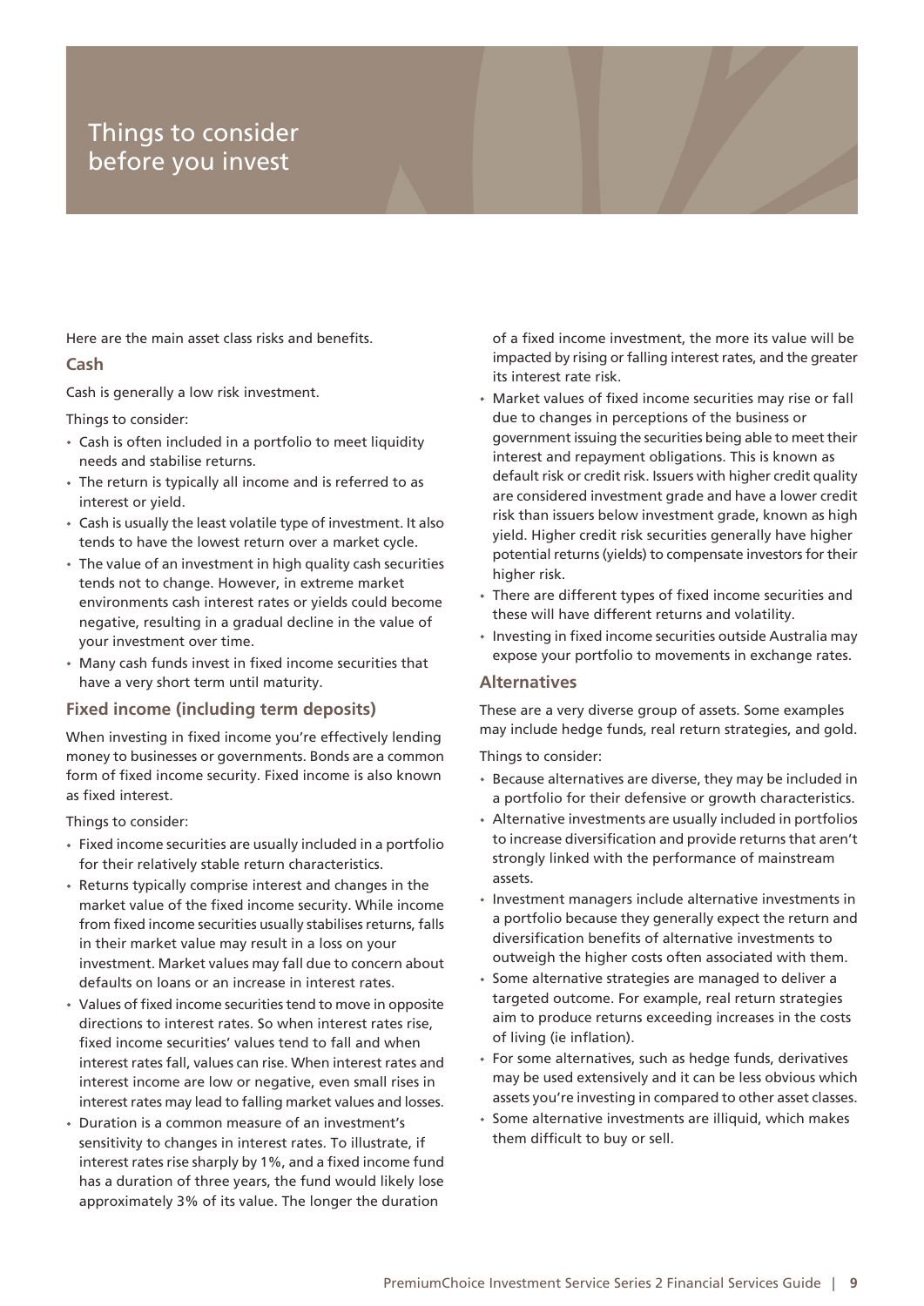# Things to consider before you invest

Here are the main asset class risks and benefits.

## Cash

Cash is generally a low risk investment.

Things to consider:

- Cash is often included in a portfolio to meet liquidity needs and stabilise returns.
- The return is typically all income and is referred to as interest or yield.
- Cash is usually the least volatile type of investment. It also tends to have the lowest return over a market cycle.
- The value of an investment in high quality cash securities tends not to change. However, in extreme market environments cash interest rates or yields could become negative, resulting in a gradual decline in the value of your investment over time.
- Many cash funds invest in fixed income securities that have a very short term until maturity.

## Fixed income (including term deposits)

When investing in fixed income you're effectively lending money to businesses or governments. Bonds are a common form of fixed income security. Fixed income is also known as fixed interest.

Things to consider:

- Fixed income securities are usually included in a portfolio for their relatively stable return characteristics.
- Returns typically comprise interest and changes in the market value of the fixed income security. While income from fixed income securities usually stabilises returns, falls in their market value may result in a loss on your investment. Market values may fall due to concern about defaults on loans or an increase in interest rates.
- Values of fixed income securities tend to move in opposite directions to interest rates. So when interest rates rise, fixed income securities' values tend to fall and when interest rates fall, values can rise. When interest rates and interest income are low or negative, even small rises in interest rates may lead to falling market values and losses.
- Duration is a common measure of an investment's sensitivity to changes in interest rates. To illustrate, if interest rates rise sharply by 1%, and a fixed income fund has a duration of three years, the fund would likely lose approximately 3% of its value. The longer the duration of a fixed income investment, the more its value will be impacted by rising or falling interest rates, and the greater its interest rate risk.
- Market values of fixed income securities may rise or fall due to changes in perceptions of the business or government issuing the securities being able to meet their interest and repayment obligations. This is known as default risk or credit risk. Issuers with higher credit quality are considered investment grade and have a lower credit risk than issuers below investment grade, known as high yield. Higher credit risk securities generally have higher potential returns (yields) to compensate investors for their higher risk.
- There are different types of fixed income securities and these will have different returns and volatility.
- Investing in fixed income securities outside Australia may expose your portfolio to movements in exchange rates.

## Alternatives

These are a very diverse group of assets. Some examples may include hedge funds, real return strategies, and gold.

Things to consider:

- Because alternatives are diverse, they may be included in a portfolio for their defensive or growth characteristics.
- Alternative investments are usually included in portfolios to increase diversification and provide returns that aren't strongly linked with the performance of mainstream assets.
- Investment managers include alternative investments in a portfolio because they generally expect the return and diversification benefits of alternative investments to outweigh the higher costs often associated with them.
- Some alternative strategies are managed to deliver a targeted outcome. For example, real return strategies aim to produce returns exceeding increases in the costs of living (ie inflation).
- For some alternatives, such as hedge funds, derivatives may be used extensively and it can be less obvious which assets you're investing in compared to other asset classes.
- Some alternative investments are illiquid, which makes them difficult to buy or sell.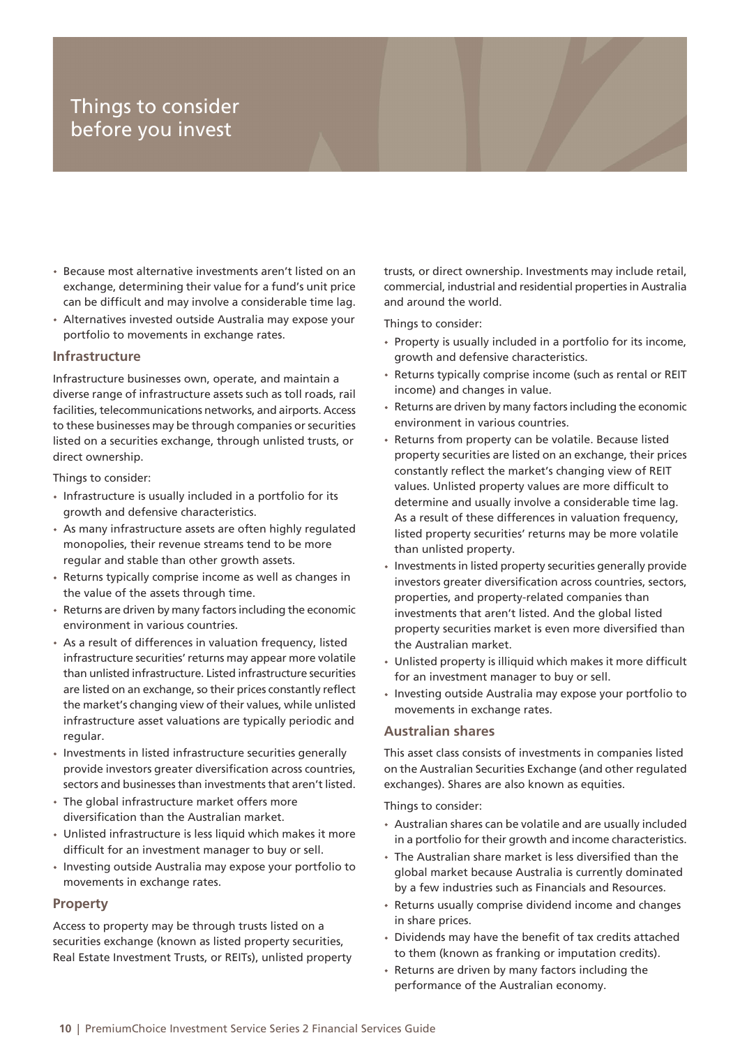# Things to consider before you invest

- Because most alternative investments aren't listed on an exchange, determining their value for a fund's unit price can be difficult and may involve a considerable time lag.
- Alternatives invested outside Australia may expose your portfolio to movements in exchange rates.

### Infrastructure

Infrastructure businesses own, operate, and maintain a diverse range of infrastructure assets such as toll roads, rail facilities, telecommunications networks, and airports. Access to these businesses may be through companies or securities listed on a securities exchange, through unlisted trusts, or direct ownership.

Things to consider:

- Infrastructure is usually included in a portfolio for its growth and defensive characteristics.
- As many infrastructure assets are often highly regulated monopolies, their revenue streams tend to be more regular and stable than other growth assets.
- Returns typically comprise income as well as changes in the value of the assets through time.
- Returns are driven by many factors including the economic environment in various countries.
- As a result of differences in valuation frequency, listed infrastructure securities' returns may appear more volatile than unlisted infrastructure. Listed infrastructure securities are listed on an exchange, so their prices constantly reflect the market's changing view of their values, while unlisted infrastructure asset valuations are typically periodic and regular.
- Investments in listed infrastructure securities generally provide investors greater diversification across countries, sectors and businesses than investments that aren't listed.
- The global infrastructure market offers more diversification than the Australian market.
- Unlisted infrastructure is less liquid which makes it more difficult for an investment manager to buy or sell.
- Investing outside Australia may expose your portfolio to movements in exchange rates.

### Property

Access to property may be through trusts listed on a securities exchange (known as listed property securities, Real Estate Investment Trusts, or REITs), unlisted property trusts, or direct ownership. Investments may include retail, commercial, industrial and residential properties in Australia and around the world.

Things to consider:

- Property is usually included in a portfolio for its income, growth and defensive characteristics.
- Returns typically comprise income (such as rental or REIT income) and changes in value.
- Returns are driven by many factors including the economic environment in various countries.
- Returns from property can be volatile. Because listed property securities are listed on an exchange, their prices constantly reflect the market's changing view of REIT values. Unlisted property values are more difficult to determine and usually involve a considerable time lag. As a result of these differences in valuation frequency, listed property securities' returns may be more volatile than unlisted property.
- Investments in listed property securities generally provide investors greater diversification across countries, sectors, properties, and property-related companies than investments that aren't listed. And the global listed property securities market is even more diversified than the Australian market.
- Unlisted property is illiquid which makes it more difficult for an investment manager to buy or sell.
- Investing outside Australia may expose your portfolio to movements in exchange rates.

### Australian shares

This asset class consists of investments in companies listed on the Australian Securities Exchange (and other regulated exchanges). Shares are also known as equities.

Things to consider:

- Australian shares can be volatile and are usually included in a portfolio for their growth and income characteristics.
- The Australian share market is less diversified than the global market because Australia is currently dominated by a few industries such as Financials and Resources.
- Returns usually comprise dividend income and changes in share prices.
- Dividends may have the benefit of tax credits attached to them (known as franking or imputation credits).
- Returns are driven by many factors including the performance of the Australian economy.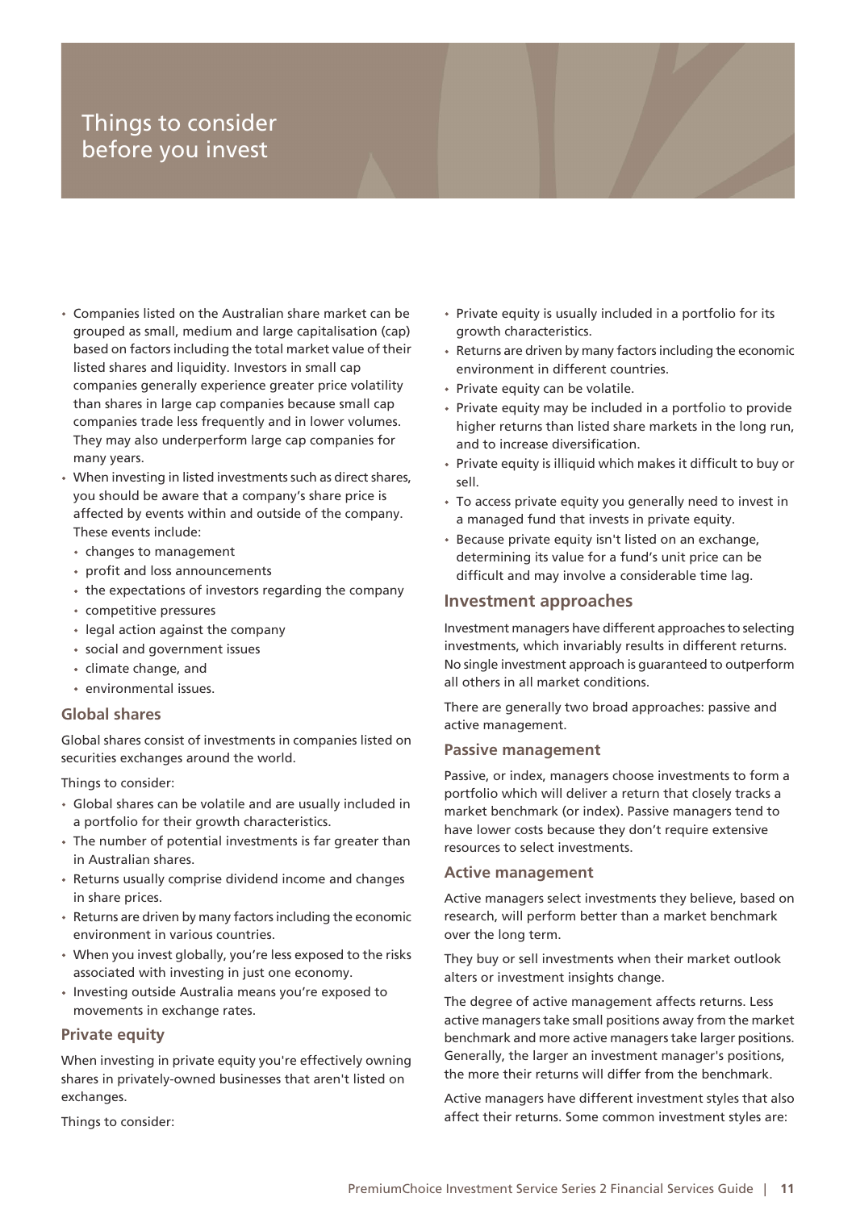# Things to consider before you invest

- Companies listed on the Australian share market can be grouped as small, medium and large capitalisation (cap) based on factors including the total market value of their listed shares and liquidity. Investors in small cap companies generally experience greater price volatility than shares in large cap companies because small cap companies trade less frequently and in lower volumes. They may also underperform large cap companies for many years.
- When investing in listed investments such as direct shares, you should be aware that a company's share price is affected by events within and outside of the company. These events include:
  - changes to management
  - profit and loss announcements
  - the expectations of investors regarding the company
  - competitive pressures
  - legal action against the company
  - social and government issues
  - climate change, and
  - environmental issues.

### Global shares

Global shares consist of investments in companies listed on securities exchanges around the world.

Things to consider:

- Global shares can be volatile and are usually included in a portfolio for their growth characteristics.
- The number of potential investments is far greater than in Australian shares.
- Returns usually comprise dividend income and changes in share prices.
- Returns are driven by many factors including the economic environment in various countries.
- When you invest globally, you're less exposed to the risks associated with investing in just one economy.
- Investing outside Australia means you're exposed to movements in exchange rates.

### Private equity

When investing in private equity you're effectively owning shares in privately-owned businesses that aren't listed on exchanges.

Things to consider:

- Private equity is usually included in a portfolio for its growth characteristics.
- Returns are driven by many factors including the economic environment in different countries.
- Private equity can be volatile.
- Private equity may be included in a portfolio to provide higher returns than listed share markets in the long run, and to increase diversification.
- Private equity is illiquid which makes it difficult to buy or sell.
- To access private equity you generally need to invest in a managed fund that invests in private equity.
- Because private equity isn't listed on an exchange, determining its value for a fund's unit price can be difficult and may involve a considerable time lag.

## Investment approaches

Investment managers have different approaches to selecting investments, which invariably results in different returns. No single investment approach is guaranteed to outperform all others in all market conditions.

There are generally two broad approaches: passive and active management.

### Passive management

Passive, or index, managers choose investments to form a portfolio which will deliver a return that closely tracks a market benchmark (or index). Passive managers tend to have lower costs because they don't require extensive resources to select investments.

### Active management

Active managers select investments they believe, based on research, will perform better than a market benchmark over the long term.

They buy or sell investments when their market outlook alters or investment insights change.

The degree of active management affects returns. Less active managers take small positions away from the market benchmark and more active managers take larger positions. Generally, the larger an investment manager's positions, the more their returns will differ from the benchmark.

Active managers have different investment styles that also affect their returns. Some common investment styles are: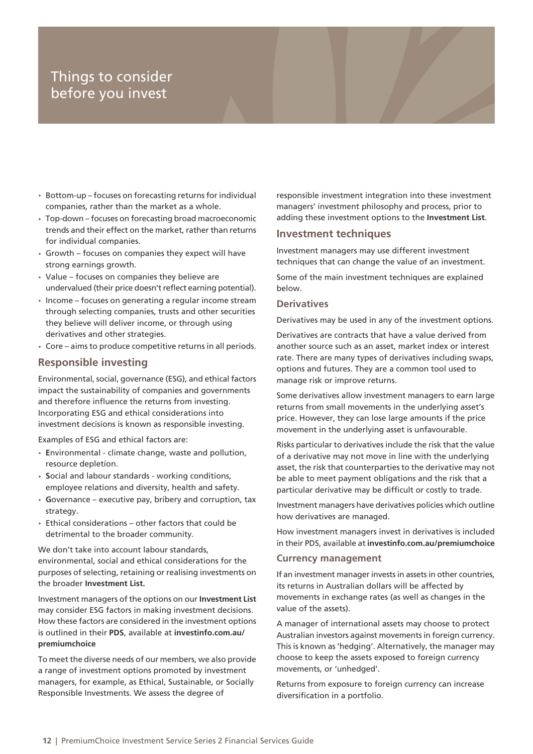# Things to consider before you invest

- Bottom-up – focuses on forecasting returns for individual companies, rather than the market as a whole.
- Top-down – focuses on forecasting broad macroeconomic trends and their effect on the market, rather than returns for individual companies.
- Growth – focuses on companies they expect will have strong earnings growth.
- Value – focuses on companies they believe are undervalued (their price doesn't reflect earning potential).
- Income – focuses on generating a regular income stream through selecting companies, trusts and other securities they believe will deliver income, or through using derivatives and other strategies.
- Core – aims to produce competitive returns in all periods.

## Responsible investing

Environmental, social, governance (ESG), and ethical factors impact the sustainability of companies and governments and therefore influence the returns from investing. Incorporating ESG and ethical considerations into investment decisions is known as responsible investing.

Examples of ESG and ethical factors are:

- **E**nvironmental - climate change, waste and pollution, resource depletion.
- **S**ocial and labour standards - working conditions, employee relations and diversity, health and safety.
- **G**overnance – executive pay, bribery and corruption, tax strategy.
- Ethical considerations – other factors that could be detrimental to the broader community.

We don't take into account labour standards, environmental, social and ethical considerations for the purposes of selecting, retaining or realising investments on the broader **Investment List.**

Investment managers of the options on our **Investment List** may consider ESG factors in making investment decisions. How these factors are considered in the investment options is outlined in their **PDS**, available at **investinfo.com.au/premiumchoice**

To meet the diverse needs of our members, we also provide a range of investment options promoted by investment managers, for example, as Ethical, Sustainable, or Socially Responsible Investments. We assess the degree of responsible investment integration into these investment managers' investment philosophy and process, prior to adding these investment options to the **Investment List**.

## Investment techniques

Investment managers may use different investment techniques that can change the value of an investment.

Some of the main investment techniques are explained below.

### Derivatives

Derivatives may be used in any of the investment options.

Derivatives are contracts that have a value derived from another source such as an asset, market index or interest rate. There are many types of derivatives including swaps, options and futures. They are a common tool used to manage risk or improve returns.

Some derivatives allow investment managers to earn large returns from small movements in the underlying asset's price. However, they can lose large amounts if the price movement in the underlying asset is unfavourable.

Risks particular to derivatives include the risk that the value of a derivative may not move in line with the underlying asset, the risk that counterparties to the derivative may not be able to meet payment obligations and the risk that a particular derivative may be difficult or costly to trade.

Investment managers have derivatives policies which outline how derivatives are managed.

How investment managers invest in derivatives is included in their PDS, available at **investinfo.com.au/premiumchoice**

### Currency management

If an investment manager invests in assets in other countries, its returns in Australian dollars will be affected by movements in exchange rates (as well as changes in the value of the assets).

A manager of international assets may choose to protect Australian investors against movements in foreign currency. This is known as 'hedging'. Alternatively, the manager may choose to keep the assets exposed to foreign currency movements, or 'unhedged'.

Returns from exposure to foreign currency can increase diversification in a portfolio.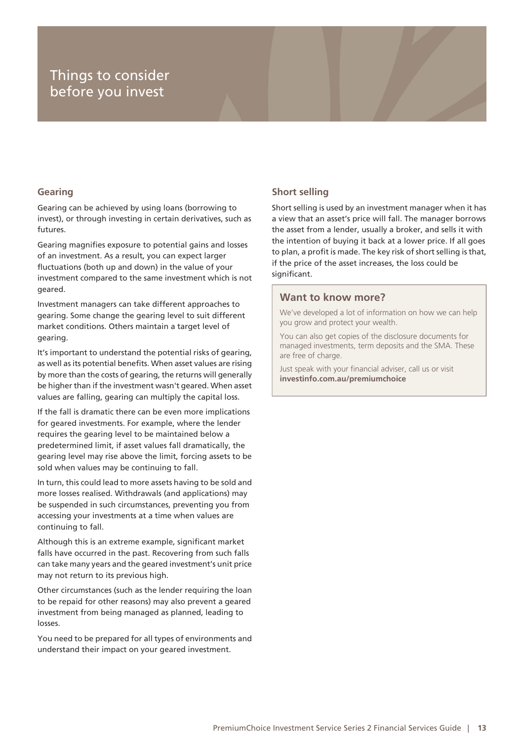# Things to consider before you invest

## Gearing

Gearing can be achieved by using loans (borrowing to invest), or through investing in certain derivatives, such as futures.

Gearing magnifies exposure to potential gains and losses of an investment. As a result, you can expect larger fluctuations (both up and down) in the value of your investment compared to the same investment which is not geared.

Investment managers can take different approaches to gearing. Some change the gearing level to suit different market conditions. Others maintain a target level of gearing.

It's important to understand the potential risks of gearing, as well as its potential benefits. When asset values are rising by more than the costs of gearing, the returns will generally be higher than if the investment wasn't geared. When asset values are falling, gearing can multiply the capital loss.

If the fall is dramatic there can be even more implications for geared investments. For example, where the lender requires the gearing level to be maintained below a predetermined limit, if asset values fall dramatically, the gearing level may rise above the limit, forcing assets to be sold when values may be continuing to fall.

In turn, this could lead to more assets having to be sold and more losses realised. Withdrawals (and applications) may be suspended in such circumstances, preventing you from accessing your investments at a time when values are continuing to fall.

Although this is an extreme example, significant market falls have occurred in the past. Recovering from such falls can take many years and the geared investment's unit price may not return to its previous high.

Other circumstances (such as the lender requiring the loan to be repaid for other reasons) may also prevent a geared investment from being managed as planned, leading to losses.

You need to be prepared for all types of environments and understand their impact on your geared investment.

## Short selling

Short selling is used by an investment manager when it has a view that an asset's price will fall. The manager borrows the asset from a lender, usually a broker, and sells it with the intention of buying it back at a lower price. If all goes to plan, a profit is made. The key risk of short selling is that, if the price of the asset increases, the loss could be significant.

### Want to know more?

We've developed a lot of information on how we can help you grow and protect your wealth.

You can also get copies of the disclosure documents for managed investments, term deposits and the SMA. These are free of charge.

Just speak with your financial adviser, call us or visit **investinfo.com.au/premiumchoice**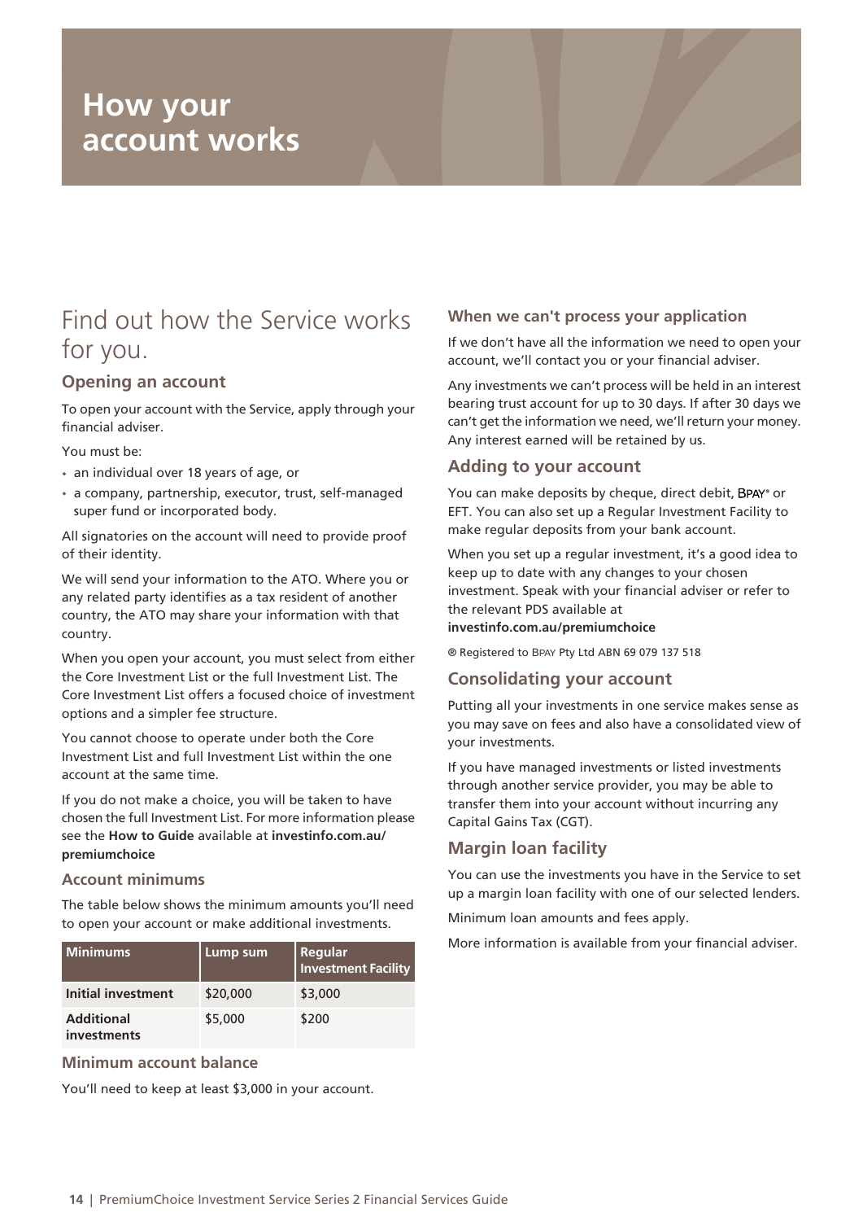# How your account works

## Find out how the Service works for you.

### Opening an account

To open your account with the Service, apply through your financial adviser.

You must be:

- an individual over 18 years of age, or
- a company, partnership, executor, trust, self-managed super fund or incorporated body.

All signatories on the account will need to provide proof of their identity.

We will send your information to the ATO. Where you or any related party identifies as a tax resident of another country, the ATO may share your information with that country.

When you open your account, you must select from either the Core Investment List or the full Investment List. The Core Investment List offers a focused choice of investment options and a simpler fee structure.

You cannot choose to operate under both the Core Investment List and full Investment List within the one account at the same time.

If you do not make a choice, you will be taken to have chosen the full Investment List. For more information please see the **How to Guide** available at **investinfo.com.au/premiumchoice**

#### Account minimums

The table below shows the minimum amounts you'll need to open your account or make additional investments.

| Minimums | Lump sum | Regular Investment Facility |
| --- | --- | --- |
| **Initial investment** | $20,000 | $3,000 |
| **Additional investments** | $5,000 | $200 |

#### Minimum account balance

You'll need to keep at least $3,000 in your account.

#### When we can't process your application

If we don't have all the information we need to open your account, we'll contact you or your financial adviser.

Any investments we can't process will be held in an interest bearing trust account for up to 30 days. If after 30 days we can't get the information we need, we'll return your money. Any interest earned will be retained by us.

### Adding to your account

You can make deposits by cheque, direct debit, BPAY® or EFT. You can also set up a Regular Investment Facility to make regular deposits from your bank account.

When you set up a regular investment, it's a good idea to keep up to date with any changes to your chosen investment. Speak with your financial adviser or refer to the relevant PDS available at **investinfo.com.au/premiumchoice**

® Registered to BPAY Pty Ltd ABN 69 079 137 518

### Consolidating your account

Putting all your investments in one service makes sense as you may save on fees and also have a consolidated view of your investments.

If you have managed investments or listed investments through another service provider, you may be able to transfer them into your account without incurring any Capital Gains Tax (CGT).

### Margin loan facility

You can use the investments you have in the Service to set up a margin loan facility with one of our selected lenders.

Minimum loan amounts and fees apply.

More information is available from your financial adviser.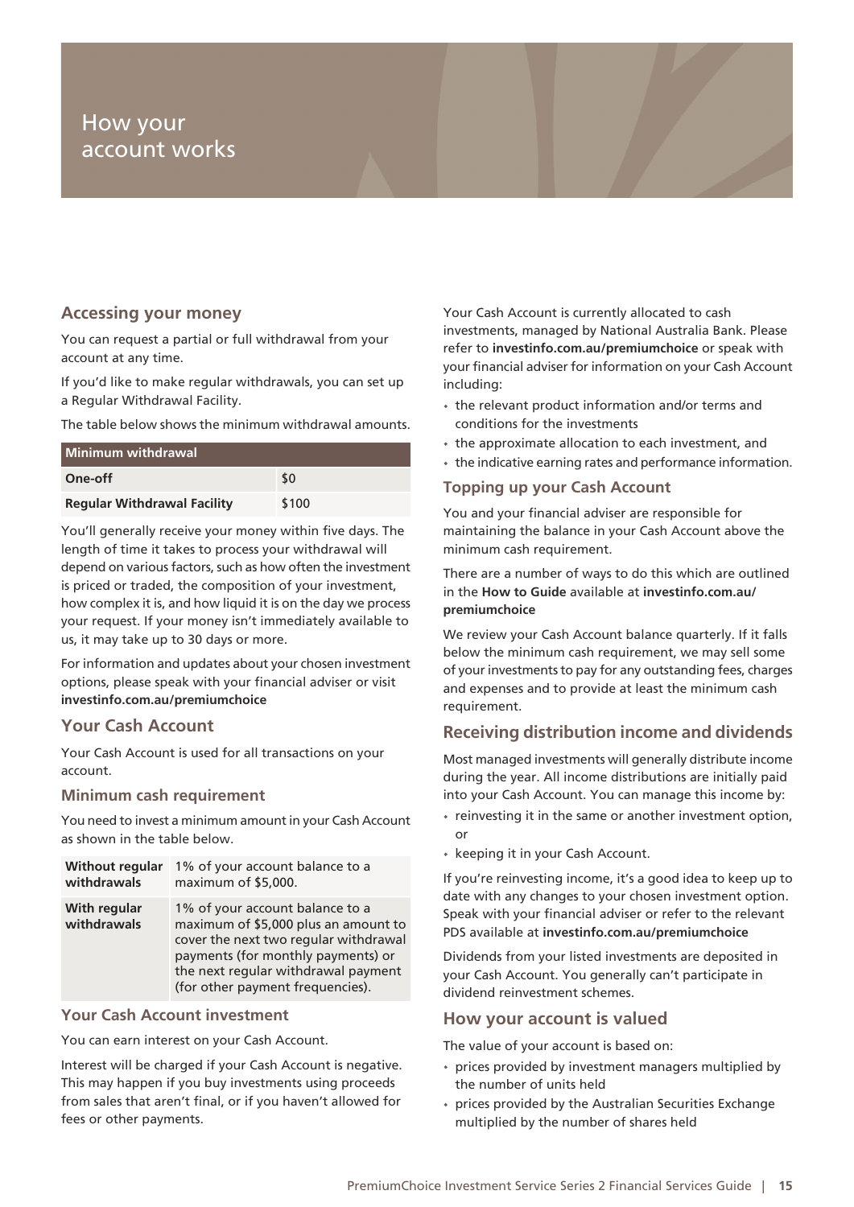# How your account works

## Accessing your money

You can request a partial or full withdrawal from your account at any time.

If you'd like to make regular withdrawals, you can set up a Regular Withdrawal Facility.

The table below shows the minimum withdrawal amounts.

| Minimum withdrawal | |
|---|---|
| **One-off** | $0 |
| **Regular Withdrawal Facility** | $100 |

You'll generally receive your money within five days. The length of time it takes to process your withdrawal will depend on various factors, such as how often the investment is priced or traded, the composition of your investment, how complex it is, and how liquid it is on the day we process your request. If your money isn't immediately available to us, it may take up to 30 days or more.

For information and updates about your chosen investment options, please speak with your financial adviser or visit **investinfo.com.au/premiumchoice**

## Your Cash Account

Your Cash Account is used for all transactions on your account.

### Minimum cash requirement

You need to invest a minimum amount in your Cash Account as shown in the table below.

| | |
|---|---|
| **Without regular withdrawals** | 1% of your account balance to a maximum of $5,000. |
| **With regular withdrawals** | 1% of your account balance to a maximum of $5,000 plus an amount to cover the next two regular withdrawal payments (for monthly payments) or the next regular withdrawal payment (for other payment frequencies). |

### Your Cash Account investment

You can earn interest on your Cash Account.

Interest will be charged if your Cash Account is negative. This may happen if you buy investments using proceeds from sales that aren't final, or if you haven't allowed for fees or other payments.

Your Cash Account is currently allocated to cash investments, managed by National Australia Bank. Please refer to **investinfo.com.au/premiumchoice** or speak with your financial adviser for information on your Cash Account including:

- the relevant product information and/or terms and conditions for the investments
- the approximate allocation to each investment, and
- the indicative earning rates and performance information.

### Topping up your Cash Account

You and your financial adviser are responsible for maintaining the balance in your Cash Account above the minimum cash requirement.

There are a number of ways to do this which are outlined in the **How to Guide** available at **investinfo.com.au/premiumchoice**

We review your Cash Account balance quarterly. If it falls below the minimum cash requirement, we may sell some of your investments to pay for any outstanding fees, charges and expenses and to provide at least the minimum cash requirement.

## Receiving distribution income and dividends

Most managed investments will generally distribute income during the year. All income distributions are initially paid into your Cash Account. You can manage this income by:

- reinvesting it in the same or another investment option, or
- keeping it in your Cash Account.

If you're reinvesting income, it's a good idea to keep up to date with any changes to your chosen investment option. Speak with your financial adviser or refer to the relevant PDS available at **investinfo.com.au/premiumchoice**

Dividends from your listed investments are deposited in your Cash Account. You generally can't participate in dividend reinvestment schemes.

## How your account is valued

The value of your account is based on:

- prices provided by investment managers multiplied by the number of units held
- prices provided by the Australian Securities Exchange multiplied by the number of shares held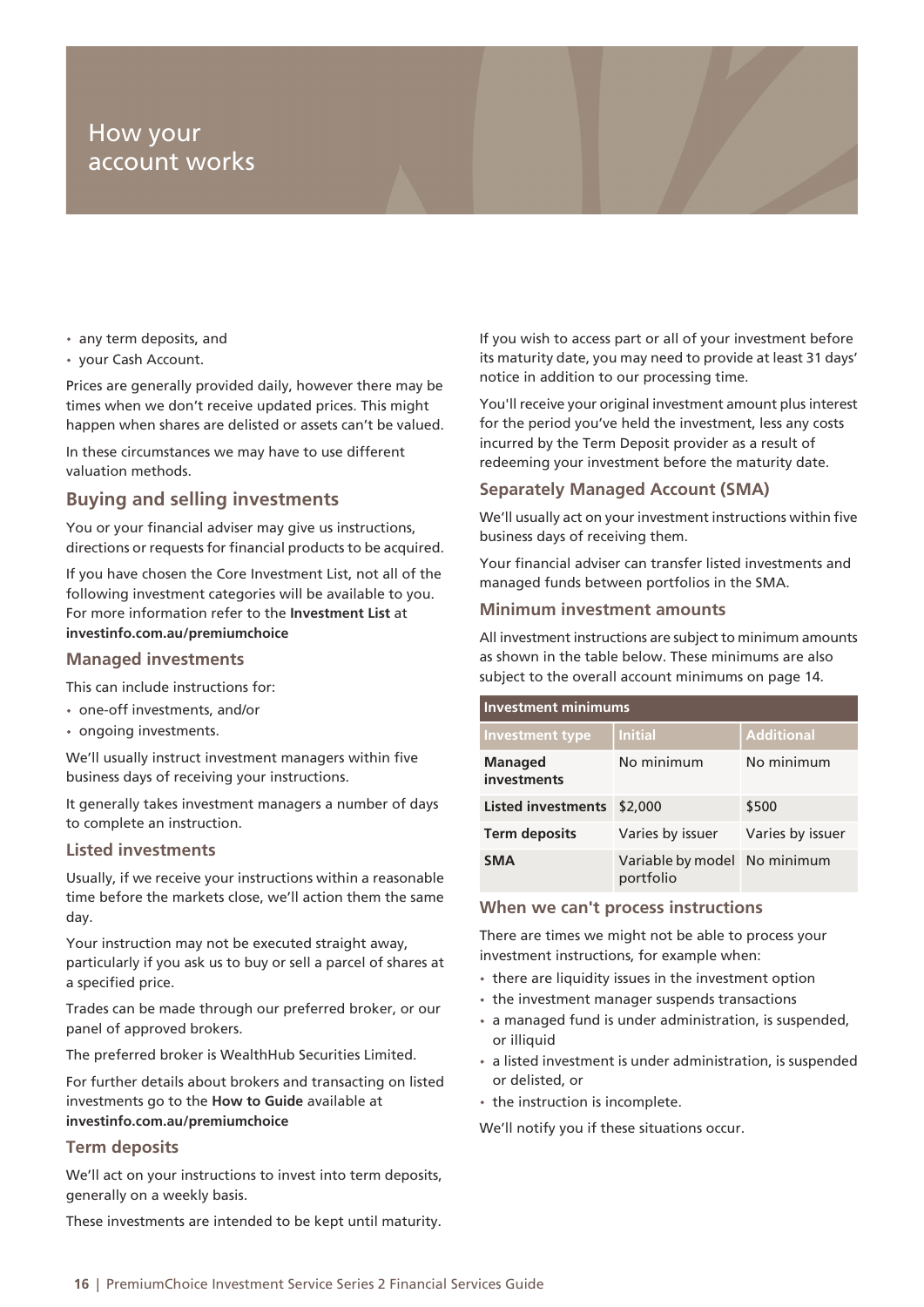# How your account works

- any term deposits, and
- your Cash Account.

Prices are generally provided daily, however there may be times when we don't receive updated prices. This might happen when shares are delisted or assets can't be valued.

In these circumstances we may have to use different valuation methods.

## Buying and selling investments

You or your financial adviser may give us instructions, directions or requests for financial products to be acquired.

If you have chosen the Core Investment List, not all of the following investment categories will be available to you. For more information refer to the **Investment List** at **investinfo.com.au/premiumchoice**

### Managed investments

This can include instructions for:

- one-off investments, and/or
- ongoing investments.

We'll usually instruct investment managers within five business days of receiving your instructions.

It generally takes investment managers a number of days to complete an instruction.

### Listed investments

Usually, if we receive your instructions within a reasonable time before the markets close, we'll action them the same day.

Your instruction may not be executed straight away, particularly if you ask us to buy or sell a parcel of shares at a specified price.

Trades can be made through our preferred broker, or our panel of approved brokers.

The preferred broker is WealthHub Securities Limited.

For further details about brokers and transacting on listed investments go to the **How to Guide** available at **investinfo.com.au/premiumchoice**

### Term deposits

We'll act on your instructions to invest into term deposits, generally on a weekly basis.

These investments are intended to be kept until maturity.

If you wish to access part or all of your investment before its maturity date, you may need to provide at least 31 days' notice in addition to our processing time.

You'll receive your original investment amount plus interest for the period you've held the investment, less any costs incurred by the Term Deposit provider as a result of redeeming your investment before the maturity date.

### Separately Managed Account (SMA)

We'll usually act on your investment instructions within five business days of receiving them.

Your financial adviser can transfer listed investments and managed funds between portfolios in the SMA.

### Minimum investment amounts

All investment instructions are subject to minimum amounts as shown in the table below. These minimums are also subject to the overall account minimums on page 14.

**Investment minimums**

| Investment type | Initial | Additional |
|---|---|---|
| **Managed investments** | No minimum | No minimum |
| **Listed investments** | $2,000 | $500 |
| **Term deposits** | Varies by issuer | Varies by issuer |
| **SMA** | Variable by model portfolio | No minimum |

### When we can't process instructions

There are times we might not be able to process your investment instructions, for example when:

- there are liquidity issues in the investment option
- the investment manager suspends transactions
- a managed fund is under administration, is suspended, or illiquid
- a listed investment is under administration, is suspended or delisted, or
- the instruction is incomplete.

We'll notify you if these situations occur.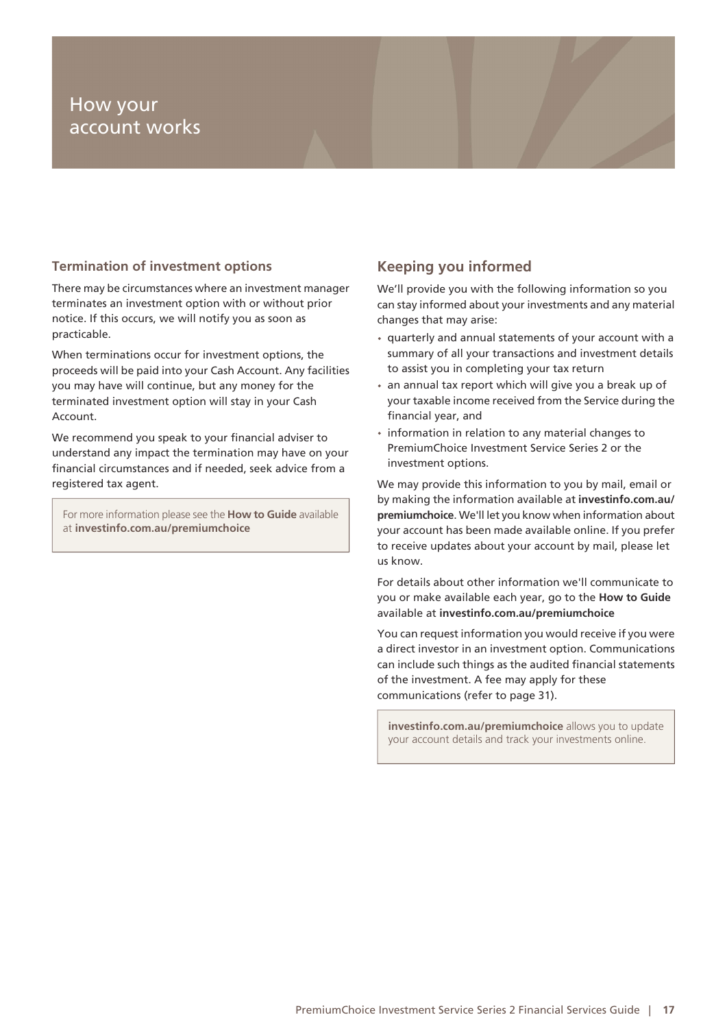# How your account works

### Termination of investment options

There may be circumstances where an investment manager terminates an investment option with or without prior notice. If this occurs, we will notify you as soon as practicable.

When terminations occur for investment options, the proceeds will be paid into your Cash Account. Any facilities you may have will continue, but any money for the terminated investment option will stay in your Cash Account.

We recommend you speak to your financial adviser to understand any impact the termination may have on your financial circumstances and if needed, seek advice from a registered tax agent.

For more information please see the **How to Guide** available at **investinfo.com.au/premiumchoice**

## Keeping you informed

We'll provide you with the following information so you can stay informed about your investments and any material changes that may arise:

- quarterly and annual statements of your account with a summary of all your transactions and investment details to assist you in completing your tax return
- an annual tax report which will give you a break up of your taxable income received from the Service during the financial year, and
- information in relation to any material changes to PremiumChoice Investment Service Series 2 or the investment options.

We may provide this information to you by mail, email or by making the information available at **investinfo.com.au/premiumchoice**. We'll let you know when information about your account has been made available online. If you prefer to receive updates about your account by mail, please let us know.

For details about other information we'll communicate to you or make available each year, go to the **How to Guide** available at **investinfo.com.au/premiumchoice**

You can request information you would receive if you were a direct investor in an investment option. Communications can include such things as the audited financial statements of the investment. A fee may apply for these communications (refer to page 31).

**investinfo.com.au/premiumchoice** allows you to update your account details and track your investments online.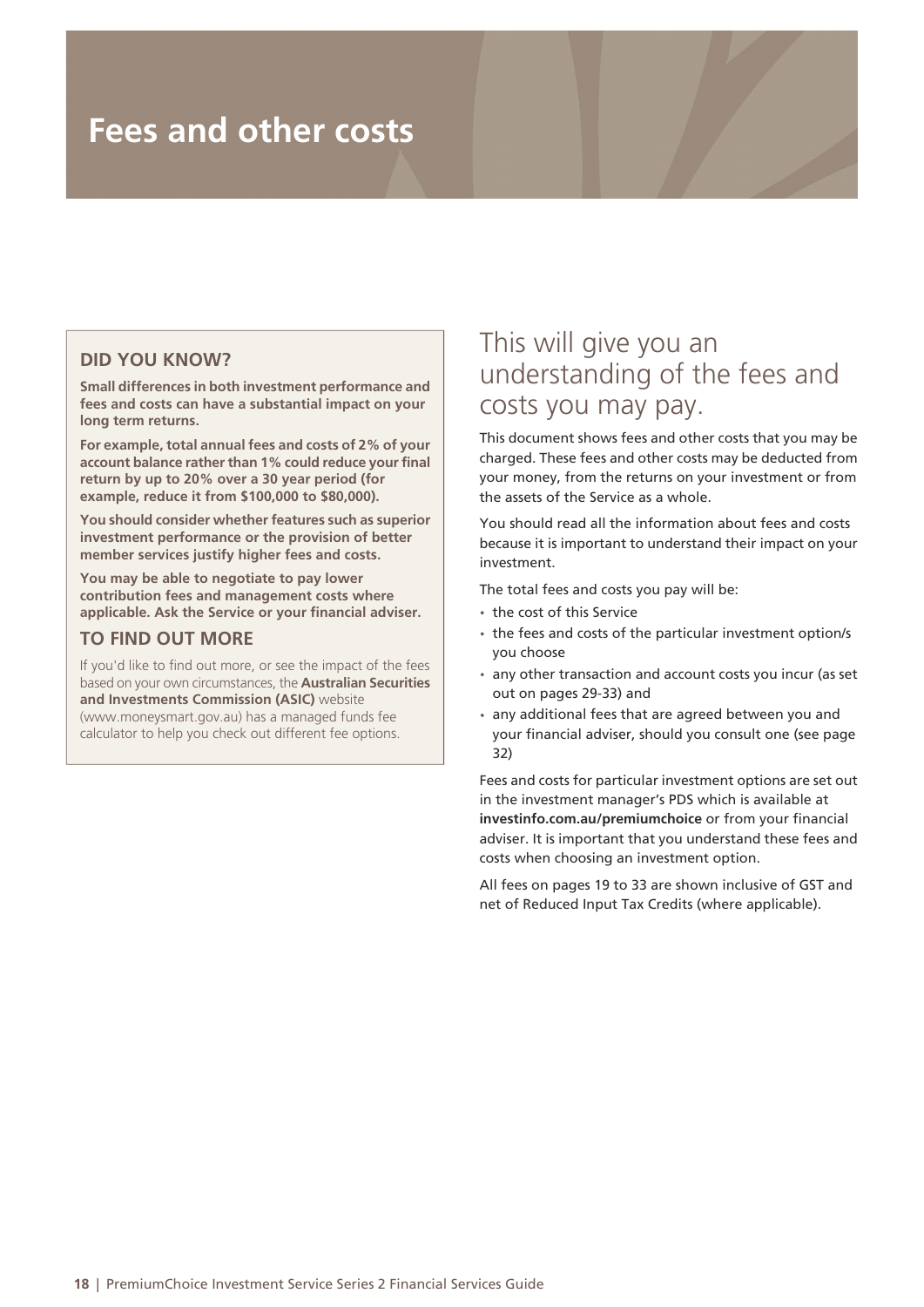# Fees and other costs

### DID YOU KNOW?

**Small differences in both investment performance and fees and costs can have a substantial impact on your long term returns.**

**For example, total annual fees and costs of 2% of your account balance rather than 1% could reduce your final return by up to 20% over a 30 year period (for example, reduce it from $100,000 to $80,000).**

**You should consider whether features such as superior investment performance or the provision of better member services justify higher fees and costs.**

**You may be able to negotiate to pay lower contribution fees and management costs where applicable. Ask the Service or your financial adviser.**

### TO FIND OUT MORE

If you'd like to find out more, or see the impact of the fees based on your own circumstances, the **Australian Securities and Investments Commission (ASIC)** website (www.moneysmart.gov.au) has a managed funds fee calculator to help you check out different fee options.

## This will give you an understanding of the fees and costs you may pay.

This document shows fees and other costs that you may be charged. These fees and other costs may be deducted from your money, from the returns on your investment or from the assets of the Service as a whole.

You should read all the information about fees and costs because it is important to understand their impact on your investment.

The total fees and costs you pay will be:

- the cost of this Service
- the fees and costs of the particular investment option/s you choose
- any other transaction and account costs you incur (as set out on pages 29-33) and
- any additional fees that are agreed between you and your financial adviser, should you consult one (see page 32)

Fees and costs for particular investment options are set out in the investment manager's PDS which is available at **investinfo.com.au/premiumchoice** or from your financial adviser. It is important that you understand these fees and costs when choosing an investment option.

All fees on pages 19 to 33 are shown inclusive of GST and net of Reduced Input Tax Credits (where applicable).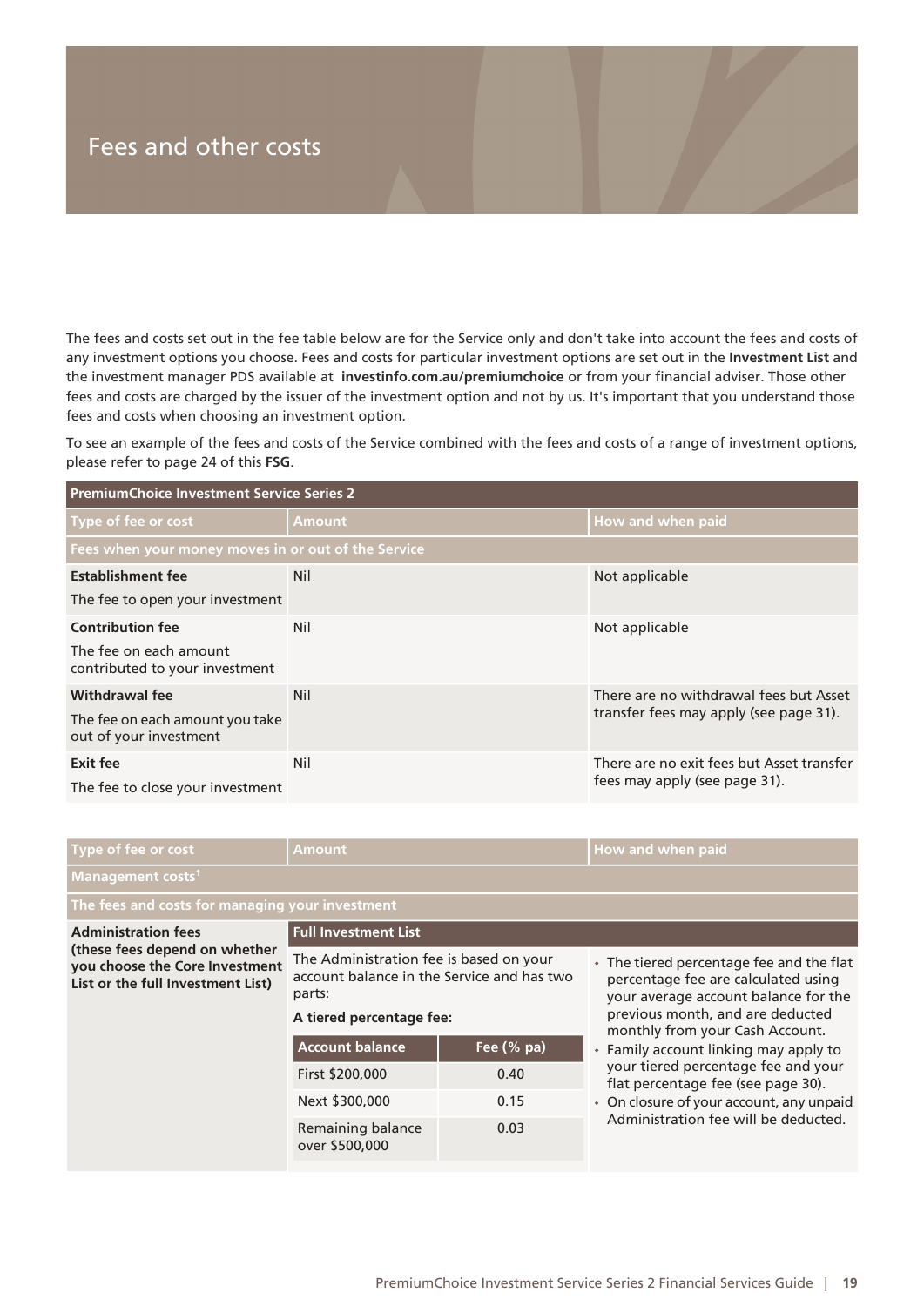# Fees and other costs

The fees and costs set out in the fee table below are for the Service only and don't take into account the fees and costs of any investment options you choose. Fees and costs for particular investment options are set out in the **Investment List** and the investment manager PDS available at **investinfo.com.au/premiumchoice** or from your financial adviser. Those other fees and costs are charged by the issuer of the investment option and not by us. It's important that you understand those fees and costs when choosing an investment option.

To see an example of the fees and costs of the Service combined with the fees and costs of a range of investment options, please refer to page 24 of this **FSG**.

| PremiumChoice Investment Service Series 2 | | |
|---|---|---|
| **Type of fee or cost** | **Amount** | **How and when paid** |
| **Fees when your money moves in or out of the Service** | | |
| **Establishment fee**<br>The fee to open your investment | Nil | Not applicable |
| **Contribution fee**<br>The fee on each amount contributed to your investment | Nil | Not applicable |
| **Withdrawal fee**<br>The fee on each amount you take out of your investment | Nil | There are no withdrawal fees but Asset transfer fees may apply (see page 31). |
| **Exit fee**<br>The fee to close your investment | Nil | There are no exit fees but Asset transfer fees may apply (see page 31). |

| Type of fee or cost | Amount | How and when paid |
|---|---|---|
| **Management costs[1]** | | |
| **The fees and costs for managing your investment** | | |
| **Administration fees**<br>**(these fees depend on whether you choose the Core Investment List or the full Investment List)** | **Full Investment List**<br>The Administration fee is based on your account balance in the Service and has two parts:<br>**A tiered percentage fee:**<br>Account balance / Fee (% pa)<br>First $200,000: 0.40<br>Next $300,000: 0.15<br>Remaining balance over $500,000: 0.03 | • The tiered percentage fee and the flat percentage fee are calculated using your average account balance for the previous month, and are deducted monthly from your Cash Account.<br>• Family account linking may apply to your tiered percentage fee and your flat percentage fee (see page 30).<br>• On closure of your account, any unpaid Administration fee will be deducted. |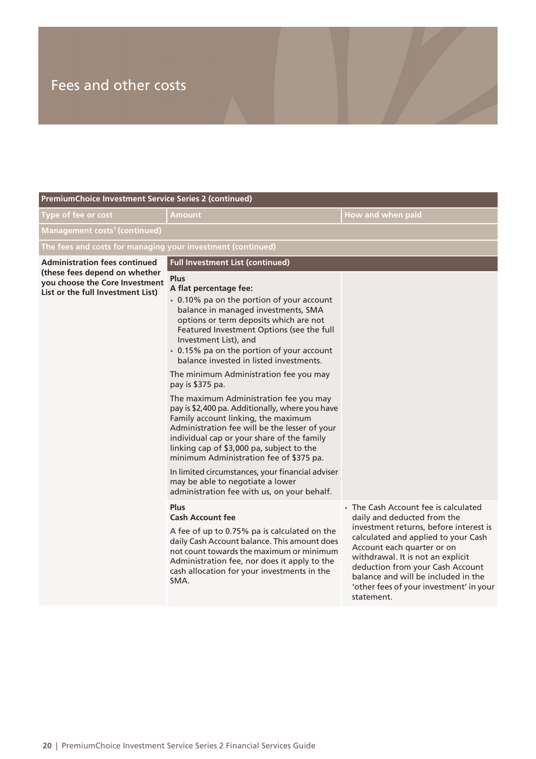# Fees and other costs

| PremiumChoice Investment Service Series 2 (continued) | | |
|---|---|---|
| **Type of fee or cost** | **Amount** | **How and when paid** |
| **Management costs[1] (continued)** | | |
| **The fees and costs for managing your investment (continued)** | | |
| **Administration fees continued (these fees depend on whether you choose the Core Investment List or the full Investment List)** | **Full Investment List (continued)** | |
| | **Plus**<br>**A flat percentage fee:**<br>• 0.10% pa on the portion of your account balance in managed investments, SMA options or term deposits which are not Featured Investment Options (see the full Investment List), and<br>• 0.15% pa on the portion of your account balance invested in listed investments.<br><br>The minimum Administration fee you may pay is $375 pa.<br><br>The maximum Administration fee you may pay is $2,400 pa. Additionally, where you have Family account linking, the maximum Administration fee will be the lesser of your individual cap or your share of the family linking cap of $3,000 pa, subject to the minimum Administration fee of $375 pa.<br><br>In limited circumstances, your financial adviser may be able to negotiate a lower administration fee with us, on your behalf. | |
| | **Plus**<br>**Cash Account fee**<br><br>A fee of up to 0.75% pa is calculated on the daily Cash Account balance. This amount does not count towards the maximum or minimum Administration fee, nor does it apply to the cash allocation for your investments in the SMA. | • The Cash Account fee is calculated daily and deducted from the investment returns, before interest is calculated and applied to your Cash Account each quarter or on withdrawal. It is not an explicit deduction from your Cash Account balance and will be included in the 'other fees of your investment' in your statement. |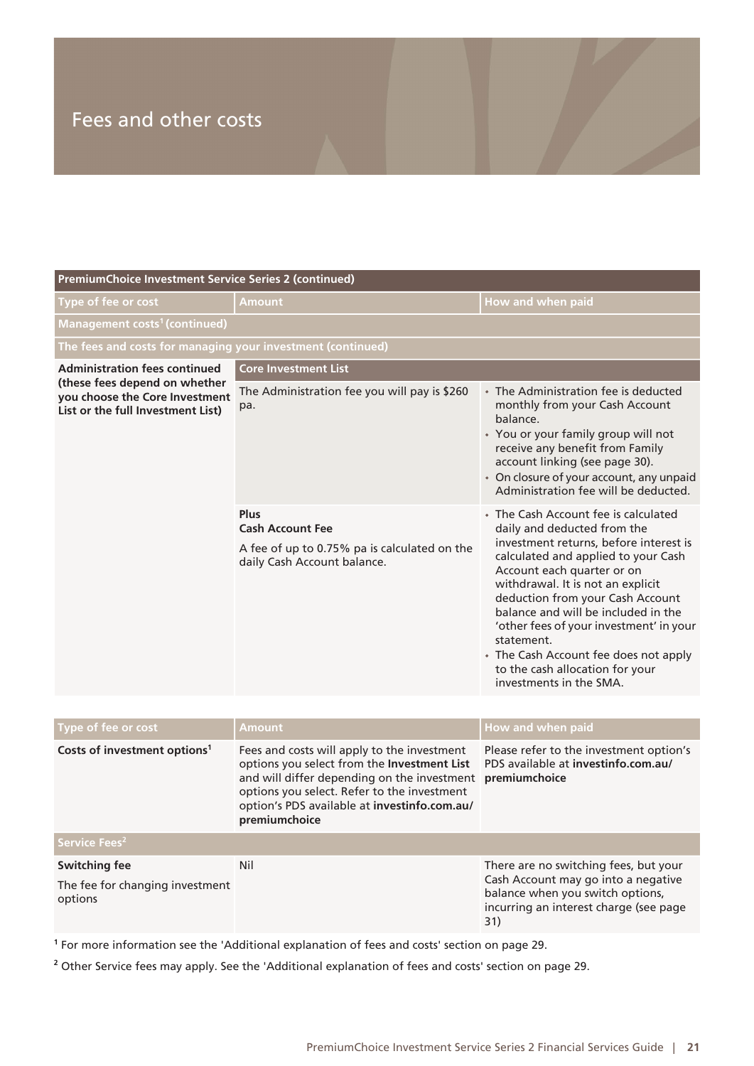# Fees and other costs

| PremiumChoice Investment Service Series 2 (continued) | | |
|---|---|---|
| **Type of fee or cost** | **Amount** | **How and when paid** |
| **Management costs[1] (continued)** | | |
| **The fees and costs for managing your investment (continued)** | | |
| **Administration fees continued (these fees depend on whether you choose the Core Investment List or the full Investment List)** | **Core Investment List** | |
| | The Administration fee you will pay is $260 pa. | • The Administration fee is deducted monthly from your Cash Account balance.<br>• You or your family group will not receive any benefit from Family account linking (see page 30).<br>• On closure of your account, any unpaid Administration fee will be deducted. |
| | **Plus**<br>**Cash Account Fee**<br>A fee of up to 0.75% pa is calculated on the daily Cash Account balance. | • The Cash Account fee is calculated daily and deducted from the investment returns, before interest is calculated and applied to your Cash Account each quarter or on withdrawal. It is not an explicit deduction from your Cash Account balance and will be included in the 'other fees of your investment' in your statement.<br>• The Cash Account fee does not apply to the cash allocation for your investments in the SMA. |

| Type of fee or cost | Amount | How and when paid |
|---|---|---|
| **Costs of investment options[1]** | Fees and costs will apply to the investment options you select from the **Investment List** and will differ depending on the investment options you select. Refer to the investment option's PDS available at **investinfo.com.au/premiumchoice** | Please refer to the investment option's PDS available at **investinfo.com.au/premiumchoice** |
| **Service Fees[2]** | | |
| **Switching fee**<br>The fee for changing investment options | Nil | There are no switching fees, but your Cash Account may go into a negative balance when you switch options, incurring an interest charge (see page 31) |

[1] For more information see the 'Additional explanation of fees and costs' section on page 29.

[2] Other Service fees may apply. See the 'Additional explanation of fees and costs' section on page 29.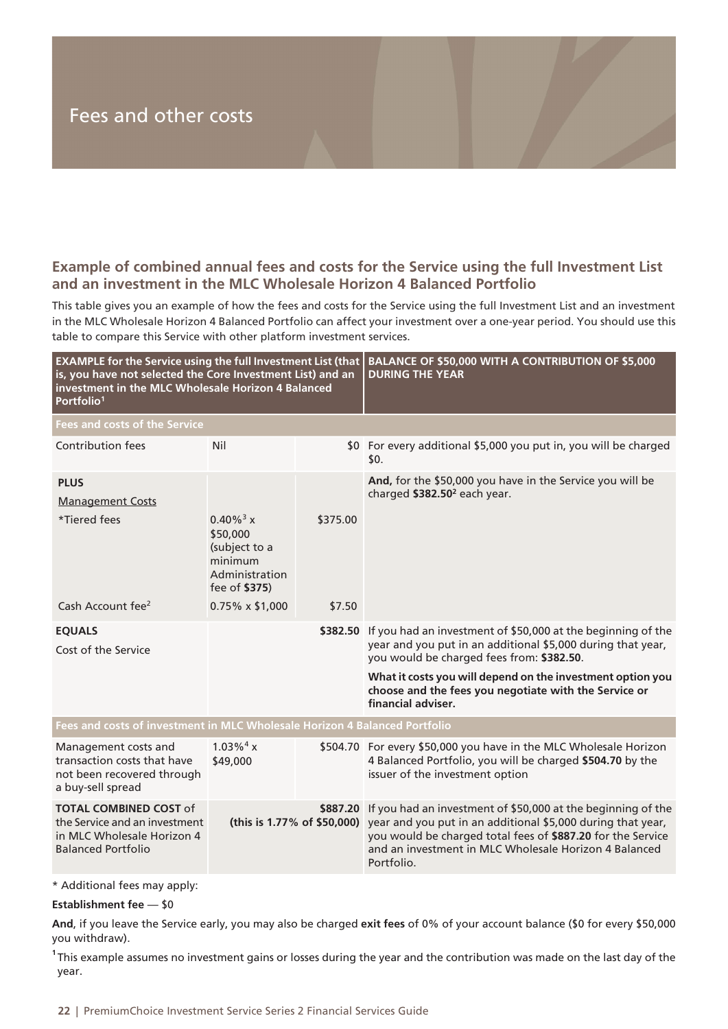# Fees and other costs

## Example of combined annual fees and costs for the Service using the full Investment List and an investment in the MLC Wholesale Horizon 4 Balanced Portfolio

This table gives you an example of how the fees and costs for the Service using the full Investment List and an investment in the MLC Wholesale Horizon 4 Balanced Portfolio can affect your investment over a one-year period. You should use this table to compare this Service with other platform investment services.

| EXAMPLE for the Service using the full Investment List (that is, you have not selected the Core Investment List) and an investment in the MLC Wholesale Horizon 4 Balanced Portfolio[1] | | | BALANCE OF $50,000 WITH A CONTRIBUTION OF $5,000 DURING THE YEAR |
|---|---|---|---|
| **Fees and costs of the Service** | | | |
| Contribution fees | Nil | $0 | For every additional $5,000 you put in, you will be charged $0. |
| **PLUS** Management Costs | | | **And,** for the $50,000 you have in the Service you will be charged **$382.50**[2] each year. |
| *Tiered fees | 0.40%[3] x $50,000 (subject to a minimum Administration fee of **$375**) | $375.00 | |
| Cash Account fee[2] | 0.75% x $1,000 | $7.50 | |
| **EQUALS** Cost of the Service | | **$382.50** | If you had an investment of $50,000 at the beginning of the year and you put in an additional $5,000 during that year, you would be charged fees from: **$382.50**. **What it costs you will depend on the investment option you choose and the fees you negotiate with the Service or financial adviser.** |
| **Fees and costs of investment in MLC Wholesale Horizon 4 Balanced Portfolio** | | | |
| Management costs and transaction costs that have not been recovered through a buy-sell spread | 1.03%[4] x $49,000 | $504.70 | For every $50,000 you have in the MLC Wholesale Horizon 4 Balanced Portfolio, you will be charged **$504.70** by the issuer of the investment option |
| **TOTAL COMBINED COST** of the Service and an investment in MLC Wholesale Horizon 4 Balanced Portfolio | | **$887.20 (this is 1.77% of $50,000)** | If you had an investment of $50,000 at the beginning of the year and you put in an additional $5,000 during that year, you would be charged total fees of **$887.20** for the Service and an investment in MLC Wholesale Horizon 4 Balanced Portfolio. |

\* Additional fees may apply:

**Establishment fee** — $0

**And**, if you leave the Service early, you may also be charged **exit fees** of 0% of your account balance ($0 for every $50,000 you withdraw).

[1] This example assumes no investment gains or losses during the year and the contribution was made on the last day of the year.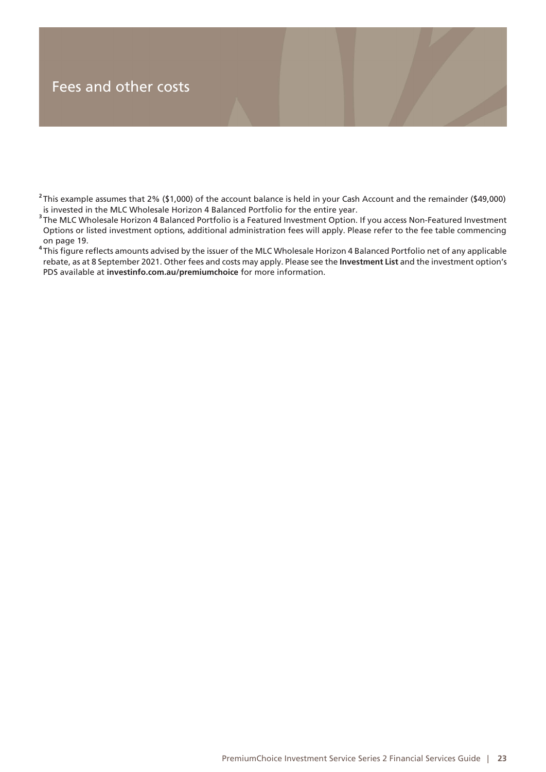# Fees and other costs

[2] This example assumes that 2% ($1,000) of the account balance is held in your Cash Account and the remainder ($49,000) is invested in the MLC Wholesale Horizon 4 Balanced Portfolio for the entire year.

[3] The MLC Wholesale Horizon 4 Balanced Portfolio is a Featured Investment Option. If you access Non-Featured Investment Options or listed investment options, additional administration fees will apply. Please refer to the fee table commencing on page 19.

[4] This figure reflects amounts advised by the issuer of the MLC Wholesale Horizon 4 Balanced Portfolio net of any applicable rebate, as at 8 September 2021. Other fees and costs may apply. Please see the **Investment List** and the investment option's PDS available at **investinfo.com.au/premiumchoice** for more information.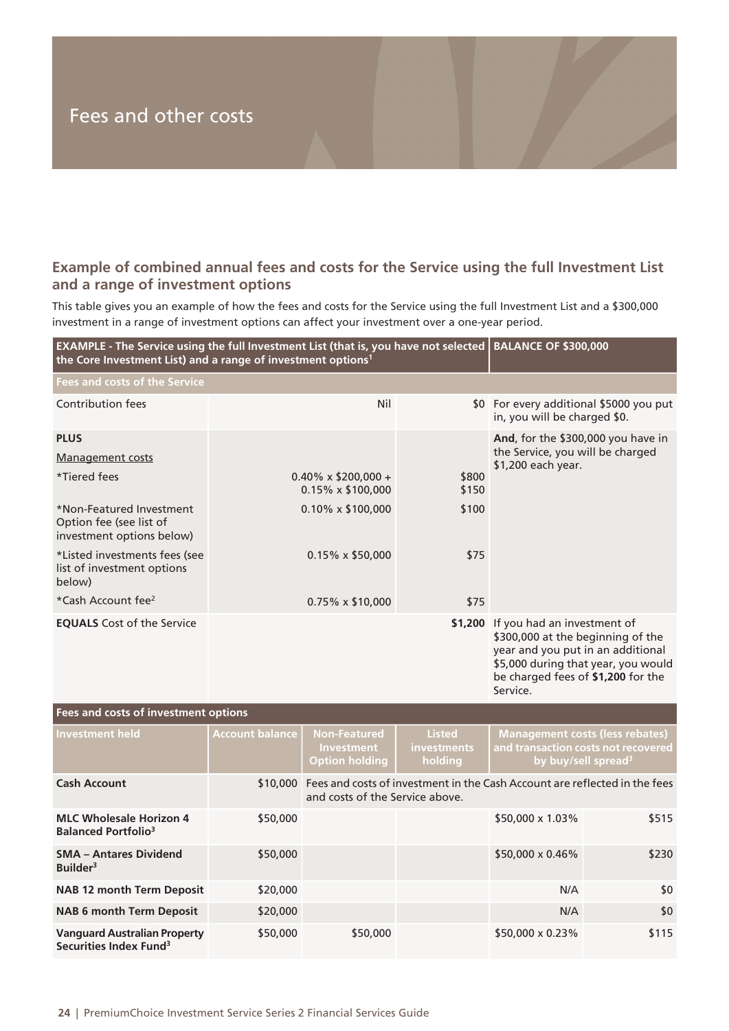# Fees and other costs

### Example of combined annual fees and costs for the Service using the full Investment List and a range of investment options

This table gives you an example of how the fees and costs for the Service using the full Investment List and a $300,000 investment in a range of investment options can affect your investment over a one-year period.

| EXAMPLE - The Service using the full Investment List (that is, you have not selected the Core Investment List) and a range of investment options[1] | | | BALANCE OF $300,000 |
|---|---|---|---|
| **Fees and costs of the Service** | | | |
| Contribution fees | Nil | $0 | For every additional $5000 you put in, you will be charged $0. |
| **PLUS** Management costs | | | **And**, for the $300,000 you have in the Service, you will be charged $1,200 each year. |
| *Tiered fees | 0.40% x $200,000 + 0.15% x $100,000 | $800 $150 | |
| *Non-Featured Investment Option fee (see list of investment options below) | 0.10% x $100,000 | $100 | |
| *Listed investments fees (see list of investment options below) | 0.15% x $50,000 | $75 | |
| *Cash Account fee[2] | 0.75% x $10,000 | $75 | |
| **EQUALS** Cost of the Service | | **$1,200** | If you had an investment of $300,000 at the beginning of the year and you put in an additional $5,000 during that year, you would be charged fees of **$1,200** for the Service. |

| Fees and costs of investment options | | | | | |
|---|---|---|---|---|---|
| **Investment held** | **Account balance** | **Non-Featured Investment Option holding** | **Listed investments holding** | **Management costs (less rebates) and transaction costs not recovered by buy/sell spread[3]** | |
| **Cash Account** | $10,000 | Fees and costs of investment in the Cash Account are reflected in the fees and costs of the Service above. | | | |
| **MLC Wholesale Horizon 4 Balanced Portfolio[3]** | $50,000 | | | $50,000 x 1.03% | $515 |
| **SMA – Antares Dividend Builder[3]** | $50,000 | | | $50,000 x 0.46% | $230 |
| **NAB 12 month Term Deposit** | $20,000 | | | N/A | $0 |
| **NAB 6 month Term Deposit** | $20,000 | | | N/A | $0 |
| **Vanguard Australian Property Securities Index Fund[3]** | $50,000 | $50,000 | | $50,000 x 0.23% | $115 |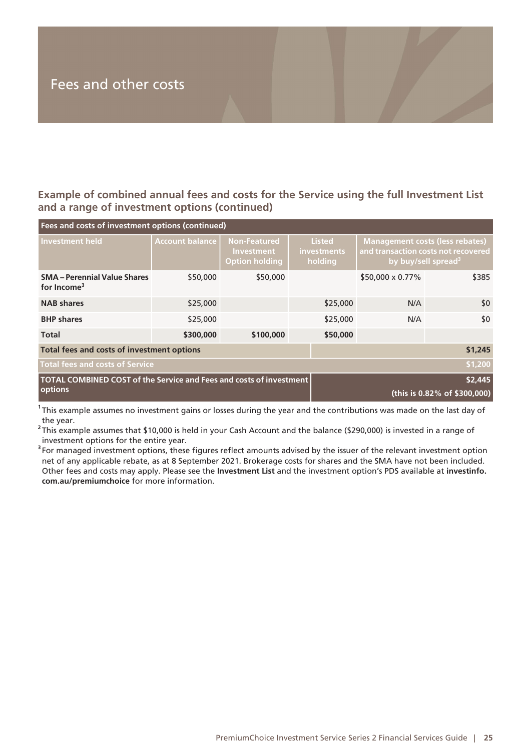# Fees and other costs

## Example of combined annual fees and costs for the Service using the full Investment List and a range of investment options (continued)

| Fees and costs of investment options (continued) | | | | | |
|---|---|---|---|---|---|
| **Investment held** | **Account balance** | **Non-Featured Investment Option holding** | **Listed investments holding** | **Management costs (less rebates) and transaction costs not recovered by buy/sell spread[3]** | |
| **SMA – Perennial Value Shares for Income[3]** | $50,000 | $50,000 | | $50,000 x 0.77% | $385 |
| **NAB shares** | $25,000 | | $25,000 | N/A | $0 |
| **BHP shares** | $25,000 | | $25,000 | N/A | $0 |
| **Total** | **$300,000** | **$100,000** | **$50,000** | | |
| **Total fees and costs of investment options** | | | | | **$1,245** |
| **Total fees and costs of Service** | | | | | **$1,200** |
| **TOTAL COMBINED COST of the Service and Fees and costs of investment options** | | | | | **$2,445 (this is 0.82% of $300,000)** |

[1] This example assumes no investment gains or losses during the year and the contributions was made on the last day of the year.

[2] This example assumes that $10,000 is held in your Cash Account and the balance ($290,000) is invested in a range of investment options for the entire year.

[3] For managed investment options, these figures reflect amounts advised by the issuer of the relevant investment option net of any applicable rebate, as at 8 September 2021. Brokerage costs for shares and the SMA have not been included. Other fees and costs may apply. Please see the **Investment List** and the investment option's PDS available at **investinfo.com.au/premiumchoice** for more information.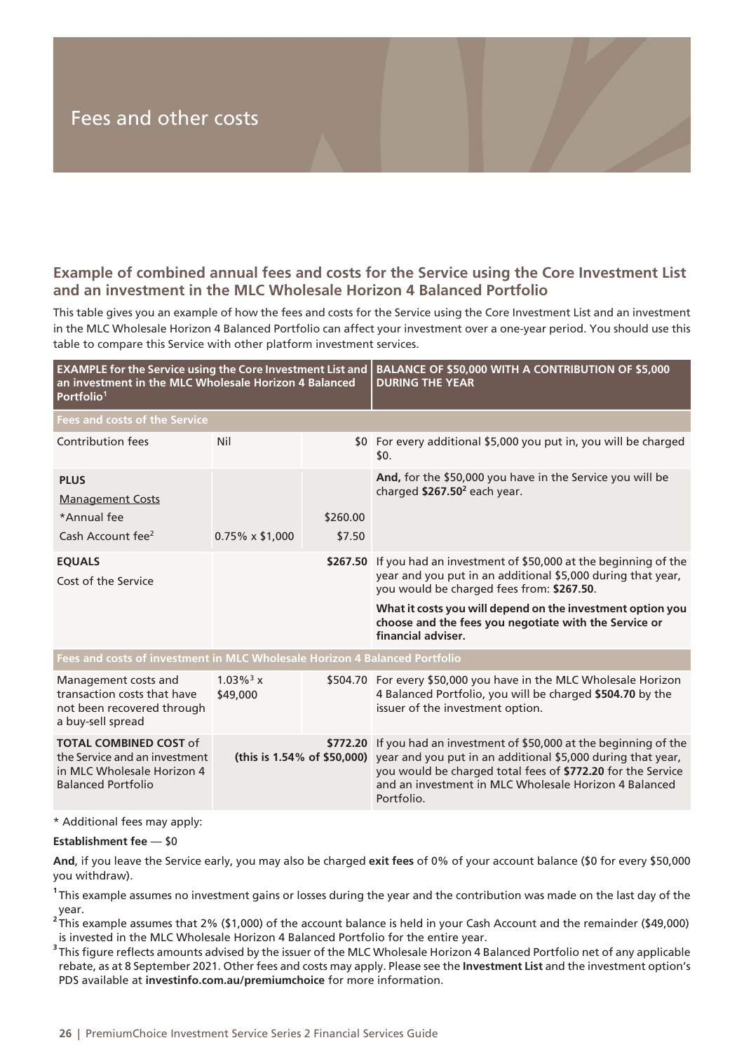# Fees and other costs

## Example of combined annual fees and costs for the Service using the Core Investment List and an investment in the MLC Wholesale Horizon 4 Balanced Portfolio

This table gives you an example of how the fees and costs for the Service using the Core Investment List and an investment in the MLC Wholesale Horizon 4 Balanced Portfolio can affect your investment over a one-year period. You should use this table to compare this Service with other platform investment services.

| EXAMPLE for the Service using the Core Investment List and an investment in the MLC Wholesale Horizon 4 Balanced Portfolio[1] | | | BALANCE OF $50,000 WITH A CONTRIBUTION OF $5,000 DURING THE YEAR |
|---|---|---|---|
| **Fees and costs of the Service** | | | |
| Contribution fees | Nil | $0 | For every additional $5,000 you put in, you will be charged $0. |
| **PLUS**<br>Management Costs<br>*Annual fee<br>Cash Account fee[2] | <br><br><br>0.75% x $1,000 | <br><br>$260.00<br>$7.50 | **And,** for the $50,000 you have in the Service you will be charged **$267.50[2]** each year. |
| **EQUALS**<br>Cost of the Service | | **$267.50** | If you had an investment of $50,000 at the beginning of the year and you put in an additional $5,000 during that year, you would be charged fees from: **$267.50**.<br>**What it costs you will depend on the investment option you choose and the fees you negotiate with the Service or financial adviser.** |
| **Fees and costs of investment in MLC Wholesale Horizon 4 Balanced Portfolio** | | | |
| Management costs and transaction costs that have not been recovered through a buy-sell spread | 1.03%[3] x $49,000 | $504.70 | For every $50,000 you have in the MLC Wholesale Horizon 4 Balanced Portfolio, you will be charged **$504.70** by the issuer of the investment option. |
| **TOTAL COMBINED COST** of the Service and an investment in MLC Wholesale Horizon 4 Balanced Portfolio | | **$772.20 (this is 1.54% of $50,000)** | If you had an investment of $50,000 at the beginning of the year and you put in an additional $5,000 during that year, you would be charged total fees of **$772.20** for the Service and an investment in MLC Wholesale Horizon 4 Balanced Portfolio. |

\* Additional fees may apply:

**Establishment fee** — $0

**And**, if you leave the Service early, you may also be charged **exit fees** of 0% of your account balance ($0 for every $50,000 you withdraw).

[1] This example assumes no investment gains or losses during the year and the contribution was made on the last day of the year.

[2] This example assumes that 2% ($1,000) of the account balance is held in your Cash Account and the remainder ($49,000) is invested in the MLC Wholesale Horizon 4 Balanced Portfolio for the entire year.

[3] This figure reflects amounts advised by the issuer of the MLC Wholesale Horizon 4 Balanced Portfolio net of any applicable rebate, as at 8 September 2021. Other fees and costs may apply. Please see the **Investment List** and the investment option's PDS available at **investinfo.com.au/premiumchoice** for more information.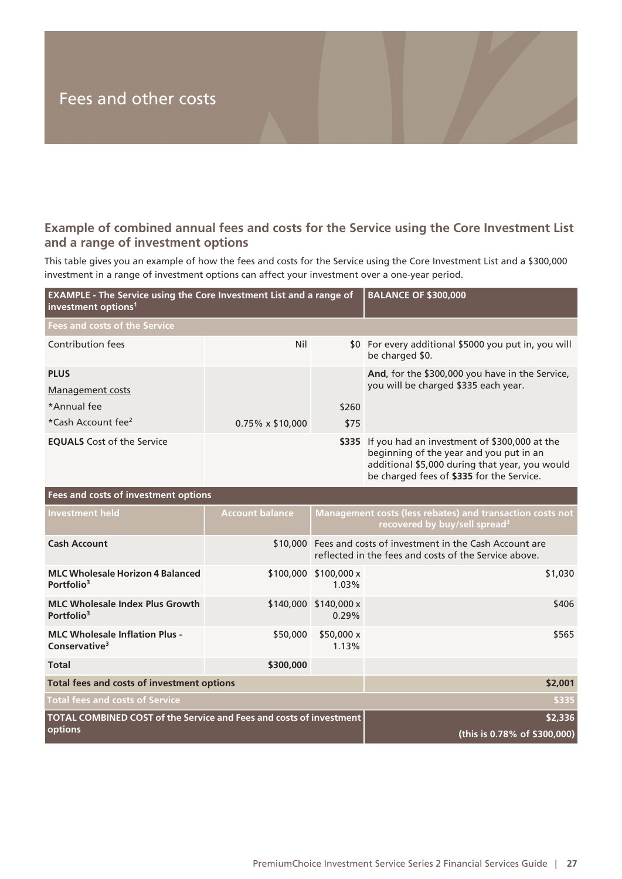# Fees and other costs

## Example of combined annual fees and costs for the Service using the Core Investment List and a range of investment options

This table gives you an example of how the fees and costs for the Service using the Core Investment List and a $300,000 investment in a range of investment options can affect your investment over a one-year period.

| EXAMPLE - The Service using the Core Investment List and a range of investment options[1] | | | BALANCE OF $300,000 |
|---|---|---|---|
| **Fees and costs of the Service** | | | |
| Contribution fees | Nil | $0 | For every additional $5000 you put in, you will be charged $0. |
| **PLUS**<br>Management costs<br>*Annual fee<br>*Cash Account fee[2] | <br><br><br>0.75% x $10,000 | <br><br>$260<br>$75 | **And**, for the $300,000 you have in the Service, you will be charged $335 each year. |
| **EQUALS** Cost of the Service | | **$335** | If you had an investment of $300,000 at the beginning of the year and you put in an additional $5,000 during that year, you would be charged fees of **$335** for the Service. |
| **Fees and costs of investment options** | | | |
| **Investment held** | **Account balance** | **Management costs (less rebates) and transaction costs not recovered by buy/sell spread[3]** | |
| **Cash Account** | $10,000 | Fees and costs of investment in the Cash Account are reflected in the fees and costs of the Service above. | |
| **MLC Wholesale Horizon 4 Balanced Portfolio[3]** | $100,000 | $100,000 x 1.03% | $1,030 |
| **MLC Wholesale Index Plus Growth Portfolio[3]** | $140,000 | $140,000 x 0.29% | $406 |
| **MLC Wholesale Inflation Plus - Conservative[3]** | $50,000 | $50,000 x 1.13% | $565 |
| **Total** | **$300,000** | | |
| **Total fees and costs of investment options** | | | **$2,001** |
| **Total fees and costs of Service** | | | **$335** |
| **TOTAL COMBINED COST of the Service and Fees and costs of investment options** | | | **$2,336**<br>**(this is 0.78% of $300,000)** |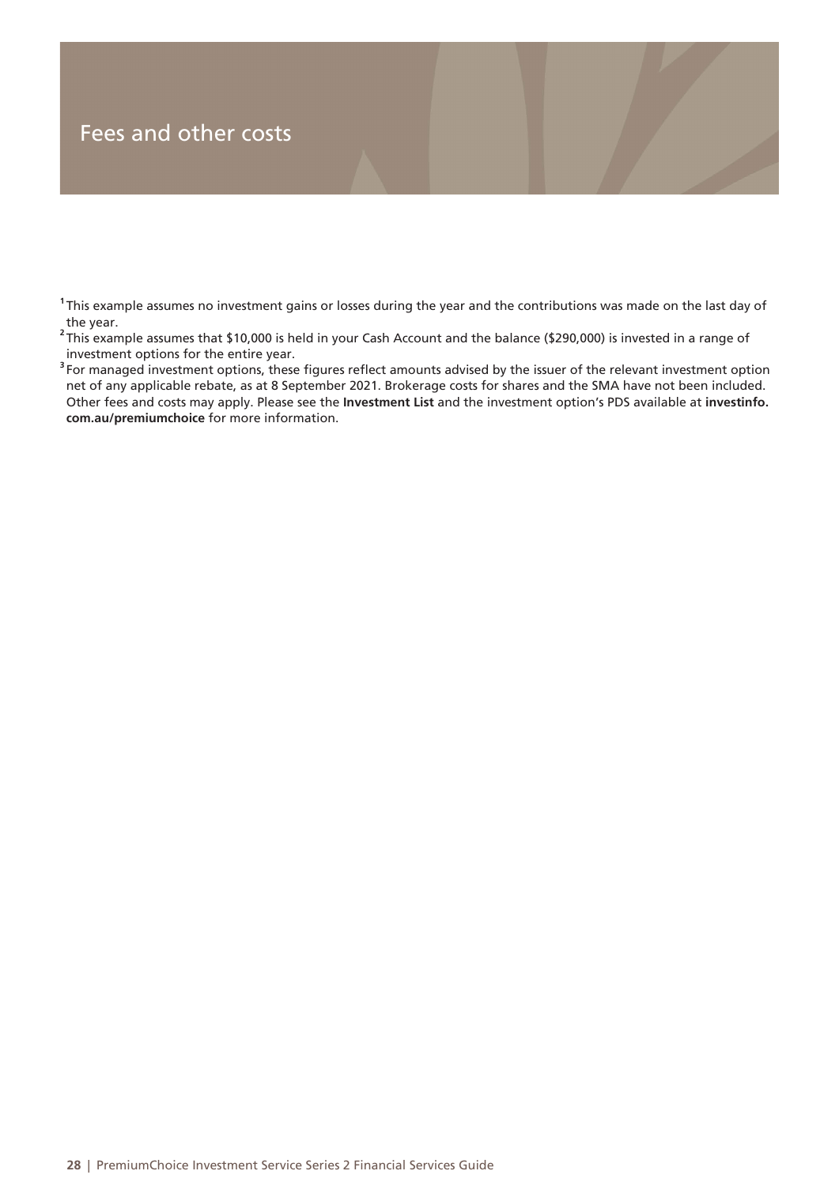# Fees and other costs

[1] This example assumes no investment gains or losses during the year and the contributions was made on the last day of the year.

[2] This example assumes that $10,000 is held in your Cash Account and the balance ($290,000) is invested in a range of investment options for the entire year.

[3] For managed investment options, these figures reflect amounts advised by the issuer of the relevant investment option net of any applicable rebate, as at 8 September 2021. Brokerage costs for shares and the SMA have not been included. Other fees and costs may apply. Please see the **Investment List** and the investment option's PDS available at **investinfo.com.au/premiumchoice** for more information.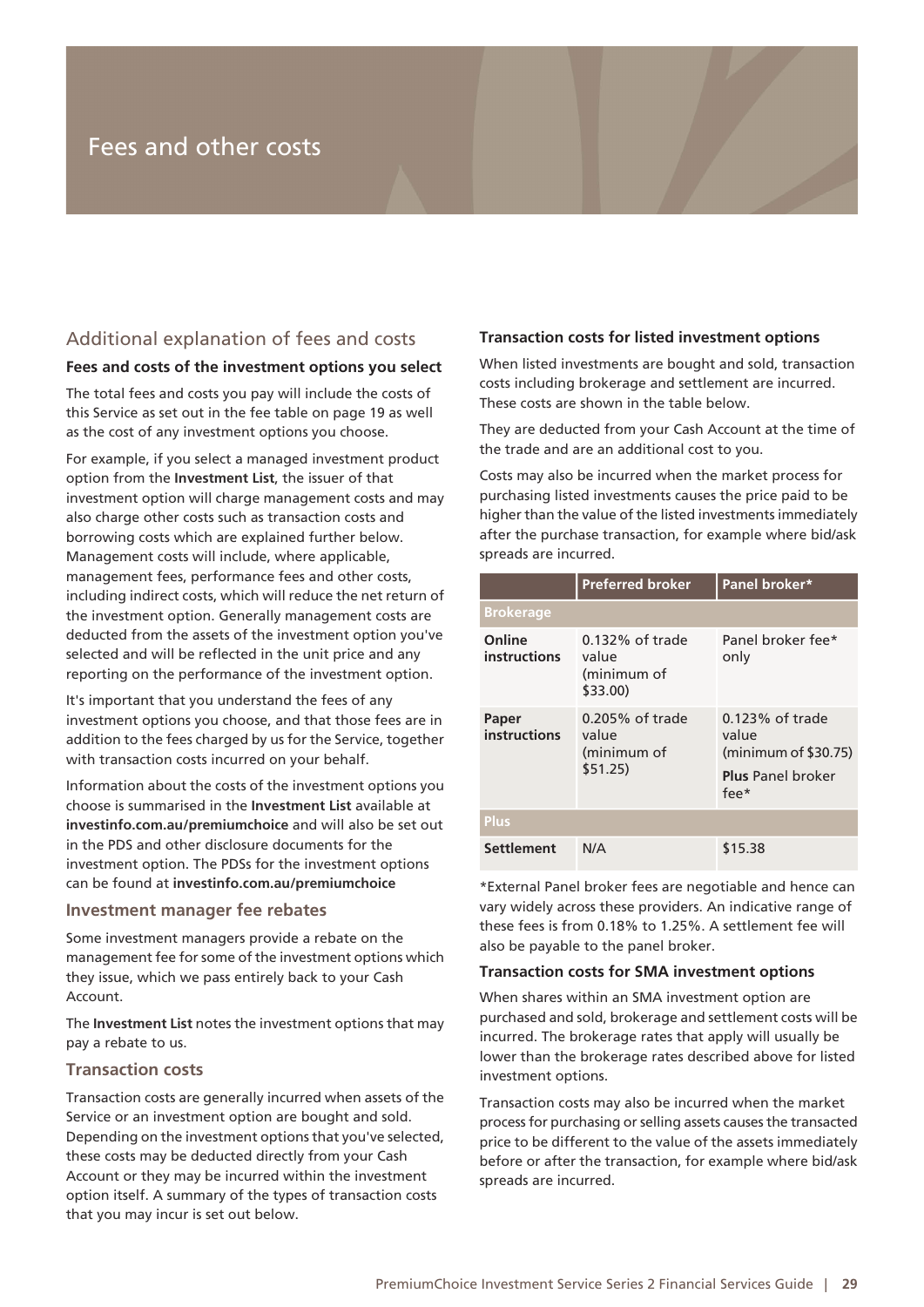# Fees and other costs

## Additional explanation of fees and costs

**Fees and costs of the investment options you select**

The total fees and costs you pay will include the costs of this Service as set out in the fee table on page 19 as well as the cost of any investment options you choose.

For example, if you select a managed investment product option from the **Investment List**, the issuer of that investment option will charge management costs and may also charge other costs such as transaction costs and borrowing costs which are explained further below. Management costs will include, where applicable, management fees, performance fees and other costs, including indirect costs, which will reduce the net return of the investment option. Generally management costs are deducted from the assets of the investment option you've selected and will be reflected in the unit price and any reporting on the performance of the investment option.

It's important that you understand the fees of any investment options you choose, and that those fees are in addition to the fees charged by us for the Service, together with transaction costs incurred on your behalf.

Information about the costs of the investment options you choose is summarised in the **Investment List** available at **investinfo.com.au/premiumchoice** and will also be set out in the PDS and other disclosure documents for the investment option. The PDSs for the investment options can be found at **investinfo.com.au/premiumchoice**

### Investment manager fee rebates

Some investment managers provide a rebate on the management fee for some of the investment options which they issue, which we pass entirely back to your Cash Account.

The **Investment List** notes the investment options that may pay a rebate to us.

### Transaction costs

Transaction costs are generally incurred when assets of the Service or an investment option are bought and sold. Depending on the investment options that you've selected, these costs may be deducted directly from your Cash Account or they may be incurred within the investment option itself. A summary of the types of transaction costs that you may incur is set out below.

**Transaction costs for listed investment options**

When listed investments are bought and sold, transaction costs including brokerage and settlement are incurred. These costs are shown in the table below.

They are deducted from your Cash Account at the time of the trade and are an additional cost to you.

Costs may also be incurred when the market process for purchasing listed investments causes the price paid to be higher than the value of the listed investments immediately after the purchase transaction, for example where bid/ask spreads are incurred.

| | Preferred broker | Panel broker* |
|---|---|---|
| **Brokerage** | | |
| **Online instructions** | 0.132% of trade value (minimum of $33.00) | Panel broker fee* only |
| **Paper instructions** | 0.205% of trade value (minimum of $51.25) | 0.123% of trade value (minimum of $30.75) **Plus** Panel broker fee* |
| **Plus** | | |
| **Settlement** | N/A | $15.38 |

*External Panel broker fees are negotiable and hence can vary widely across these providers. An indicative range of these fees is from 0.18% to 1.25%. A settlement fee will also be payable to the panel broker.

**Transaction costs for SMA investment options**

When shares within an SMA investment option are purchased and sold, brokerage and settlement costs will be incurred. The brokerage rates that apply will usually be lower than the brokerage rates described above for listed investment options.

Transaction costs may also be incurred when the market process for purchasing or selling assets causes the transacted price to be different to the value of the assets immediately before or after the transaction, for example where bid/ask spreads are incurred.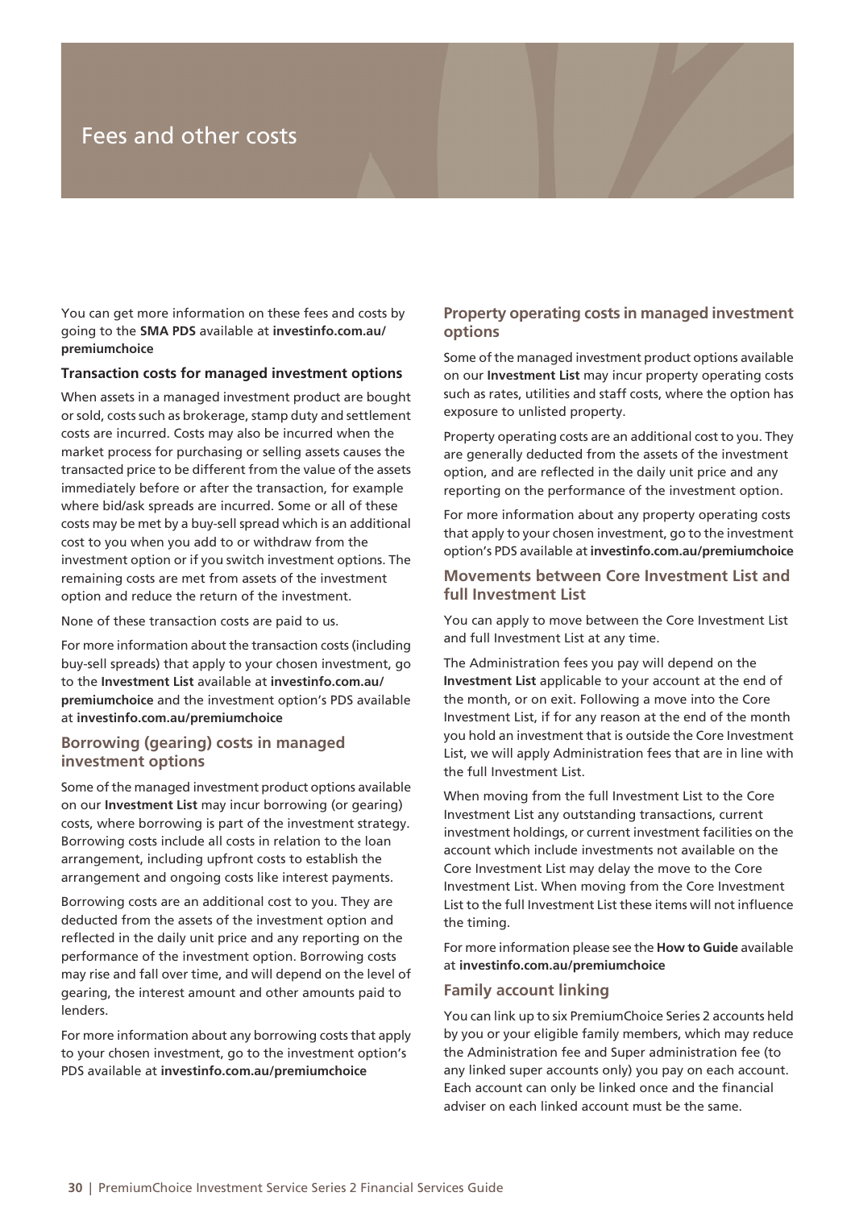// Fees and other costs

You can get more information on these fees and costs by going to the **SMA PDS** available at **investinfo.com.au/premiumchoice**

### Transaction costs for managed investment options

When assets in a managed investment product are bought or sold, costs such as brokerage, stamp duty and settlement costs are incurred. Costs may also be incurred when the market process for purchasing or selling assets causes the transacted price to be different from the value of the assets immediately before or after the transaction, for example where bid/ask spreads are incurred. Some or all of these costs may be met by a buy-sell spread which is an additional cost to you when you add to or withdraw from the investment option or if you switch investment options. The remaining costs are met from assets of the investment option and reduce the return of the investment.

None of these transaction costs are paid to us.

For more information about the transaction costs (including buy-sell spreads) that apply to your chosen investment, go to the **Investment List** available at **investinfo.com.au/premiumchoice** and the investment option's PDS available at **investinfo.com.au/premiumchoice**

## Borrowing (gearing) costs in managed investment options

Some of the managed investment product options available on our **Investment List** may incur borrowing (or gearing) costs, where borrowing is part of the investment strategy. Borrowing costs include all costs in relation to the loan arrangement, including upfront costs to establish the arrangement and ongoing costs like interest payments.

Borrowing costs are an additional cost to you. They are deducted from the assets of the investment option and reflected in the daily unit price and any reporting on the performance of the investment option. Borrowing costs may rise and fall over time, and will depend on the level of gearing, the interest amount and other amounts paid to lenders.

For more information about any borrowing costs that apply to your chosen investment, go to the investment option's PDS available at **investinfo.com.au/premiumchoice**

## Property operating costs in managed investment options

Some of the managed investment product options available on our **Investment List** may incur property operating costs such as rates, utilities and staff costs, where the option has exposure to unlisted property.

Property operating costs are an additional cost to you. They are generally deducted from the assets of the investment option, and are reflected in the daily unit price and any reporting on the performance of the investment option.

For more information about any property operating costs that apply to your chosen investment, go to the investment option's PDS available at **investinfo.com.au/premiumchoice**

## Movements between Core Investment List and full Investment List

You can apply to move between the Core Investment List and full Investment List at any time.

The Administration fees you pay will depend on the **Investment List** applicable to your account at the end of the month, or on exit. Following a move into the Core Investment List, if for any reason at the end of the month you hold an investment that is outside the Core Investment List, we will apply Administration fees that are in line with the full Investment List.

When moving from the full Investment List to the Core Investment List any outstanding transactions, current investment holdings, or current investment facilities on the account which include investments not available on the Core Investment List may delay the move to the Core Investment List. When moving from the Core Investment List to the full Investment List these items will not influence the timing.

For more information please see the **How to Guide** available at **investinfo.com.au/premiumchoice**

## Family account linking

You can link up to six PremiumChoice Series 2 accounts held by you or your eligible family members, which may reduce the Administration fee and Super administration fee (to any linked super accounts only) you pay on each account. Each account can only be linked once and the financial adviser on each linked account must be the same.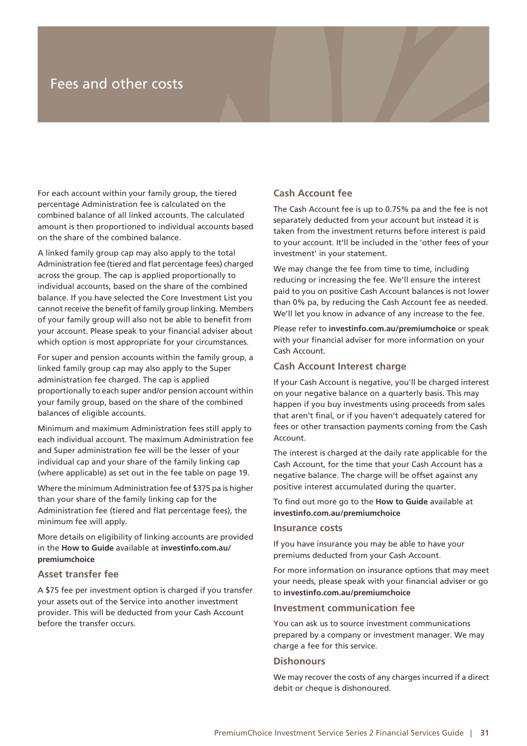# Fees and other costs

For each account within your family group, the tiered percentage Administration fee is calculated on the combined balance of all linked accounts. The calculated amount is then proportioned to individual accounts based on the share of the combined balance.

A linked family group cap may also apply to the total Administration fee (tiered and flat percentage fees) charged across the group. The cap is applied proportionally to individual accounts, based on the share of the combined balance. If you have selected the Core Investment List you cannot receive the benefit of family group linking. Members of your family group will also not be able to benefit from your account. Please speak to your financial adviser about which option is most appropriate for your circumstances.

For super and pension accounts within the family group, a linked family group cap may also apply to the Super administration fee charged. The cap is applied proportionally to each super and/or pension account within your family group, based on the share of the combined balances of eligible accounts.

Minimum and maximum Administration fees still apply to each individual account. The maximum Administration fee and Super administration fee will be the lesser of your individual cap and your share of the family linking cap (where applicable) as set out in the fee table on page 19.

Where the minimum Administration fee of $375 pa is higher than your share of the family linking cap for the Administration fee (tiered and flat percentage fees), the minimum fee will apply.

More details on eligibility of linking accounts are provided in the **How to Guide** available at **investinfo.com.au/premiumchoice**

### Asset transfer fee

A $75 fee per investment option is charged if you transfer your assets out of the Service into another investment provider. This will be deducted from your Cash Account before the transfer occurs.

### Cash Account fee

The Cash Account fee is up to 0.75% pa and the fee is not separately deducted from your account but instead it is taken from the investment returns before interest is paid to your account. It'll be included in the 'other fees of your investment' in your statement.

We may change the fee from time to time, including reducing or increasing the fee. We'll ensure the interest paid to you on positive Cash Account balances is not lower than 0% pa, by reducing the Cash Account fee as needed. We'll let you know in advance of any increase to the fee.

Please refer to **investinfo.com.au/premiumchoice** or speak with your financial adviser for more information on your Cash Account.

### Cash Account Interest charge

If your Cash Account is negative, you'll be charged interest on your negative balance on a quarterly basis. This may happen if you buy investments using proceeds from sales that aren't final, or if you haven't adequately catered for fees or other transaction payments coming from the Cash Account.

The interest is charged at the daily rate applicable for the Cash Account, for the time that your Cash Account has a negative balance. The charge will be offset against any positive interest accumulated during the quarter.

To find out more go to the **How to Guide** available at **investinfo.com.au/premiumchoice**

### Insurance costs

If you have insurance you may be able to have your premiums deducted from your Cash Account.

For more information on insurance options that may meet your needs, please speak with your financial adviser or go to **investinfo.com.au/premiumchoice**

### Investment communication fee

You can ask us to source investment communications prepared by a company or investment manager. We may charge a fee for this service.

### Dishonours

We may recover the costs of any charges incurred if a direct debit or cheque is dishonoured.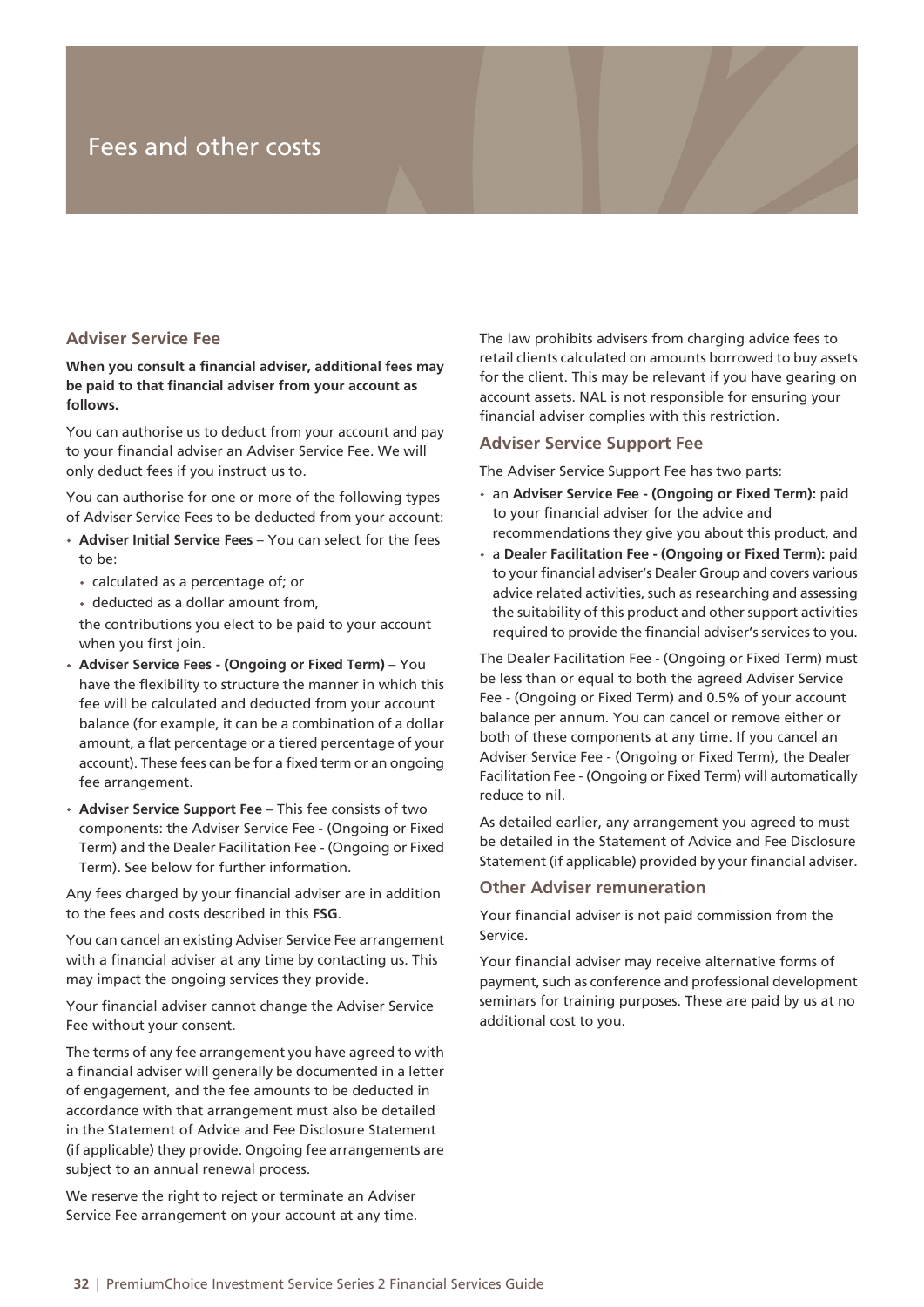# Fees and other costs

## Adviser Service Fee

**When you consult a financial adviser, additional fees may be paid to that financial adviser from your account as follows.**

You can authorise us to deduct from your account and pay to your financial adviser an Adviser Service Fee. We will only deduct fees if you instruct us to.

You can authorise for one or more of the following types of Adviser Service Fees to be deducted from your account:

- **Adviser Initial Service Fees** – You can select for the fees to be:
  - calculated as a percentage of; or
  - deducted as a dollar amount from,

  the contributions you elect to be paid to your account when you first join.
- **Adviser Service Fees - (Ongoing or Fixed Term)** – You have the flexibility to structure the manner in which this fee will be calculated and deducted from your account balance (for example, it can be a combination of a dollar amount, a flat percentage or a tiered percentage of your account). These fees can be for a fixed term or an ongoing fee arrangement.
- **Adviser Service Support Fee** – This fee consists of two components: the Adviser Service Fee - (Ongoing or Fixed Term) and the Dealer Facilitation Fee - (Ongoing or Fixed Term). See below for further information.

Any fees charged by your financial adviser are in addition to the fees and costs described in this **FSG**.

You can cancel an existing Adviser Service Fee arrangement with a financial adviser at any time by contacting us. This may impact the ongoing services they provide.

Your financial adviser cannot change the Adviser Service Fee without your consent.

The terms of any fee arrangement you have agreed to with a financial adviser will generally be documented in a letter of engagement, and the fee amounts to be deducted in accordance with that arrangement must also be detailed in the Statement of Advice and Fee Disclosure Statement (if applicable) they provide. Ongoing fee arrangements are subject to an annual renewal process.

We reserve the right to reject or terminate an Adviser Service Fee arrangement on your account at any time.

The law prohibits advisers from charging advice fees to retail clients calculated on amounts borrowed to buy assets for the client. This may be relevant if you have gearing on account assets. NAL is not responsible for ensuring your financial adviser complies with this restriction.

## Adviser Service Support Fee

The Adviser Service Support Fee has two parts:

- an **Adviser Service Fee - (Ongoing or Fixed Term):** paid to your financial adviser for the advice and recommendations they give you about this product, and
- a **Dealer Facilitation Fee - (Ongoing or Fixed Term):** paid to your financial adviser's Dealer Group and covers various advice related activities, such as researching and assessing the suitability of this product and other support activities required to provide the financial adviser's services to you.

The Dealer Facilitation Fee - (Ongoing or Fixed Term) must be less than or equal to both the agreed Adviser Service Fee - (Ongoing or Fixed Term) and 0.5% of your account balance per annum. You can cancel or remove either or both of these components at any time. If you cancel an Adviser Service Fee - (Ongoing or Fixed Term), the Dealer Facilitation Fee - (Ongoing or Fixed Term) will automatically reduce to nil.

As detailed earlier, any arrangement you agreed to must be detailed in the Statement of Advice and Fee Disclosure Statement (if applicable) provided by your financial adviser.

## Other Adviser remuneration

Your financial adviser is not paid commission from the Service.

Your financial adviser may receive alternative forms of payment, such as conference and professional development seminars for training purposes. These are paid by us at no additional cost to you.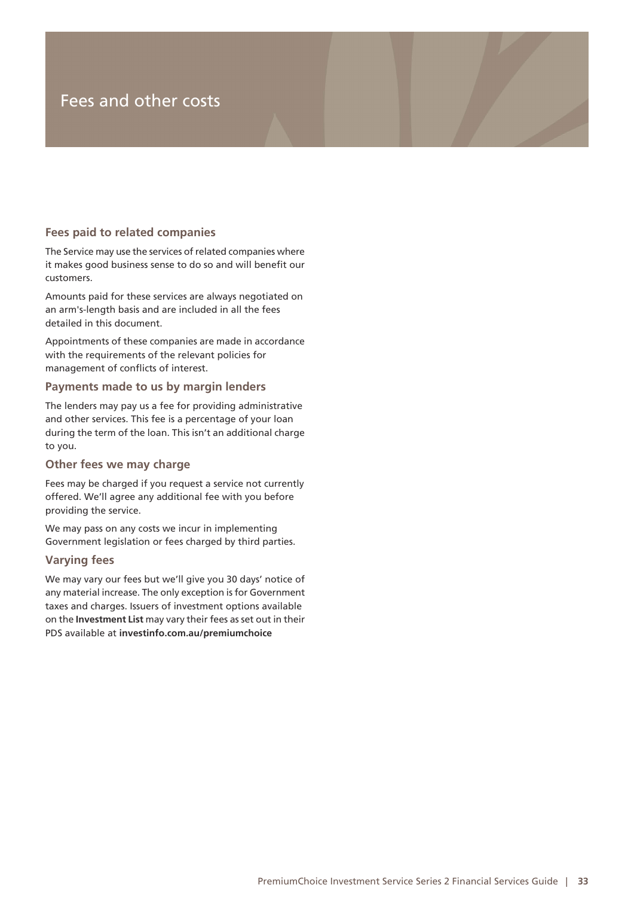# Fees and other costs

## Fees paid to related companies

The Service may use the services of related companies where it makes good business sense to do so and will benefit our customers.

Amounts paid for these services are always negotiated on an arm's-length basis and are included in all the fees detailed in this document.

Appointments of these companies are made in accordance with the requirements of the relevant policies for management of conflicts of interest.

## Payments made to us by margin lenders

The lenders may pay us a fee for providing administrative and other services. This fee is a percentage of your loan during the term of the loan. This isn't an additional charge to you.

## Other fees we may charge

Fees may be charged if you request a service not currently offered. We'll agree any additional fee with you before providing the service.

We may pass on any costs we incur in implementing Government legislation or fees charged by third parties.

## Varying fees

We may vary our fees but we'll give you 30 days' notice of any material increase. The only exception is for Government taxes and charges. Issuers of investment options available on the **Investment List** may vary their fees as set out in their PDS available at **investinfo.com.au/premiumchoice**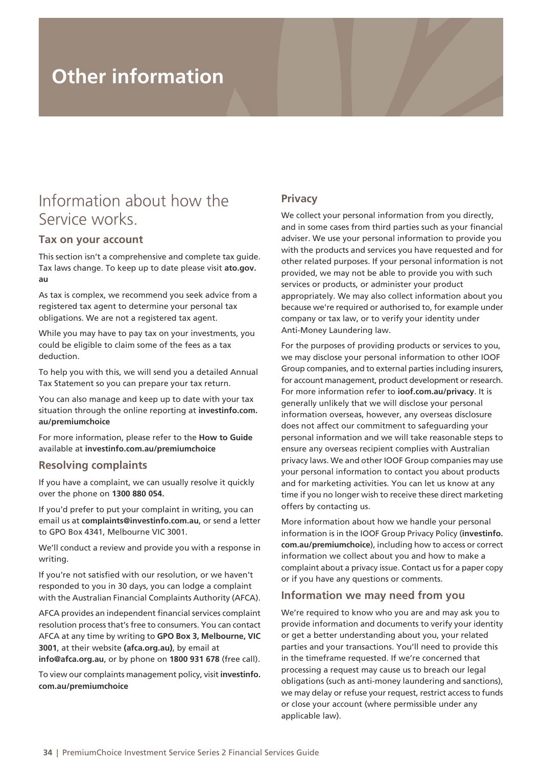# Other information

## Information about how the Service works.

### Tax on your account

This section isn't a comprehensive and complete tax guide. Tax laws change. To keep up to date please visit **ato.gov.au**

As tax is complex, we recommend you seek advice from a registered tax agent to determine your personal tax obligations. We are not a registered tax agent.

While you may have to pay tax on your investments, you could be eligible to claim some of the fees as a tax deduction.

To help you with this, we will send you a detailed Annual Tax Statement so you can prepare your tax return.

You can also manage and keep up to date with your tax situation through the online reporting at **investinfo.com.au/premiumchoice**

For more information, please refer to the **How to Guide** available at **investinfo.com.au/premiumchoice**

### Resolving complaints

If you have a complaint, we can usually resolve it quickly over the phone on **1300 880 054.**

If you'd prefer to put your complaint in writing, you can email us at **complaints@investinfo.com.au**, or send a letter to GPO Box 4341, Melbourne VIC 3001.

We'll conduct a review and provide you with a response in writing.

If you're not satisfied with our resolution, or we haven't responded to you in 30 days, you can lodge a complaint with the Australian Financial Complaints Authority (AFCA).

AFCA provides an independent financial services complaint resolution process that's free to consumers. You can contact AFCA at any time by writing to **GPO Box 3, Melbourne, VIC 3001**, at their website **(afca.org.au)**, by email at **info@afca.org.au**, or by phone on **1800 931 678** (free call).

To view our complaints management policy, visit **investinfo.com.au/premiumchoice**

### Privacy

We collect your personal information from you directly, and in some cases from third parties such as your financial adviser. We use your personal information to provide you with the products and services you have requested and for other related purposes. If your personal information is not provided, we may not be able to provide you with such services or products, or administer your product appropriately. We may also collect information about you because we're required or authorised to, for example under company or tax law, or to verify your identity under Anti-Money Laundering law.

For the purposes of providing products or services to you, we may disclose your personal information to other IOOF Group companies, and to external parties including insurers, for account management, product development or research. For more information refer to **ioof.com.au/privacy**. It is generally unlikely that we will disclose your personal information overseas, however, any overseas disclosure does not affect our commitment to safeguarding your personal information and we will take reasonable steps to ensure any overseas recipient complies with Australian privacy laws. We and other IOOF Group companies may use your personal information to contact you about products and for marketing activities. You can let us know at any time if you no longer wish to receive these direct marketing offers by contacting us.

More information about how we handle your personal information is in the IOOF Group Privacy Policy (**investinfo.com.au/premiumchoice**), including how to access or correct information we collect about you and how to make a complaint about a privacy issue. Contact us for a paper copy or if you have any questions or comments.

### Information we may need from you

We're required to know who you are and may ask you to provide information and documents to verify your identity or get a better understanding about you, your related parties and your transactions. You'll need to provide this in the timeframe requested. If we're concerned that processing a request may cause us to breach our legal obligations (such as anti-money laundering and sanctions), we may delay or refuse your request, restrict access to funds or close your account (where permissible under any applicable law).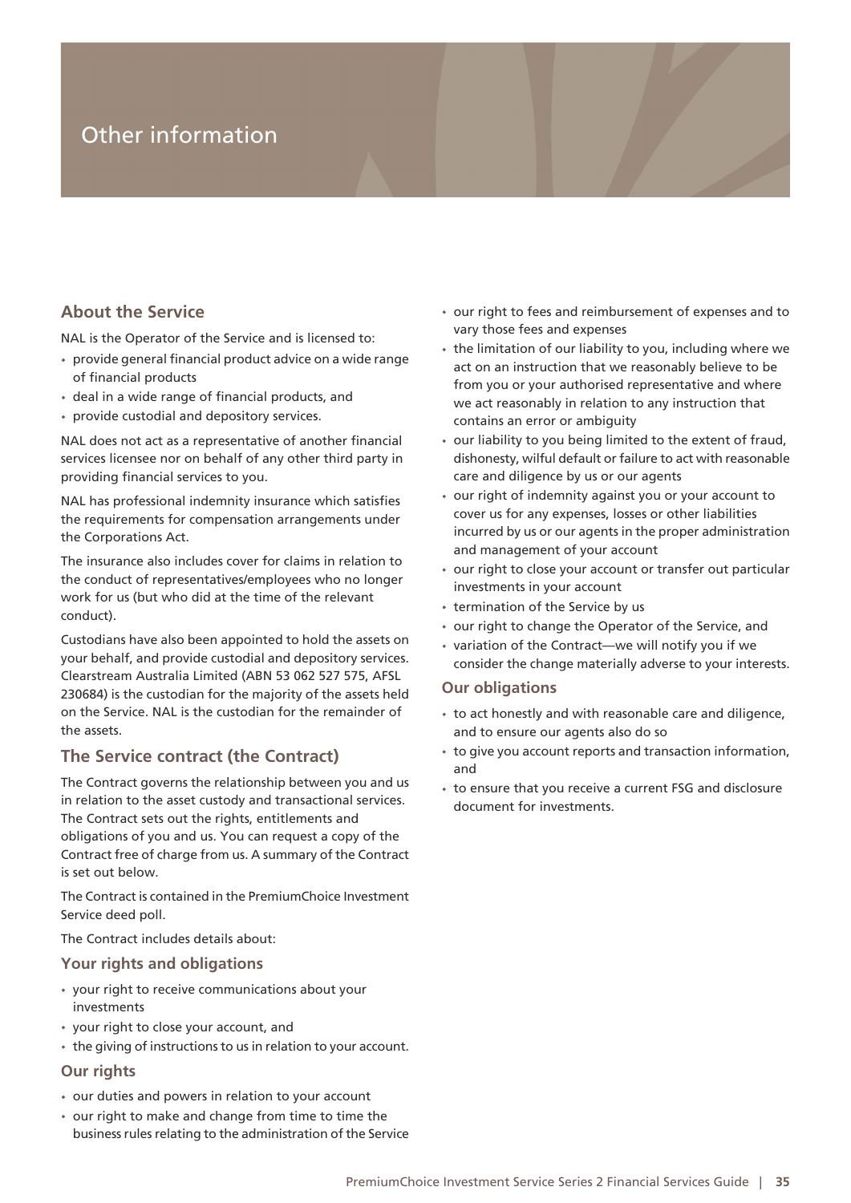# Other information

## About the Service

NAL is the Operator of the Service and is licensed to:

- provide general financial product advice on a wide range of financial products
- deal in a wide range of financial products, and
- provide custodial and depository services.

NAL does not act as a representative of another financial services licensee nor on behalf of any other third party in providing financial services to you.

NAL has professional indemnity insurance which satisfies the requirements for compensation arrangements under the Corporations Act.

The insurance also includes cover for claims in relation to the conduct of representatives/employees who no longer work for us (but who did at the time of the relevant conduct).

Custodians have also been appointed to hold the assets on your behalf, and provide custodial and depository services. Clearstream Australia Limited (ABN 53 062 527 575, AFSL 230684) is the custodian for the majority of the assets held on the Service. NAL is the custodian for the remainder of the assets.

## The Service contract (the Contract)

The Contract governs the relationship between you and us in relation to the asset custody and transactional services. The Contract sets out the rights, entitlements and obligations of you and us. You can request a copy of the Contract free of charge from us. A summary of the Contract is set out below.

The Contract is contained in the PremiumChoice Investment Service deed poll.

The Contract includes details about:

### Your rights and obligations

- your right to receive communications about your investments
- your right to close your account, and
- the giving of instructions to us in relation to your account.

### Our rights

- our duties and powers in relation to your account
- our right to make and change from time to time the business rules relating to the administration of the Service
- our right to fees and reimbursement of expenses and to vary those fees and expenses
- the limitation of our liability to you, including where we act on an instruction that we reasonably believe to be from you or your authorised representative and where we act reasonably in relation to any instruction that contains an error or ambiguity
- our liability to you being limited to the extent of fraud, dishonesty, wilful default or failure to act with reasonable care and diligence by us or our agents
- our right of indemnity against you or your account to cover us for any expenses, losses or other liabilities incurred by us or our agents in the proper administration and management of your account
- our right to close your account or transfer out particular investments in your account
- termination of the Service by us
- our right to change the Operator of the Service, and
- variation of the Contract—we will notify you if we consider the change materially adverse to your interests.

### Our obligations

- to act honestly and with reasonable care and diligence, and to ensure our agents also do so
- to give you account reports and transaction information, and
- to ensure that you receive a current FSG and disclosure document for investments.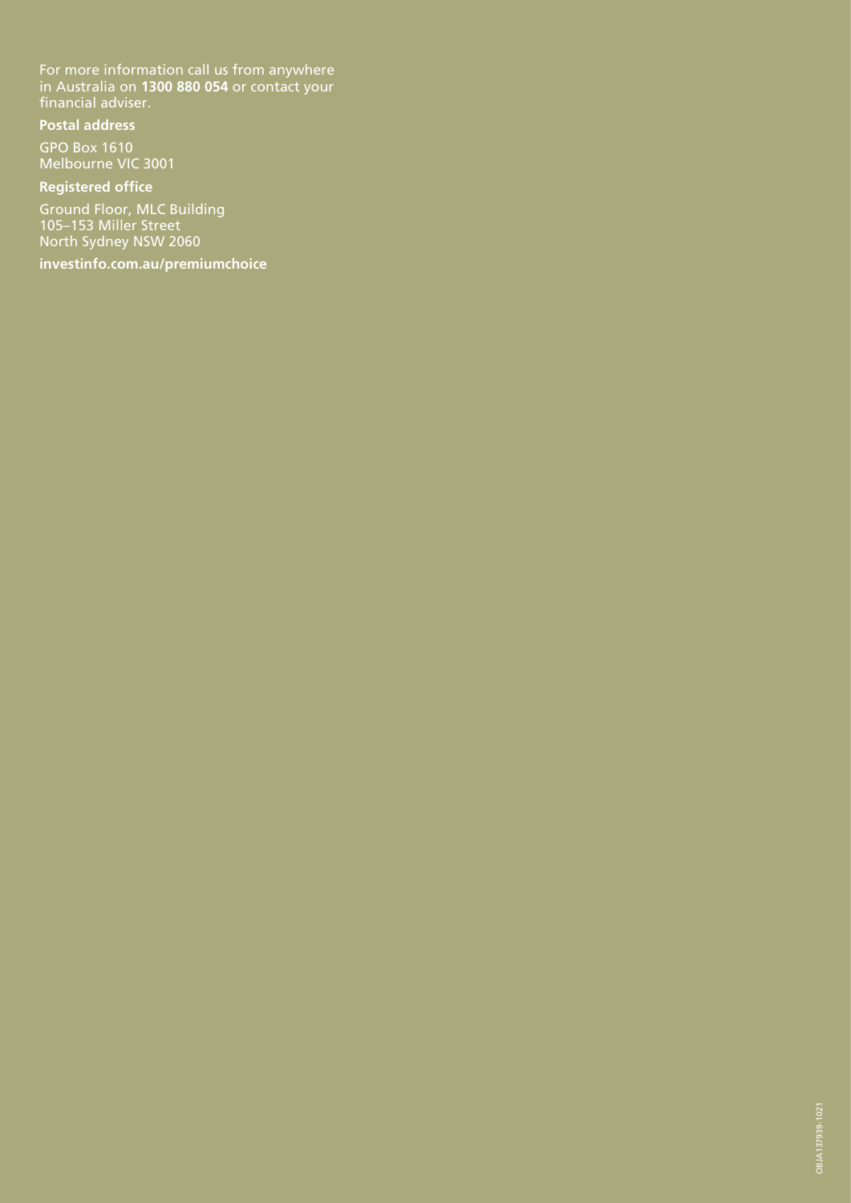For more information call us from anywhere in Australia on **1300 880 054** or contact your financial adviser.

**Postal address**

GPO Box 1610
Melbourne VIC 3001

**Registered office**

Ground Floor, MLC Building
105–153 Miller Street
North Sydney NSW 2060

**investinfo.com.au/premiumchoice**

OBJA137939-1021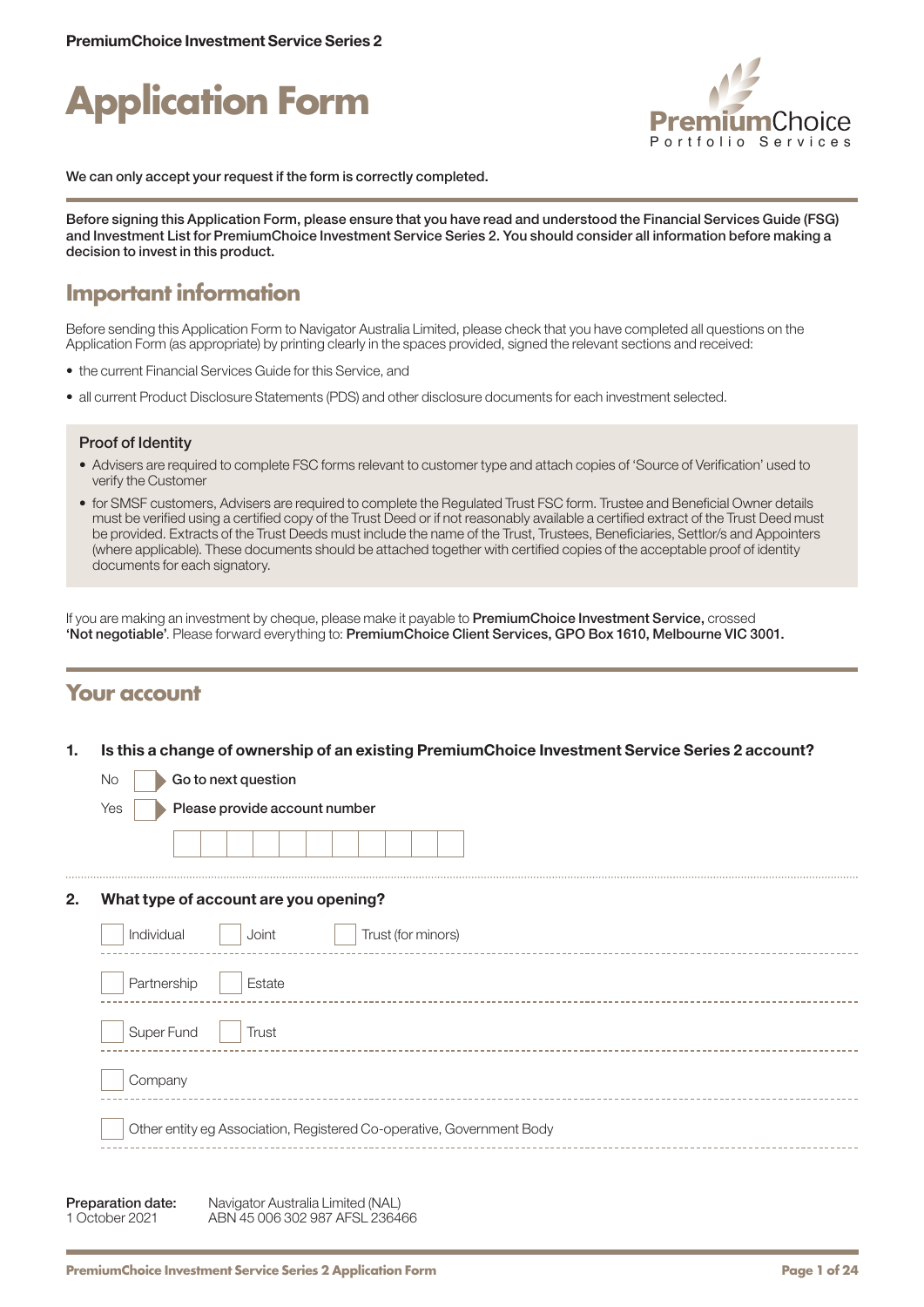PremiumChoice Investment Service Series 2

# Application Form

PremiumChoice Portfolio Services

We can only accept your request if the form is correctly completed.

**Before signing this Application Form, please ensure that you have read and understood the Financial Services Guide (FSG) and Investment List for PremiumChoice Investment Service Series 2. You should consider all information before making a decision to invest in this product.**

## Important information

Before sending this Application Form to Navigator Australia Limited, please check that you have completed all questions on the Application Form (as appropriate) by printing clearly in the spaces provided, signed the relevant sections and received:

- the current Financial Services Guide for this Service, and
- all current Product Disclosure Statements (PDS) and other disclosure documents for each investment selected.

### Proof of Identity

- Advisers are required to complete FSC forms relevant to customer type and attach copies of 'Source of Verification' used to verify the Customer
- for SMSF customers, Advisers are required to complete the Regulated Trust FSC form. Trustee and Beneficial Owner details must be verified using a certified copy of the Trust Deed or if not reasonably available a certified extract of the Trust Deed must be provided. Extracts of the Trust Deeds must include the name of the Trust, Trustees, Beneficiaries, Settlor/s and Appointers (where applicable). These documents should be attached together with certified copies of the acceptable proof of identity documents for each signatory.

If you are making an investment by cheque, please make it payable to **PremiumChoice Investment Service,** crossed **'Not negotiable'**. Please forward everything to: **PremiumChoice Client Services, GPO Box 1610, Melbourne VIC 3001.**

## Your account

**1. Is this a change of ownership of an existing PremiumChoice Investment Service Series 2 account?**

- No ☐ **Go to next question**
- Yes ☐ **Please provide account number**

| | | | | | | | | | | |
|---|---|---|---|---|---|---|---|---|---|---|
| | | | | | | | | | | |

**2. What type of account are you opening?**

- ☐ Individual ☐ Joint ☐ Trust (for minors)
- ☐ Partnership ☐ Estate
- ☐ Super Fund ☐ Trust
- ☐ Company
- ☐ Other entity eg Association, Registered Co-operative, Government Body

**Preparation date:** 1 October 2021

Navigator Australia Limited (NAL) ABN 45 006 302 987 AFSL 236466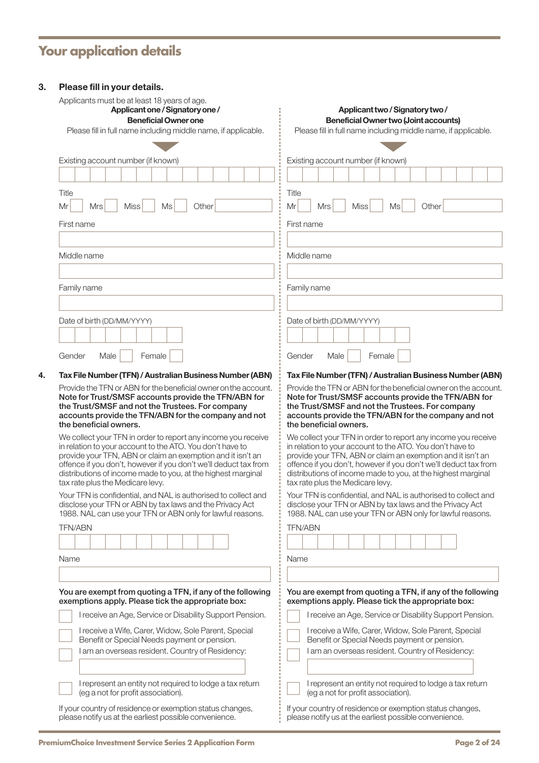# Your application details

## 3. Please fill in your details.

Applicants must be at least 18 years of age.

### Applicant one / Signatory one / Beneficial Owner one

Please fill in full name including middle name, if applicable.

Existing account number (if known)

Title

Mr ☐ Mrs ☐ Miss ☐ Ms ☐ Other ______

First name

Middle name

Family name

Date of birth (DD/MM/YYYY)

Gender Male ☐ Female ☐

## 4. Tax File Number (TFN) / Australian Business Number (ABN)

Provide the TFN or ABN for the beneficial owner on the account. **Note for Trust/SMSF accounts provide the TFN/ABN for the Trust/SMSF and not the Trustees. For company accounts provide the TFN/ABN for the company and not the beneficial owners.**

We collect your TFN in order to report any income you receive in relation to your account to the ATO. You don't have to provide your TFN, ABN or claim an exemption and it isn't an offence if you don't, however if you don't we'll deduct tax from distributions of income made to you, at the highest marginal tax rate plus the Medicare levy.

Your TFN is confidential, and NAL is authorised to collect and disclose your TFN or ABN by tax laws and the Privacy Act 1988. NAL can use your TFN or ABN only for lawful reasons.

TFN/ABN

Name

**You are exempt from quoting a TFN, if any of the following exemptions apply. Please tick the appropriate box:**

- ☐ I receive an Age, Service or Disability Support Pension.
- ☐ I receive a Wife, Carer, Widow, Sole Parent, Special Benefit or Special Needs payment or pension.
- ☐ I am an overseas resident. Country of Residency: ______
- ☐ I represent an entity not required to lodge a tax return (eg a not for profit association).

If your country of residence or exemption status changes, please notify us at the earliest possible convenience.

### Applicant two / Signatory two / Beneficial Owner two (Joint accounts)

Please fill in full name including middle name, if applicable.

Existing account number (if known)

Title

Mr ☐ Mrs ☐ Miss ☐ Ms ☐ Other ______

First name

Middle name

Family name

Date of birth (DD/MM/YYYY)

Gender Male ☐ Female ☐

### Tax File Number (TFN) / Australian Business Number (ABN)

Provide the TFN or ABN for the beneficial owner on the account. **Note for Trust/SMSF accounts provide the TFN/ABN for the Trust/SMSF and not the Trustees. For company accounts provide the TFN/ABN for the company and not the beneficial owners.**

We collect your TFN in order to report any income you receive in relation to your account to the ATO. You don't have to provide your TFN, ABN or claim an exemption and it isn't an offence if you don't, however if you don't we'll deduct tax from distributions of income made to you, at the highest marginal tax rate plus the Medicare levy.

Your TFN is confidential, and NAL is authorised to collect and disclose your TFN or ABN by tax laws and the Privacy Act 1988. NAL can use your TFN or ABN only for lawful reasons.

TFN/ABN

Name

**You are exempt from quoting a TFN, if any of the following exemptions apply. Please tick the appropriate box:**

- ☐ I receive an Age, Service or Disability Support Pension.
- ☐ I receive a Wife, Carer, Widow, Sole Parent, Special Benefit or Special Needs payment or pension.
- ☐ I am an overseas resident. Country of Residency: ______
- ☐ I represent an entity not required to lodge a tax return (eg a not for profit association).

If your country of residence or exemption status changes, please notify us at the earliest possible convenience.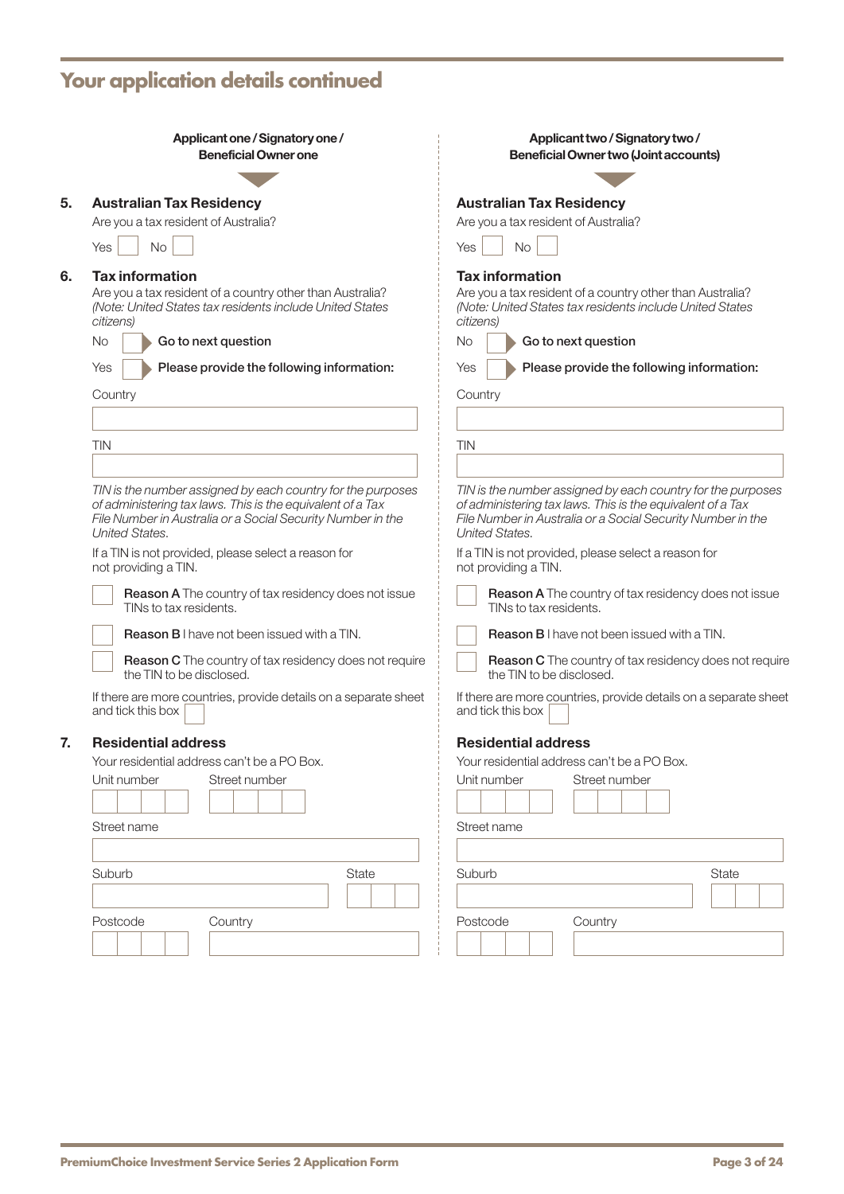## Your application details continued

### Applicant one / Signatory one / Beneficial Owner one

**5. Australian Tax Residency**

Are you a tax resident of Australia?

Yes ☐ No ☐

**6. Tax information**

Are you a tax resident of a country other than Australia?
*(Note: United States tax residents include United States citizens)*

No ☐ **Go to next question**

Yes ☐ **Please provide the following information:**

Country

TIN

*TIN is the number assigned by each country for the purposes of administering tax laws. This is the equivalent of a Tax File Number in Australia or a Social Security Number in the United States.*

If a TIN is not provided, please select a reason for not providing a TIN.

☐ **Reason A** The country of tax residency does not issue TINs to tax residents.

☐ **Reason B** I have not been issued with a TIN.

☐ **Reason C** The country of tax residency does not require the TIN to be disclosed.

If there are more countries, provide details on a separate sheet and tick this box ☐

**7. Residential address**

Your residential address can't be a PO Box.

Unit number

Street number

Street name

Suburb

State

Postcode

Country

### Applicant two / Signatory two / Beneficial Owner two (Joint accounts)

**Australian Tax Residency**

Are you a tax resident of Australia?

Yes ☐ No ☐

**Tax information**

Are you a tax resident of a country other than Australia?
*(Note: United States tax residents include United States citizens)*

No ☐ **Go to next question**

Yes ☐ **Please provide the following information:**

Country

TIN

*TIN is the number assigned by each country for the purposes of administering tax laws. This is the equivalent of a Tax File Number in Australia or a Social Security Number in the United States.*

If a TIN is not provided, please select a reason for not providing a TIN.

☐ **Reason A** The country of tax residency does not issue TINs to tax residents.

☐ **Reason B** I have not been issued with a TIN.

☐ **Reason C** The country of tax residency does not require the TIN to be disclosed.

If there are more countries, provide details on a separate sheet and tick this box ☐

**Residential address**

Your residential address can't be a PO Box.

Unit number

Street number

Street name

Suburb

State

Postcode

Country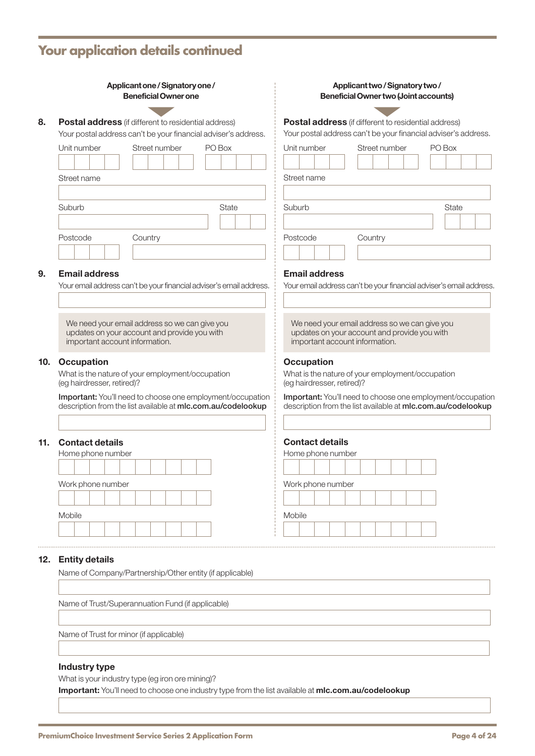## Your application details continued

**Applicant one / Signatory one / Beneficial Owner one**

**8. Postal address** (if different to residential address)

Your postal address can't be your financial adviser's address.

Unit number | Street number | PO Box

Street name

Suburb | State

Postcode | Country

**9. Email address**

Your email address can't be your financial adviser's email address.

We need your email address so we can give you updates on your account and provide you with important account information.

**10. Occupation**

What is the nature of your employment/occupation (eg hairdresser, retired)?

**Important:** You'll need to choose one employment/occupation description from the list available at **mlc.com.au/codelookup**

**11. Contact details**

Home phone number

Work phone number

Mobile

**Applicant two / Signatory two / Beneficial Owner two (Joint accounts)**

**Postal address** (if different to residential address)

Your postal address can't be your financial adviser's address.

Unit number | Street number | PO Box

Street name

Suburb | State

Postcode | Country

**Email address**

Your email address can't be your financial adviser's email address.

We need your email address so we can give you updates on your account and provide you with important account information.

**Occupation**

What is the nature of your employment/occupation (eg hairdresser, retired)?

**Important:** You'll need to choose one employment/occupation description from the list available at **mlc.com.au/codelookup**

**Contact details**

Home phone number

Work phone number

Mobile

**12. Entity details**

Name of Company/Partnership/Other entity (if applicable)

Name of Trust/Superannuation Fund (if applicable)

Name of Trust for minor (if applicable)

**Industry type**

What is your industry type (eg iron ore mining)?

**Important:** You'll need to choose one industry type from the list available at **mlc.com.au/codelookup**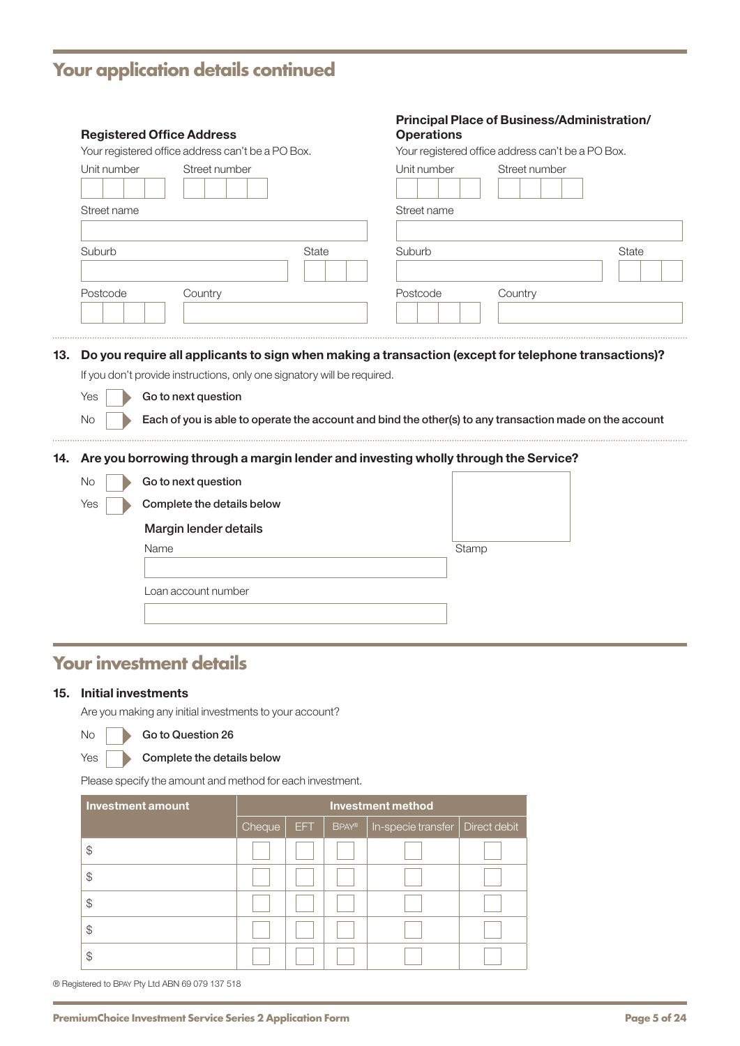## Your application details continued

**Registered Office Address**

Your registered office address can't be a PO Box.

Unit number Street number

Street name

Suburb State

Postcode Country

**Principal Place of Business/Administration/Operations**

Your registered office address can't be a PO Box.

Unit number Street number

Street name

Suburb State

Postcode Country

**13. Do you require all applicants to sign when making a transaction (except for telephone transactions)?**

If you don't provide instructions, only one signatory will be required.

Yes ☐ **Go to next question**

No ☐ **Each of you is able to operate the account and bind the other(s) to any transaction made on the account**

**14. Are you borrowing through a margin lender and investing wholly through the Service?**

No ☐ **Go to next question**

Yes ☐ **Complete the details below**

**Margin lender details**

Name

Loan account number

Stamp

## Your investment details

**15. Initial investments**

Are you making any initial investments to your account?

No ☐ **Go to Question 26**

Yes ☐ **Complete the details below**

Please specify the amount and method for each investment.

| Investment amount | Investment method | | | | |
|---|---|---|---|---|---|
| | Cheque | EFT | BPAY® | In-specie transfer | Direct debit |
| $ | ☐ | ☐ | ☐ | ☐ | ☐ |
| $ | ☐ | ☐ | ☐ | ☐ | ☐ |
| $ | ☐ | ☐ | ☐ | ☐ | ☐ |
| $ | ☐ | ☐ | ☐ | ☐ | ☐ |
| $ | ☐ | ☐ | ☐ | ☐ | ☐ |

® Registered to BPAY Pty Ltd ABN 69 079 137 518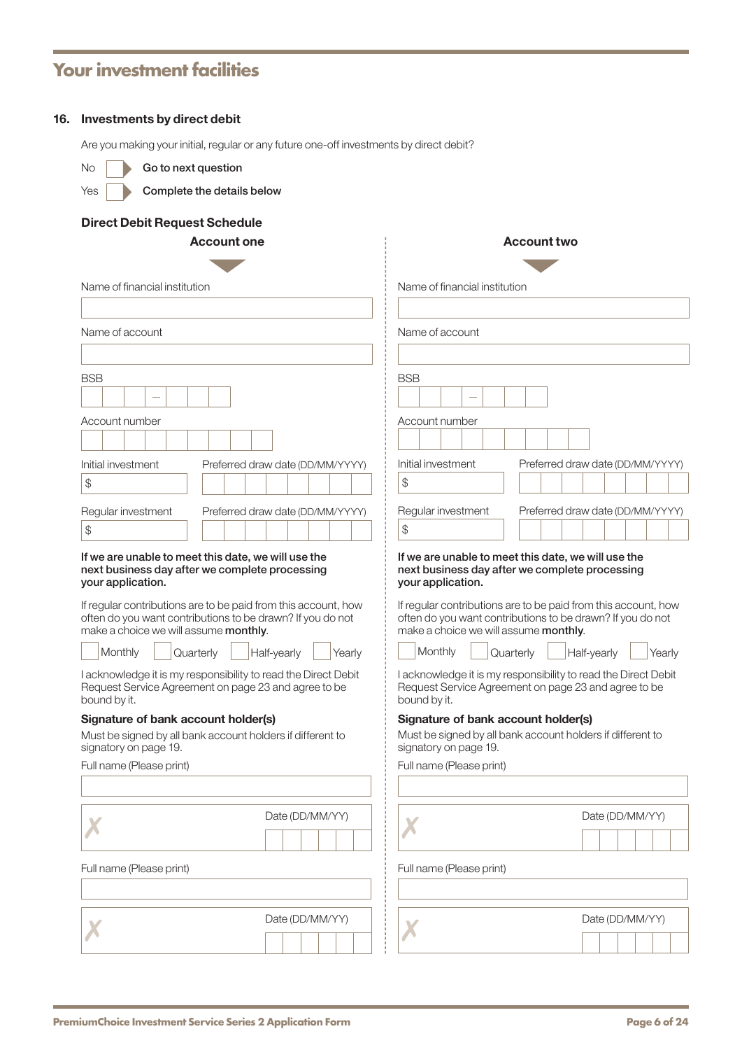# Your investment facilities

## 16. Investments by direct debit

Are you making your initial, regular or any future one-off investments by direct debit?

No ☐ **Go to next question**

Yes ☐ **Complete the details below**

### Direct Debit Request Schedule

#### Account one

Name of financial institution

Name of account

BSB

Account number

Initial investment $

Preferred draw date (DD/MM/YYYY)

Regular investment $

Preferred draw date (DD/MM/YYYY)

**If we are unable to meet this date, we will use the next business day after we complete processing your application.**

If regular contributions are to be paid from this account, how often do you want contributions to be drawn? If you do not make a choice we will assume **monthly**.

☐ Monthly ☐ Quarterly ☐ Half-yearly ☐ Yearly

I acknowledge it is my responsibility to read the Direct Debit Request Service Agreement on page 23 and agree to be bound by it.

**Signature of bank account holder(s)**

Must be signed by all bank account holders if different to signatory on page 19.

Full name (Please print)

✗ Date (DD/MM/YY)

Full name (Please print)

✗ Date (DD/MM/YY)

#### Account two

Name of financial institution

Name of account

BSB

Account number

Initial investment $

Preferred draw date (DD/MM/YYYY)

Regular investment $

Preferred draw date (DD/MM/YYYY)

**If we are unable to meet this date, we will use the next business day after we complete processing your application.**

If regular contributions are to be paid from this account, how often do you want contributions to be drawn? If you do not make a choice we will assume **monthly**.

☐ Monthly ☐ Quarterly ☐ Half-yearly ☐ Yearly

I acknowledge it is my responsibility to read the Direct Debit Request Service Agreement on page 23 and agree to be bound by it.

**Signature of bank account holder(s)**

Must be signed by all bank account holders if different to signatory on page 19.

Full name (Please print)

✗ Date (DD/MM/YY)

Full name (Please print)

✗ Date (DD/MM/YY)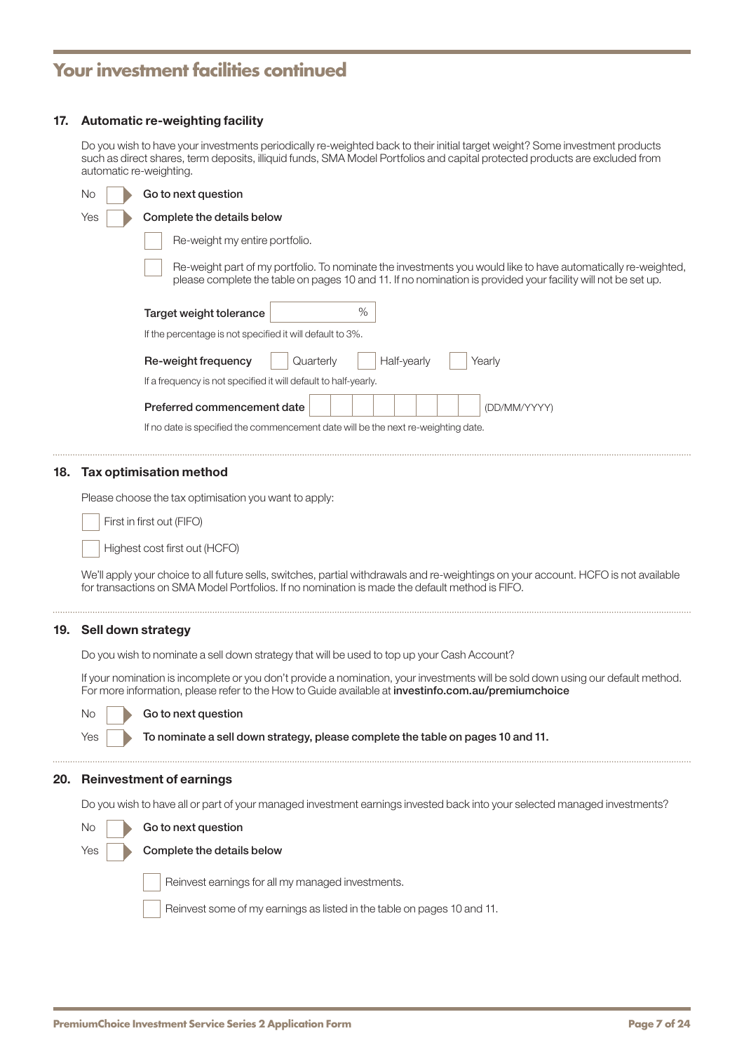# Your investment facilities continued

## 17. Automatic re-weighting facility

Do you wish to have your investments periodically re-weighted back to their initial target weight? Some investment products such as direct shares, term deposits, illiquid funds, SMA Model Portfolios and capital protected products are excluded from automatic re-weighting.

No ☐ **Go to next question**

Yes ☐ **Complete the details below**

☐ Re-weight my entire portfolio.

☐ Re-weight part of my portfolio. To nominate the investments you would like to have automatically re-weighted, please complete the table on pages 10 and 11. If no nomination is provided your facility will not be set up.

**Target weight tolerance** ______ %

If the percentage is not specified it will default to 3%.

**Re-weight frequency** ☐ Quarterly ☐ Half-yearly ☐ Yearly

If a frequency is not specified it will default to half-yearly.

**Preferred commencement date** __ __ / __ __ / __ __ __ __ (DD/MM/YYYY)

If no date is specified the commencement date will be the next re-weighting date.

## 18. Tax optimisation method

Please choose the tax optimisation you want to apply:

☐ First in first out (FIFO)

☐ Highest cost first out (HCFO)

We'll apply your choice to all future sells, switches, partial withdrawals and re-weightings on your account. HCFO is not available for transactions on SMA Model Portfolios. If no nomination is made the default method is FIFO.

## 19. Sell down strategy

Do you wish to nominate a sell down strategy that will be used to top up your Cash Account?

If your nomination is incomplete or you don't provide a nomination, your investments will be sold down using our default method. For more information, please refer to the How to Guide available at **investinfo.com.au/premiumchoice**

No ☐ **Go to next question**

Yes ☐ **To nominate a sell down strategy, please complete the table on pages 10 and 11.**

## 20. Reinvestment of earnings

Do you wish to have all or part of your managed investment earnings invested back into your selected managed investments?

No ☐ **Go to next question**

Yes ☐ **Complete the details below**

☐ Reinvest earnings for all my managed investments.

☐ Reinvest some of my earnings as listed in the table on pages 10 and 11.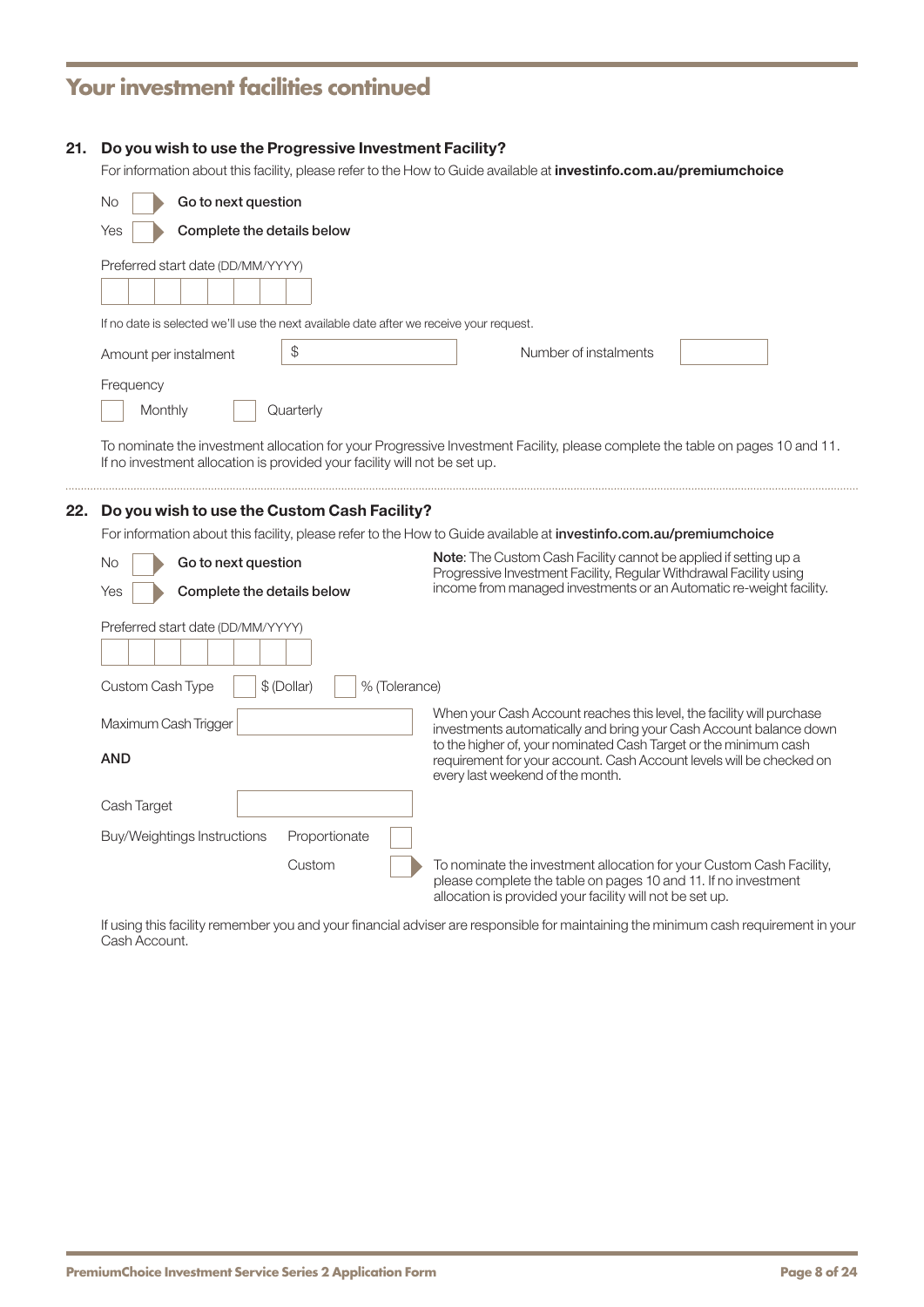## Your investment facilities continued

**21. Do you wish to use the Progressive Investment Facility?**

For information about this facility, please refer to the How to Guide available at **investinfo.com.au/premiumchoice**

No ☐ **Go to next question**

Yes ☐ **Complete the details below**

Preferred start date (DD/MM/YYYY)

| | | | | | | | |
|---|---|---|---|---|---|---|---|
| | | | | | | | |

If no date is selected we'll use the next available date after we receive your request.

Amount per instalment $ ____________ Number of instalments ____________

Frequency

☐ Monthly ☐ Quarterly

To nominate the investment allocation for your Progressive Investment Facility, please complete the table on pages 10 and 11. If no investment allocation is provided your facility will not be set up.

**22. Do you wish to use the Custom Cash Facility?**

For information about this facility, please refer to the How to Guide available at **investinfo.com.au/premiumchoice**

No ☐ **Go to next question**

Yes ☐ **Complete the details below**

**Note**: The Custom Cash Facility cannot be applied if setting up a Progressive Investment Facility, Regular Withdrawal Facility using income from managed investments or an Automatic re-weight facility.

Preferred start date (DD/MM/YYYY)

| | | | | | | | |
|---|---|---|---|---|---|---|---|
| | | | | | | | |

Custom Cash Type ☐ $ (Dollar) ☐ % (Tolerance)

Maximum Cash Trigger ____________

**AND**

Cash Target ____________

When your Cash Account reaches this level, the facility will purchase investments automatically and bring your Cash Account balance down to the higher of, your nominated Cash Target or the minimum cash requirement for your account. Cash Account levels will be checked on every last weekend of the month.

Buy/Weightings Instructions Proportionate ☐

Custom ☐

To nominate the investment allocation for your Custom Cash Facility, please complete the table on pages 10 and 11. If no investment allocation is provided your facility will not be set up.

If using this facility remember you and your financial adviser are responsible for maintaining the minimum cash requirement in your Cash Account.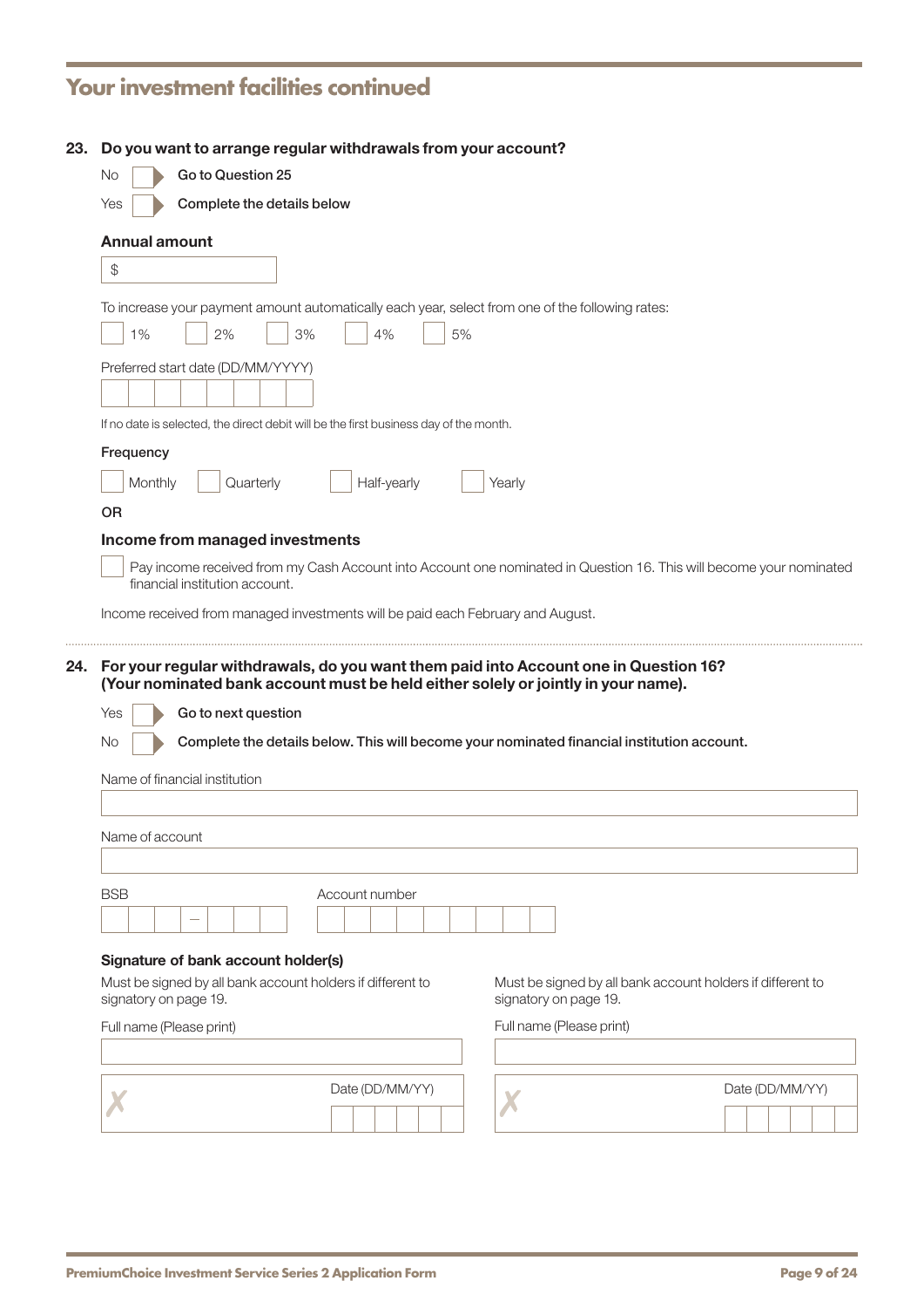## Your investment facilities continued

**23. Do you want to arrange regular withdrawals from your account?**

No ☐ **Go to Question 25**

Yes ☐ **Complete the details below**

**Annual amount**

$

To increase your payment amount automatically each year, select from one of the following rates:

☐ 1% ☐ 2% ☐ 3% ☐ 4% ☐ 5%

Preferred start date (DD/MM/YYYY)

If no date is selected, the direct debit will be the first business day of the month.

**Frequency**

☐ Monthly ☐ Quarterly ☐ Half-yearly ☐ Yearly

**OR**

**Income from managed investments**

☐ Pay income received from my Cash Account into Account one nominated in Question 16. This will become your nominated financial institution account.

Income received from managed investments will be paid each February and August.

**24. For your regular withdrawals, do you want them paid into Account one in Question 16? (Your nominated bank account must be held either solely or jointly in your name).**

Yes ☐ **Go to next question**

No ☐ **Complete the details below. This will become your nominated financial institution account.**

Name of financial institution

Name of account

BSB ___ – ___ Account number

**Signature of bank account holder(s)**

Must be signed by all bank account holders if different to signatory on page 19.

Full name (Please print)

✗ Date (DD/MM/YY)

Must be signed by all bank account holders if different to signatory on page 19.

Full name (Please print)

✗ Date (DD/MM/YY)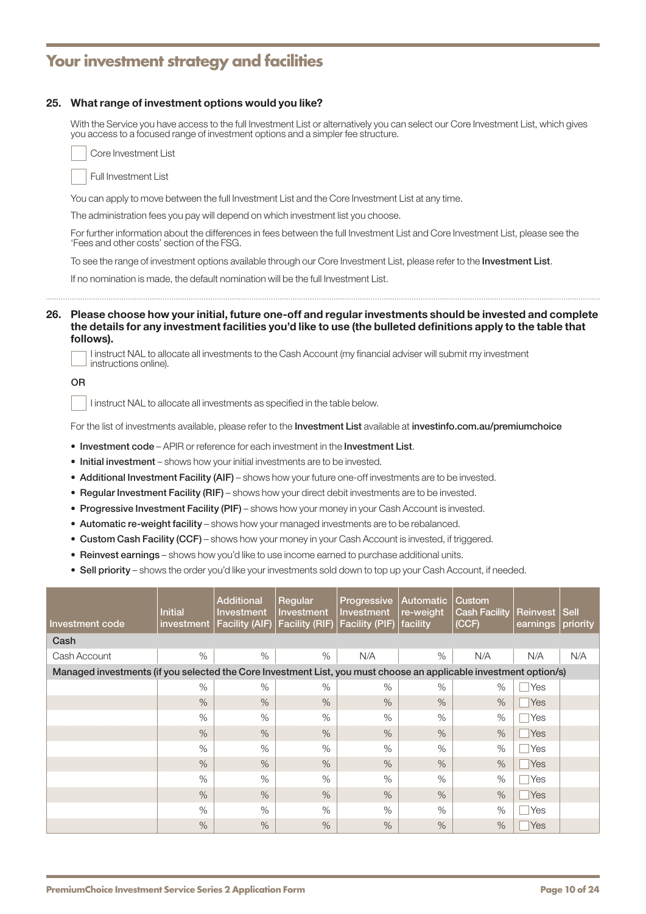# Your investment strategy and facilities

## 25. What range of investment options would you like?

With the Service you have access to the full Investment List or alternatively you can select our Core Investment List, which gives you access to a focused range of investment options and a simpler fee structure.

☐ Core Investment List

☐ Full Investment List

You can apply to move between the full Investment List and the Core Investment List at any time.

The administration fees you pay will depend on which investment list you choose.

For further information about the differences in fees between the full Investment List and Core Investment List, please see the 'Fees and other costs' section of the FSG.

To see the range of investment options available through our Core Investment List, please refer to the **Investment List**.

If no nomination is made, the default nomination will be the full Investment List.

## 26. Please choose how your initial, future one-off and regular investments should be invested and complete the details for any investment facilities you'd like to use (the bulleted definitions apply to the table that follows).

☐ I instruct NAL to allocate all investments to the Cash Account (my financial adviser will submit my investment instructions online).

**OR**

☐ I instruct NAL to allocate all investments as specified in the table below.

For the list of investments available, please refer to the **Investment List** available at **investinfo.com.au/premiumchoice**

- **Investment code** – APIR or reference for each investment in the **Investment List**.
- **Initial investment** – shows how your initial investments are to be invested.
- **Additional Investment Facility (AIF)** – shows how your future one-off investments are to be invested.
- **Regular Investment Facility (RIF)** – shows how your direct debit investments are to be invested.
- **Progressive Investment Facility (PIF)** – shows how your money in your Cash Account is invested.
- **Automatic re-weight facility** – shows how your managed investments are to be rebalanced.
- **Custom Cash Facility (CCF)** – shows how your money in your Cash Account is invested, if triggered.
- **Reinvest earnings** – shows how you'd like to use income earned to purchase additional units.
- **Sell priority** – shows the order you'd like your investments sold down to top up your Cash Account, if needed.

| Investment code | Initial investment | Additional Investment Facility (AIF) | Regular Investment Facility (RIF) | Progressive Investment Facility (PIF) | Automatic re-weight facility | Custom Cash Facility (CCF) | Reinvest earnings | Sell priority |
|---|---|---|---|---|---|---|---|---|
| **Cash** | | | | | | | | |
| Cash Account | % | % | % | N/A | % | N/A | N/A | N/A |
| **Managed investments (if you selected the Core Investment List, you must choose an applicable investment option/s)** | | | | | | | | |
| | % | % | % | % | % | % | ☐ Yes | |
| | % | % | % | % | % | % | ☐ Yes | |
| | % | % | % | % | % | % | ☐ Yes | |
| | % | % | % | % | % | % | ☐ Yes | |
| | % | % | % | % | % | % | ☐ Yes | |
| | % | % | % | % | % | % | ☐ Yes | |
| | % | % | % | % | % | % | ☐ Yes | |
| | % | % | % | % | % | % | ☐ Yes | |
| | % | % | % | % | % | % | ☐ Yes | |
| | % | % | % | % | % | % | ☐ Yes | |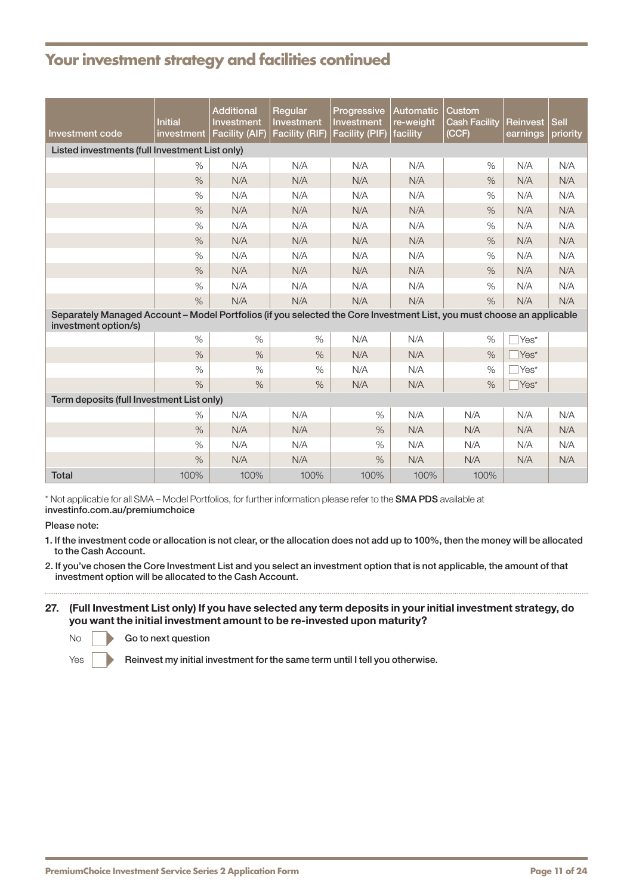## Your investment strategy and facilities continued

| Investment code | Initial investment | Additional Investment Facility (AIF) | Regular Investment Facility (RIF) | Progressive Investment Facility (PIF) | Automatic re-weight facility | Custom Cash Facility (CCF) | Reinvest earnings | Sell priority |
|---|---|---|---|---|---|---|---|---|
| **Listed investments (full Investment List only)** | | | | | | | | |
| | % | N/A | N/A | N/A | N/A | % | N/A | N/A |
| | % | N/A | N/A | N/A | N/A | % | N/A | N/A |
| | % | N/A | N/A | N/A | N/A | % | N/A | N/A |
| | % | N/A | N/A | N/A | N/A | % | N/A | N/A |
| | % | N/A | N/A | N/A | N/A | % | N/A | N/A |
| | % | N/A | N/A | N/A | N/A | % | N/A | N/A |
| | % | N/A | N/A | N/A | N/A | % | N/A | N/A |
| | % | N/A | N/A | N/A | N/A | % | N/A | N/A |
| | % | N/A | N/A | N/A | N/A | % | N/A | N/A |
| | % | N/A | N/A | N/A | N/A | % | N/A | N/A |
| **Separately Managed Account – Model Portfolios (if you selected the Core Investment List, you must choose an applicable investment option/s)** | | | | | | | | |
| | % | % | % | N/A | N/A | % | ☐ Yes* | |
| | % | % | % | N/A | N/A | % | ☐ Yes* | |
| | % | % | % | N/A | N/A | % | ☐ Yes* | |
| | % | % | % | N/A | N/A | % | ☐ Yes* | |
| **Term deposits (full Investment List only)** | | | | | | | | |
| | % | N/A | N/A | % | N/A | N/A | N/A | N/A |
| | % | N/A | N/A | % | N/A | N/A | N/A | N/A |
| | % | N/A | N/A | % | N/A | N/A | N/A | N/A |
| | % | N/A | N/A | % | N/A | N/A | N/A | N/A |
| **Total** | 100% | 100% | 100% | 100% | 100% | 100% | | |

* Not applicable for all SMA – Model Portfolios, for further information please refer to the **SMA PDS** available at investinfo.com.au/premiumchoice

Please note:

1. If the investment code or allocation is not clear, or the allocation does not add up to 100%, then the money will be allocated to the Cash Account.
2. If you've chosen the Core Investment List and you select an investment option that is not applicable, the amount of that investment option will be allocated to the Cash Account.

**27. (Full Investment List only) If you have selected any term deposits in your initial investment strategy, do you want the initial investment amount to be re-invested upon maturity?**

No ☐ Go to next question

Yes ☐ Reinvest my initial investment for the same term until I tell you otherwise.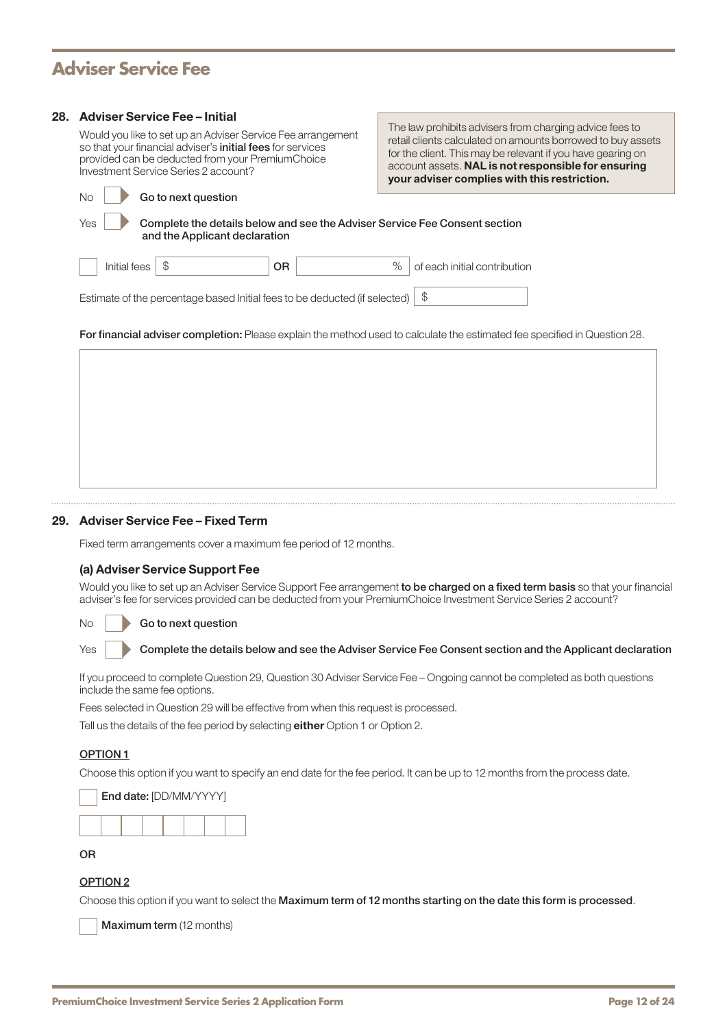## Adviser Service Fee

### 28. Adviser Service Fee – Initial

Would you like to set up an Adviser Service Fee arrangement so that your financial adviser's **initial fees** for services provided can be deducted from your PremiumChoice Investment Service Series 2 account?

The law prohibits advisers from charging advice fees to retail clients calculated on amounts borrowed to buy assets for the client. This may be relevant if you have gearing on account assets. **NAL is not responsible for ensuring your adviser complies with this restriction.**

No ☐ **Go to next question**

Yes ☐ **Complete the details below and see the Adviser Service Fee Consent section and the Applicant declaration**

☐ Initial fees $ ______ **OR** ______ % of each initial contribution

Estimate of the percentage based Initial fees to be deducted (if selected) $ ______

**For financial adviser completion:** Please explain the method used to calculate the estimated fee specified in Question 28.

&nbsp;

---

### 29. Adviser Service Fee – Fixed Term

Fixed term arrangements cover a maximum fee period of 12 months.

#### (a) Adviser Service Support Fee

Would you like to set up an Adviser Service Support Fee arrangement **to be charged on a fixed term basis** so that your financial adviser's fee for services provided can be deducted from your PremiumChoice Investment Service Series 2 account?

No ☐ **Go to next question**

Yes ☐ **Complete the details below and see the Adviser Service Fee Consent section and the Applicant declaration**

If you proceed to complete Question 29, Question 30 Adviser Service Fee – Ongoing cannot be completed as both questions include the same fee options.

Fees selected in Question 29 will be effective from when this request is processed.

Tell us the details of the fee period by selecting **either** Option 1 or Option 2.

**OPTION 1**

Choose this option if you want to specify an end date for the fee period. It can be up to 12 months from the process date.

☐ **End date:** [DD/MM/YYYY]

OR

**OPTION 2**

Choose this option if you want to select the **Maximum term of 12 months starting on the date this form is processed**.

☐ **Maximum term** (12 months)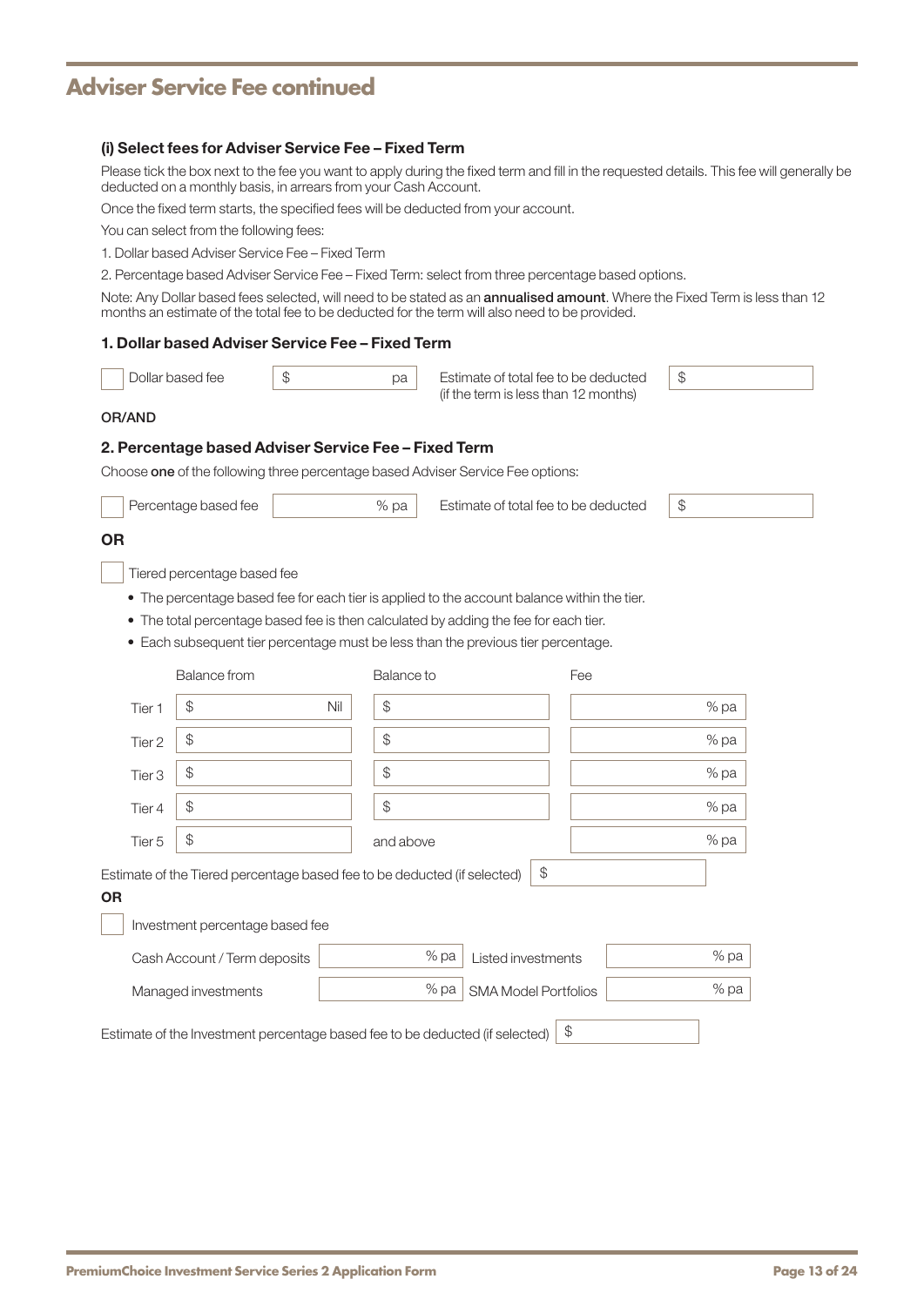## Adviser Service Fee continued

### (i) Select fees for Adviser Service Fee – Fixed Term

Please tick the box next to the fee you want to apply during the fixed term and fill in the requested details. This fee will generally be deducted on a monthly basis, in arrears from your Cash Account.

Once the fixed term starts, the specified fees will be deducted from your account.

You can select from the following fees:

1. Dollar based Adviser Service Fee – Fixed Term
2. Percentage based Adviser Service Fee – Fixed Term: select from three percentage based options.

Note: Any Dollar based fees selected, will need to be stated as an **annualised amount**. Where the Fixed Term is less than 12 months an estimate of the total fee to be deducted for the term will also need to be provided.

### 1. Dollar based Adviser Service Fee – Fixed Term

☐ Dollar based fee $ ______ pa Estimate of total fee to be deducted (if the term is less than 12 months) $ ______

**OR/AND**

### 2. Percentage based Adviser Service Fee – Fixed Term

Choose **one** of the following three percentage based Adviser Service Fee options:

☐ Percentage based fee ______ % pa Estimate of total fee to be deducted $ ______

**OR**

☐ Tiered percentage based fee

- The percentage based fee for each tier is applied to the account balance within the tier.
- The total percentage based fee is then calculated by adding the fee for each tier.
- Each subsequent tier percentage must be less than the previous tier percentage.

| | Balance from | Balance to | Fee |
|---|---|---|---|
| Tier 1 | $ Nil | $ | % pa |
| Tier 2 | $ | $ | % pa |
| Tier 3 | $ | $ | % pa |
| Tier 4 | $ | $ | % pa |
| Tier 5 | $ | and above | % pa |

Estimate of the Tiered percentage based fee to be deducted (if selected) $ ______

**OR**

☐ Investment percentage based fee

| | | | |
|---|---|---|---|
| Cash Account / Term deposits | % pa | Listed investments | % pa |
| Managed investments | % pa | SMA Model Portfolios | % pa |

Estimate of the Investment percentage based fee to be deducted (if selected) $ ______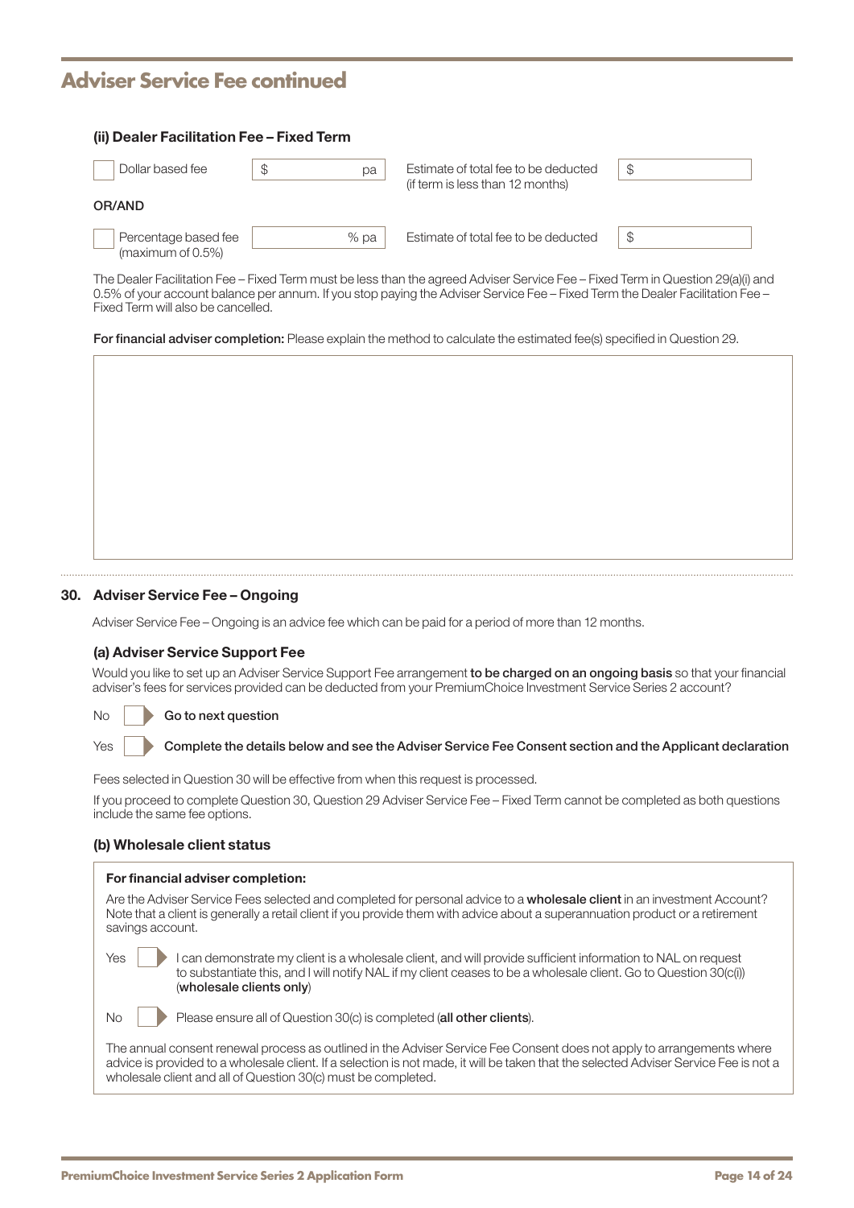## Adviser Service Fee continued

### (ii) Dealer Facilitation Fee – Fixed Term

| | | | |
|---|---|---|---|
| ☐ Dollar based fee | $ pa | Estimate of total fee to be deducted (if term is less than 12 months) | $ |
| **OR/AND** | | | |
| ☐ Percentage based fee (maximum of 0.5%) | % pa | Estimate of total fee to be deducted | $ |

The Dealer Facilitation Fee – Fixed Term must be less than the agreed Adviser Service Fee – Fixed Term in Question 29(a)(i) and 0.5% of your account balance per annum. If you stop paying the Adviser Service Fee – Fixed Term the Dealer Facilitation Fee – Fixed Term will also be cancelled.

**For financial adviser completion:** Please explain the method to calculate the estimated fee(s) specified in Question 29.

### 30. Adviser Service Fee – Ongoing

Adviser Service Fee – Ongoing is an advice fee which can be paid for a period of more than 12 months.

#### (a) Adviser Service Support Fee

Would you like to set up an Adviser Service Support Fee arrangement **to be charged on an ongoing basis** so that your financial adviser's fees for services provided can be deducted from your PremiumChoice Investment Service Series 2 account?

No ☐ **Go to next question**

Yes ☐ **Complete the details below and see the Adviser Service Fee Consent section and the Applicant declaration**

Fees selected in Question 30 will be effective from when this request is processed.

If you proceed to complete Question 30, Question 29 Adviser Service Fee – Fixed Term cannot be completed as both questions include the same fee options.

#### (b) Wholesale client status

**For financial adviser completion:**

Are the Adviser Service Fees selected and completed for personal advice to a **wholesale client** in an investment Account? Note that a client is generally a retail client if you provide them with advice about a superannuation product or a retirement savings account.

Yes ☐ I can demonstrate my client is a wholesale client, and will provide sufficient information to NAL on request to substantiate this, and I will notify NAL if my client ceases to be a wholesale client. Go to Question 30(c(i)) (**wholesale clients only**)

No ☐ Please ensure all of Question 30(c) is completed (**all other clients**).

The annual consent renewal process as outlined in the Adviser Service Fee Consent does not apply to arrangements where advice is provided to a wholesale client. If a selection is not made, it will be taken that the selected Adviser Service Fee is not a wholesale client and all of Question 30(c) must be completed.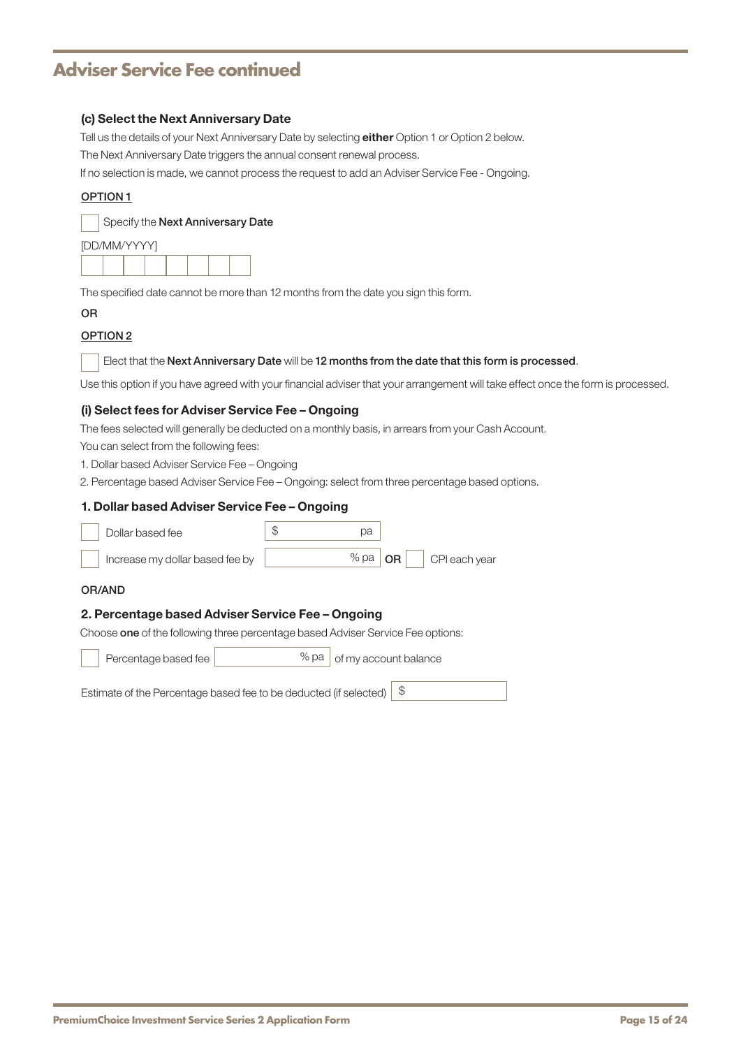# Adviser Service Fee continued

### (c) Select the Next Anniversary Date

Tell us the details of your Next Anniversary Date by selecting **either** Option 1 or Option 2 below.

The Next Anniversary Date triggers the annual consent renewal process.

If no selection is made, we cannot process the request to add an Adviser Service Fee - Ongoing.

OPTION 1

☐ Specify the **Next Anniversary Date**

[DD/MM/YYYY]

☐☐☐☐☐☐☐☐

The specified date cannot be more than 12 months from the date you sign this form.

**OR**

OPTION 2

☐ Elect that the **Next Anniversary Date** will be **12 months from the date that this form is processed**.

Use this option if you have agreed with your financial adviser that your arrangement will take effect once the form is processed.

### (i) Select fees for Adviser Service Fee – Ongoing

The fees selected will generally be deducted on a monthly basis, in arrears from your Cash Account.

You can select from the following fees:

1. Dollar based Adviser Service Fee – Ongoing
2. Percentage based Adviser Service Fee – Ongoing: select from three percentage based options.

### 1. Dollar based Adviser Service Fee – Ongoing

☐ Dollar based fee $ ______ pa

☐ Increase my dollar based fee by ______ % pa **OR** ☐ CPI each year

**OR/AND**

### 2. Percentage based Adviser Service Fee – Ongoing

Choose **one** of the following three percentage based Adviser Service Fee options:

☐ Percentage based fee ______ % pa of my account balance

Estimate of the Percentage based fee to be deducted (if selected) $ ______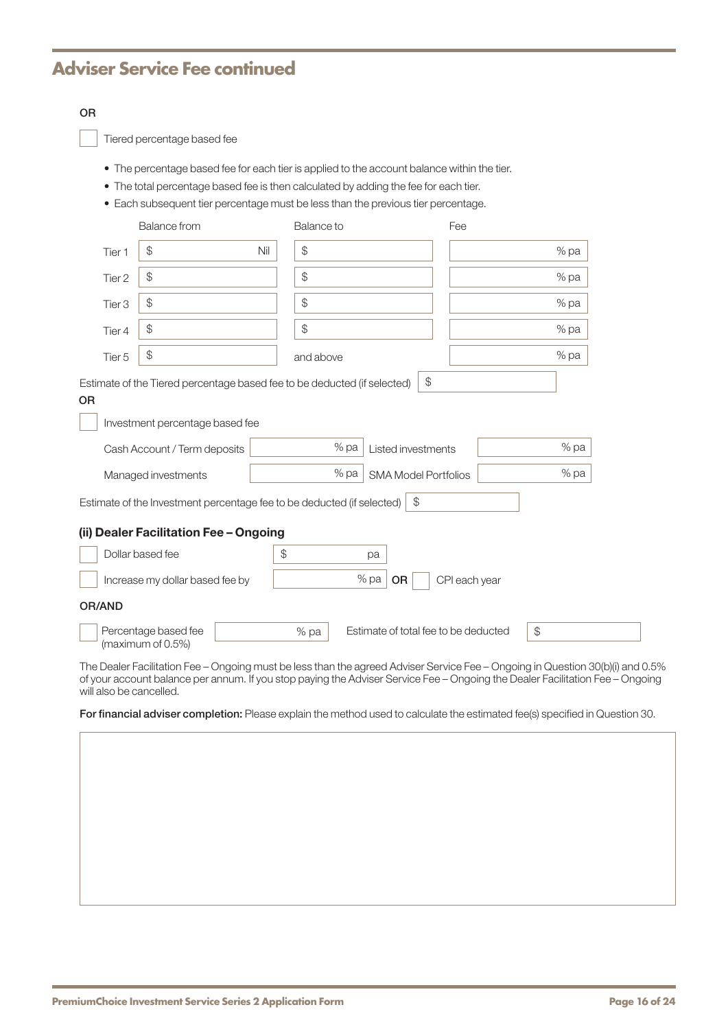## Adviser Service Fee continued

**OR**

☐ Tiered percentage based fee

- The percentage based fee for each tier is applied to the account balance within the tier.
- The total percentage based fee is then calculated by adding the fee for each tier.
- Each subsequent tier percentage must be less than the previous tier percentage.

| | Balance from | Balance to | Fee |
|---|---|---|---|
| Tier 1 | $ Nil | $ | % pa |
| Tier 2 | $ | $ | % pa |
| Tier 3 | $ | $ | % pa |
| Tier 4 | $ | $ | % pa |
| Tier 5 | $ | and above | % pa |

Estimate of the Tiered percentage based fee to be deducted (if selected) $

**OR**

☐ Investment percentage based fee

| | | | |
|---|---|---|---|
| Cash Account / Term deposits | % pa | Listed investments | % pa |
| Managed investments | % pa | SMA Model Portfolios | % pa |

Estimate of the Investment percentage fee to be deducted (if selected) $

### (ii) Dealer Facilitation Fee – Ongoing

☐ Dollar based fee $ pa

☐ Increase my dollar based fee by % pa **OR** ☐ CPI each year

**OR/AND**

☐ Percentage based fee (maximum of 0.5%) % pa Estimate of total fee to be deducted $

The Dealer Facilitation Fee – Ongoing must be less than the agreed Adviser Service Fee – Ongoing in Question 30(b)(i) and 0.5% of your account balance per annum. If you stop paying the Adviser Service Fee – Ongoing the Dealer Facilitation Fee – Ongoing will also be cancelled.

**For financial adviser completion:** Please explain the method used to calculate the estimated fee(s) specified in Question 30.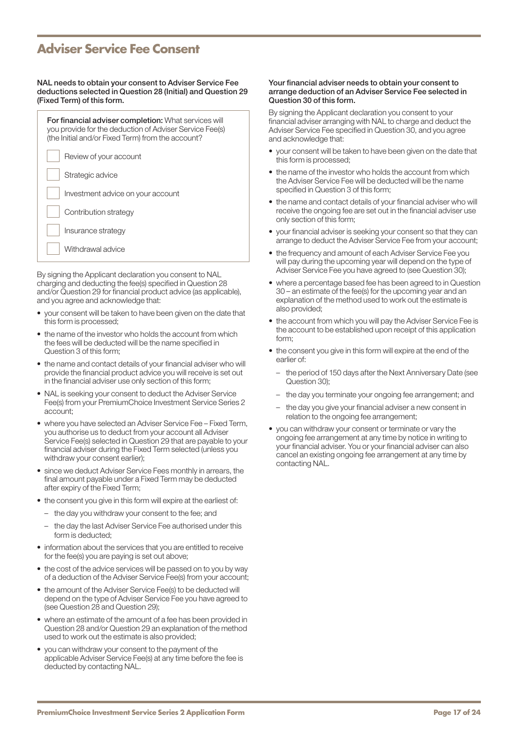# Adviser Service Fee Consent

**NAL needs to obtain your consent to Adviser Service Fee deductions selected in Question 28 (Initial) and Question 29 (Fixed Term) of this form.**

**For financial adviser completion:** What services will you provide for the deduction of Adviser Service Fee(s) (the Initial and/or Fixed Term) from the account?

- ☐ Review of your account
- ☐ Strategic advice
- ☐ Investment advice on your account
- ☐ Contribution strategy
- ☐ Insurance strategy
- ☐ Withdrawal advice

By signing the Applicant declaration you consent to NAL charging and deducting the fee(s) specified in Question 28 and/or Question 29 for financial product advice (as applicable), and you agree and acknowledge that:

- your consent will be taken to have been given on the date that this form is processed;
- the name of the investor who holds the account from which the fees will be deducted will be the name specified in Question 3 of this form;
- the name and contact details of your financial adviser who will provide the financial product advice you will receive is set out in the financial adviser use only section of this form;
- NAL is seeking your consent to deduct the Adviser Service Fee(s) from your PremiumChoice Investment Service Series 2 account;
- where you have selected an Adviser Service Fee – Fixed Term, you authorise us to deduct from your account all Adviser Service Fee(s) selected in Question 29 that are payable to your financial adviser during the Fixed Term selected (unless you withdraw your consent earlier);
- since we deduct Adviser Service Fees monthly in arrears, the final amount payable under a Fixed Term may be deducted after expiry of the Fixed Term;
- the consent you give in this form will expire at the earliest of:
  - the day you withdraw your consent to the fee; and
  - the day the last Adviser Service Fee authorised under this form is deducted;
- information about the services that you are entitled to receive for the fee(s) you are paying is set out above;
- the cost of the advice services will be passed on to you by way of a deduction of the Adviser Service Fee(s) from your account;
- the amount of the Adviser Service Fee(s) to be deducted will depend on the type of Adviser Service Fee you have agreed to (see Question 28 and Question 29);
- where an estimate of the amount of a fee has been provided in Question 28 and/or Question 29 an explanation of the method used to work out the estimate is also provided;
- you can withdraw your consent to the payment of the applicable Adviser Service Fee(s) at any time before the fee is deducted by contacting NAL.

**Your financial adviser needs to obtain your consent to arrange deduction of an Adviser Service Fee selected in Question 30 of this form.**

By signing the Applicant declaration you consent to your financial adviser arranging with NAL to charge and deduct the Adviser Service Fee specified in Question 30, and you agree and acknowledge that:

- your consent will be taken to have been given on the date that this form is processed;
- the name of the investor who holds the account from which the Adviser Service Fee will be deducted will be the name specified in Question 3 of this form;
- the name and contact details of your financial adviser who will receive the ongoing fee are set out in the financial adviser use only section of this form;
- your financial adviser is seeking your consent so that they can arrange to deduct the Adviser Service Fee from your account;
- the frequency and amount of each Adviser Service Fee you will pay during the upcoming year will depend on the type of Adviser Service Fee you have agreed to (see Question 30);
- where a percentage based fee has been agreed to in Question 30 – an estimate of the fee(s) for the upcoming year and an explanation of the method used to work out the estimate is also provided;
- the account from which you will pay the Adviser Service Fee is the account to be established upon receipt of this application form;
- the consent you give in this form will expire at the end of the earlier of:
  - the period of 150 days after the Next Anniversary Date (see Question 30);
  - the day you terminate your ongoing fee arrangement; and
  - the day you give your financial adviser a new consent in relation to the ongoing fee arrangement;
- you can withdraw your consent or terminate or vary the ongoing fee arrangement at any time by notice in writing to your financial adviser. You or your financial adviser can also cancel an existing ongoing fee arrangement at any time by contacting NAL.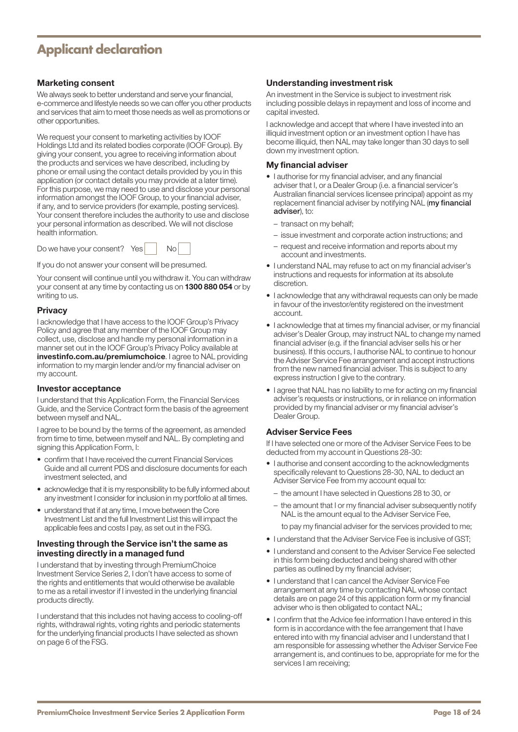# Applicant declaration

### Marketing consent

We always seek to better understand and serve your financial, e-commerce and lifestyle needs so we can offer you other products and services that aim to meet those needs as well as promotions or other opportunities.

We request your consent to marketing activities by IOOF Holdings Ltd and its related bodies corporate (IOOF Group). By giving your consent, you agree to receiving information about the products and services we have described, including by phone or email using the contact details provided by you in this application (or contact details you may provide at a later time). For this purpose, we may need to use and disclose your personal information amongst the IOOF Group, to your financial adviser, if any, and to service providers (for example, posting services). Your consent therefore includes the authority to use and disclose your personal information as described. We will not disclose health information.

Do we have your consent? Yes ☐ No ☐

If you do not answer your consent will be presumed.

Your consent will continue until you withdraw it. You can withdraw your consent at any time by contacting us on **1300 880 054** or by writing to us.

### Privacy

I acknowledge that I have access to the IOOF Group's Privacy Policy and agree that any member of the IOOF Group may collect, use, disclose and handle my personal information in a manner set out in the IOOF Group's Privacy Policy available at **investinfo.com.au/premiumchoice**. I agree to NAL providing information to my margin lender and/or my financial adviser on my account.

### Investor acceptance

I understand that this Application Form, the Financial Services Guide, and the Service Contract form the basis of the agreement between myself and NAL.

I agree to be bound by the terms of the agreement, as amended from time to time, between myself and NAL. By completing and signing this Application Form, I:

- confirm that I have received the current Financial Services Guide and all current PDS and disclosure documents for each investment selected, and
- acknowledge that it is my responsibility to be fully informed about any investment I consider for inclusion in my portfolio at all times.
- understand that if at any time, I move between the Core Investment List and the full Investment List this will impact the applicable fees and costs I pay, as set out in the FSG.

### Investing through the Service isn't the same as investing directly in a managed fund

I understand that by investing through PremiumChoice Investment Service Series 2, I don't have access to some of the rights and entitlements that would otherwise be available to me as a retail investor if I invested in the underlying financial products directly.

I understand that this includes not having access to cooling-off rights, withdrawal rights, voting rights and periodic statements for the underlying financial products I have selected as shown on page 6 of the FSG.

### Understanding investment risk

An investment in the Service is subject to investment risk including possible delays in repayment and loss of income and capital invested.

I acknowledge and accept that where I have invested into an illiquid investment option or an investment option I have has become illiquid, then NAL may take longer than 30 days to sell down my investment option.

### My financial adviser

- I authorise for my financial adviser, and any financial adviser that I, or a Dealer Group (i.e. a financial servicer's Australian financial services licensee principal) appoint as my replacement financial adviser by notifying NAL (**my financial adviser**), to:
  - transact on my behalf;
  - issue investment and corporate action instructions; and
  - request and receive information and reports about my account and investments.
- I understand NAL may refuse to act on my financial adviser's instructions and requests for information at its absolute discretion.
- I acknowledge that any withdrawal requests can only be made in favour of the investor/entity registered on the investment account.
- I acknowledge that at times my financial adviser, or my financial adviser's Dealer Group, may instruct NAL to change my named financial adviser (e.g. if the financial adviser sells his or her business). If this occurs, I authorise NAL to continue to honour the Adviser Service Fee arrangement and accept instructions from the new named financial adviser. This is subject to any express instruction I give to the contrary.
- I agree that NAL has no liability to me for acting on my financial adviser's requests or instructions, or in reliance on information provided by my financial adviser or my financial adviser's Dealer Group.

### Adviser Service Fees

If I have selected one or more of the Adviser Service Fees to be deducted from my account in Questions 28-30:

- I authorise and consent according to the acknowledgments specifically relevant to Questions 28-30, NAL to deduct an Adviser Service Fee from my account equal to:
  - the amount I have selected in Questions 28 to 30, or
  - the amount that I or my financial adviser subsequently notify NAL is the amount equal to the Adviser Service Fee,

  to pay my financial adviser for the services provided to me;
- I understand that the Adviser Service Fee is inclusive of GST;
- I understand and consent to the Adviser Service Fee selected in this form being deducted and being shared with other parties as outlined by my financial adviser;
- I understand that I can cancel the Adviser Service Fee arrangement at any time by contacting NAL whose contact details are on page 24 of this application form or my financial adviser who is then obligated to contact NAL;
- I confirm that the Advice fee information I have entered in this form is in accordance with the fee arrangement that I have entered into with my financial adviser and I understand that I am responsible for assessing whether the Adviser Service Fee arrangement is, and continues to be, appropriate for me for the services I am receiving;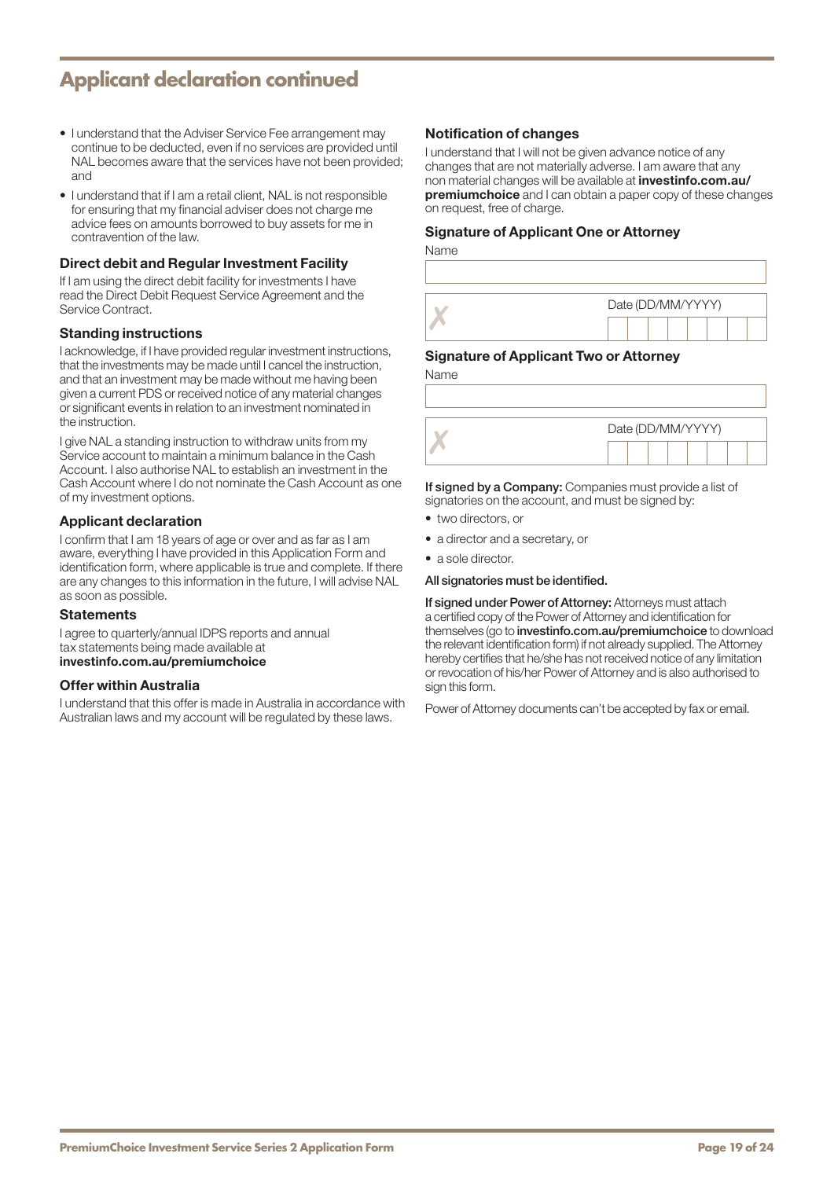# Applicant declaration continued

- I understand that the Adviser Service Fee arrangement may continue to be deducted, even if no services are provided until NAL becomes aware that the services have not been provided; and
- I understand that if I am a retail client, NAL is not responsible for ensuring that my financial adviser does not charge me advice fees on amounts borrowed to buy assets for me in contravention of the law.

### Direct debit and Regular Investment Facility

If I am using the direct debit facility for investments I have read the Direct Debit Request Service Agreement and the Service Contract.

### Standing instructions

I acknowledge, if I have provided regular investment instructions, that the investments may be made until I cancel the instruction, and that an investment may be made without me having been given a current PDS or received notice of any material changes or significant events in relation to an investment nominated in the instruction.

I give NAL a standing instruction to withdraw units from my Service account to maintain a minimum balance in the Cash Account. I also authorise NAL to establish an investment in the Cash Account where I do not nominate the Cash Account as one of my investment options.

### Applicant declaration

I confirm that I am 18 years of age or over and as far as I am aware, everything I have provided in this Application Form and identification form, where applicable is true and complete. If there are any changes to this information in the future, I will advise NAL as soon as possible.

### Statements

I agree to quarterly/annual IDPS reports and annual tax statements being made available at **investinfo.com.au/premiumchoice**

### Offer within Australia

I understand that this offer is made in Australia in accordance with Australian laws and my account will be regulated by these laws.

### Notification of changes

I understand that I will not be given advance notice of any changes that are not materially adverse. I am aware that any non material changes will be available at **investinfo.com.au/premiumchoice** and I can obtain a paper copy of these changes on request, free of charge.

### Signature of Applicant One or Attorney

Name

✗ Date (DD/MM/YYYY)

### Signature of Applicant Two or Attorney

Name

✗ Date (DD/MM/YYYY)

**If signed by a Company:** Companies must provide a list of signatories on the account, and must be signed by:

- two directors, or
- a director and a secretary, or
- a sole director.

**All signatories must be identified.**

**If signed under Power of Attorney:** Attorneys must attach a certified copy of the Power of Attorney and identification for themselves (go to **investinfo.com.au/premiumchoice** to download the relevant identification form) if not already supplied. The Attorney hereby certifies that he/she has not received notice of any limitation or revocation of his/her Power of Attorney and is also authorised to sign this form.

Power of Attorney documents can't be accepted by fax or email.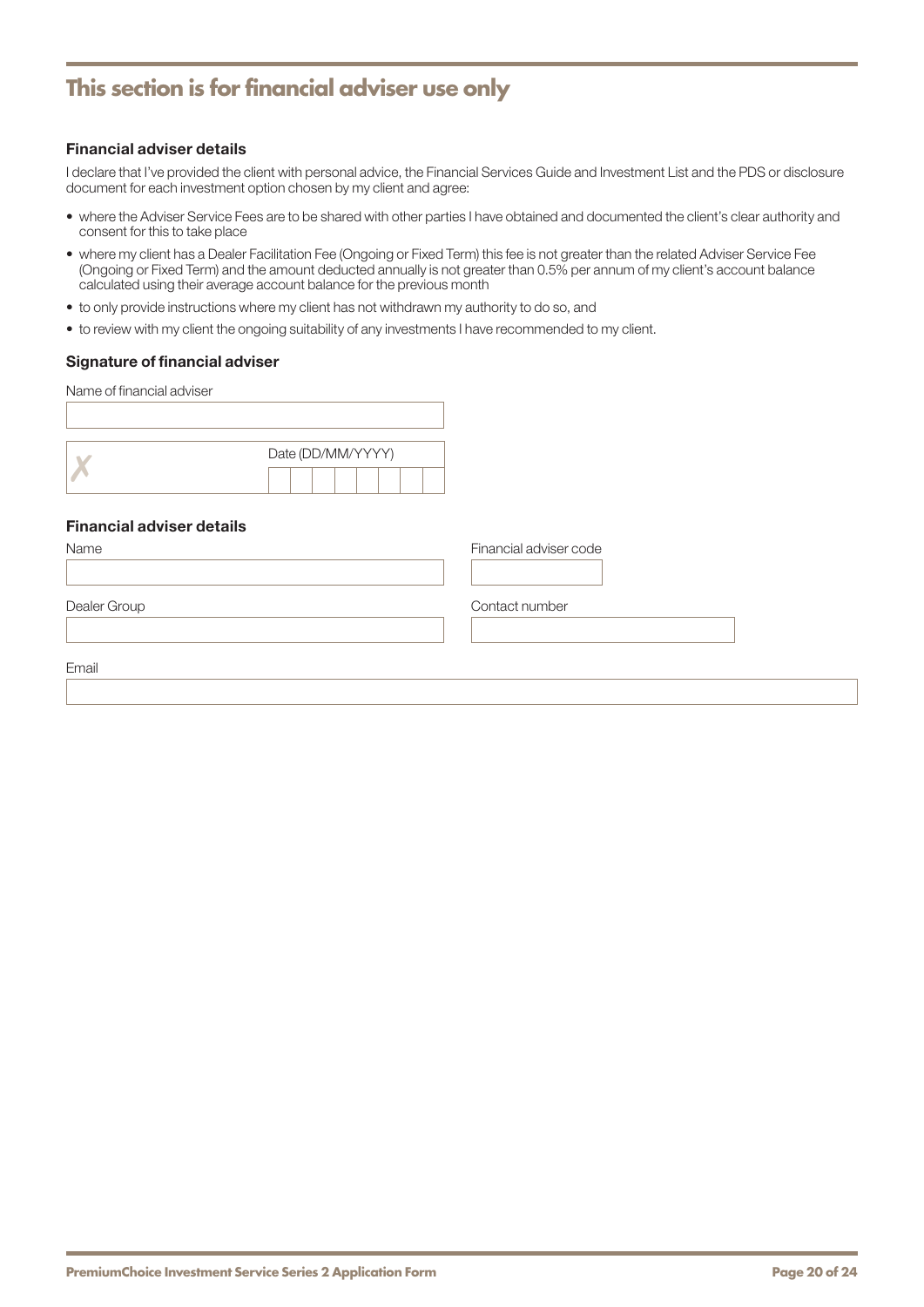# This section is for financial adviser use only

### Financial adviser details

I declare that I've provided the client with personal advice, the Financial Services Guide and Investment List and the PDS or disclosure document for each investment option chosen by my client and agree:

- where the Adviser Service Fees are to be shared with other parties I have obtained and documented the client's clear authority and consent for this to take place
- where my client has a Dealer Facilitation Fee (Ongoing or Fixed Term) this fee is not greater than the related Adviser Service Fee (Ongoing or Fixed Term) and the amount deducted annually is not greater than 0.5% per annum of my client's account balance calculated using their average account balance for the previous month
- to only provide instructions where my client has not withdrawn my authority to do so, and
- to review with my client the ongoing suitability of any investments I have recommended to my client.

### Signature of financial adviser

Name of financial adviser

✗

Date (DD/MM/YYYY)

### Financial adviser details

Name

Financial adviser code

Dealer Group

Contact number

Email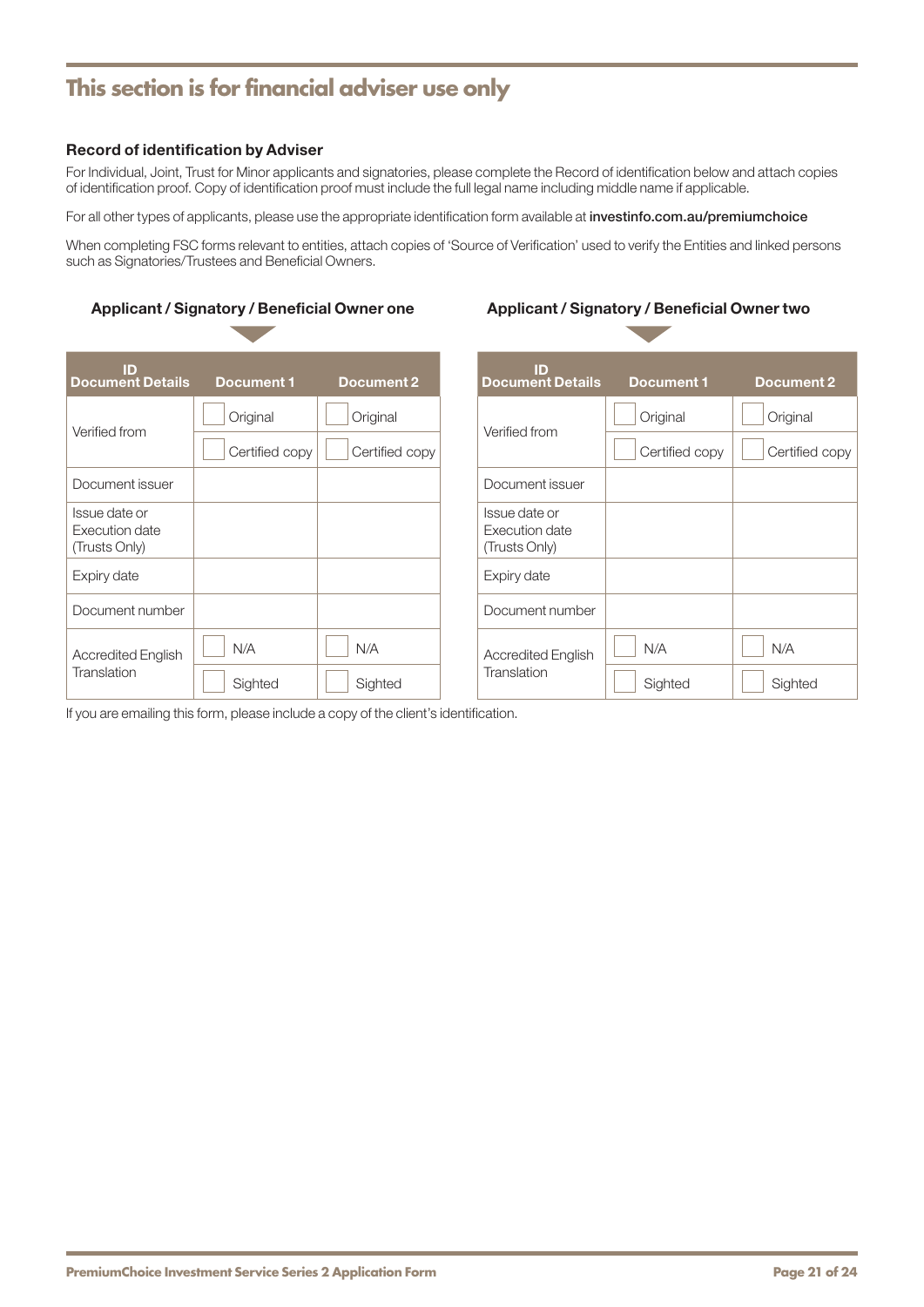## This section is for financial adviser use only

### Record of identification by Adviser

For Individual, Joint, Trust for Minor applicants and signatories, please complete the Record of identification below and attach copies of identification proof. Copy of identification proof must include the full legal name including middle name if applicable.

For all other types of applicants, please use the appropriate identification form available at **investinfo.com.au/premiumchoice**

When completing FSC forms relevant to entities, attach copies of 'Source of Verification' used to verify the Entities and linked persons such as Signatories/Trustees and Beneficial Owners.

**Applicant / Signatory / Beneficial Owner one**

| ID Document Details | Document 1 | Document 2 |
|---|---|---|
| Verified from | ☐ Original | ☐ Original |
| | ☐ Certified copy | ☐ Certified copy |
| Document issuer | | |
| Issue date or Execution date (Trusts Only) | | |
| Expiry date | | |
| Document number | | |
| Accredited English Translation | ☐ N/A | ☐ N/A |
| | ☐ Sighted | ☐ Sighted |

**Applicant / Signatory / Beneficial Owner two**

| ID Document Details | Document 1 | Document 2 |
|---|---|---|
| Verified from | ☐ Original | ☐ Original |
| | ☐ Certified copy | ☐ Certified copy |
| Document issuer | | |
| Issue date or Execution date (Trusts Only) | | |
| Expiry date | | |
| Document number | | |
| Accredited English Translation | ☐ N/A | ☐ N/A |
| | ☐ Sighted | ☐ Sighted |

If you are emailing this form, please include a copy of the client's identification.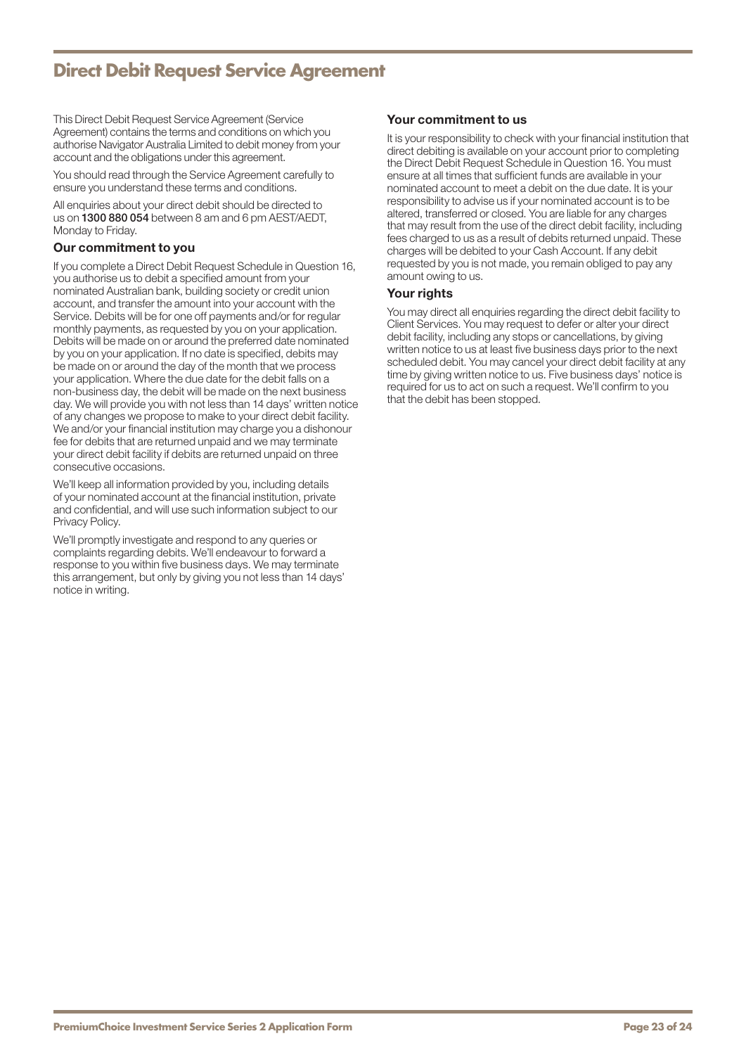# Direct Debit Request Service Agreement

This Direct Debit Request Service Agreement (Service Agreement) contains the terms and conditions on which you authorise Navigator Australia Limited to debit money from your account and the obligations under this agreement.

You should read through the Service Agreement carefully to ensure you understand these terms and conditions.

All enquiries about your direct debit should be directed to us on **1300 880 054** between 8 am and 6 pm AEST/AEDT, Monday to Friday.

### Our commitment to you

If you complete a Direct Debit Request Schedule in Question 16, you authorise us to debit a specified amount from your nominated Australian bank, building society or credit union account, and transfer the amount into your account with the Service. Debits will be for one off payments and/or for regular monthly payments, as requested by you on your application. Debits will be made on or around the preferred date nominated by you on your application. If no date is specified, debits may be made on or around the day of the month that we process your application. Where the due date for the debit falls on a non-business day, the debit will be made on the next business day. We will provide you with not less than 14 days' written notice of any changes we propose to make to your direct debit facility. We and/or your financial institution may charge you a dishonour fee for debits that are returned unpaid and we may terminate your direct debit facility if debits are returned unpaid on three consecutive occasions.

We'll keep all information provided by you, including details of your nominated account at the financial institution, private and confidential, and will use such information subject to our Privacy Policy.

We'll promptly investigate and respond to any queries or complaints regarding debits. We'll endeavour to forward a response to you within five business days. We may terminate this arrangement, but only by giving you not less than 14 days' notice in writing.

### Your commitment to us

It is your responsibility to check with your financial institution that direct debiting is available on your account prior to completing the Direct Debit Request Schedule in Question 16. You must ensure at all times that sufficient funds are available in your nominated account to meet a debit on the due date. It is your responsibility to advise us if your nominated account is to be altered, transferred or closed. You are liable for any charges that may result from the use of the direct debit facility, including fees charged to us as a result of debits returned unpaid. These charges will be debited to your Cash Account. If any debit requested by you is not made, you remain obliged to pay any amount owing to us.

### Your rights

You may direct all enquiries regarding the direct debit facility to Client Services. You may request to defer or alter your direct debit facility, including any stops or cancellations, by giving written notice to us at least five business days prior to the next scheduled debit. You may cancel your direct debit facility at any time by giving written notice to us. Five business days' notice is required for us to act on such a request. We'll confirm to you that the debit has been stopped.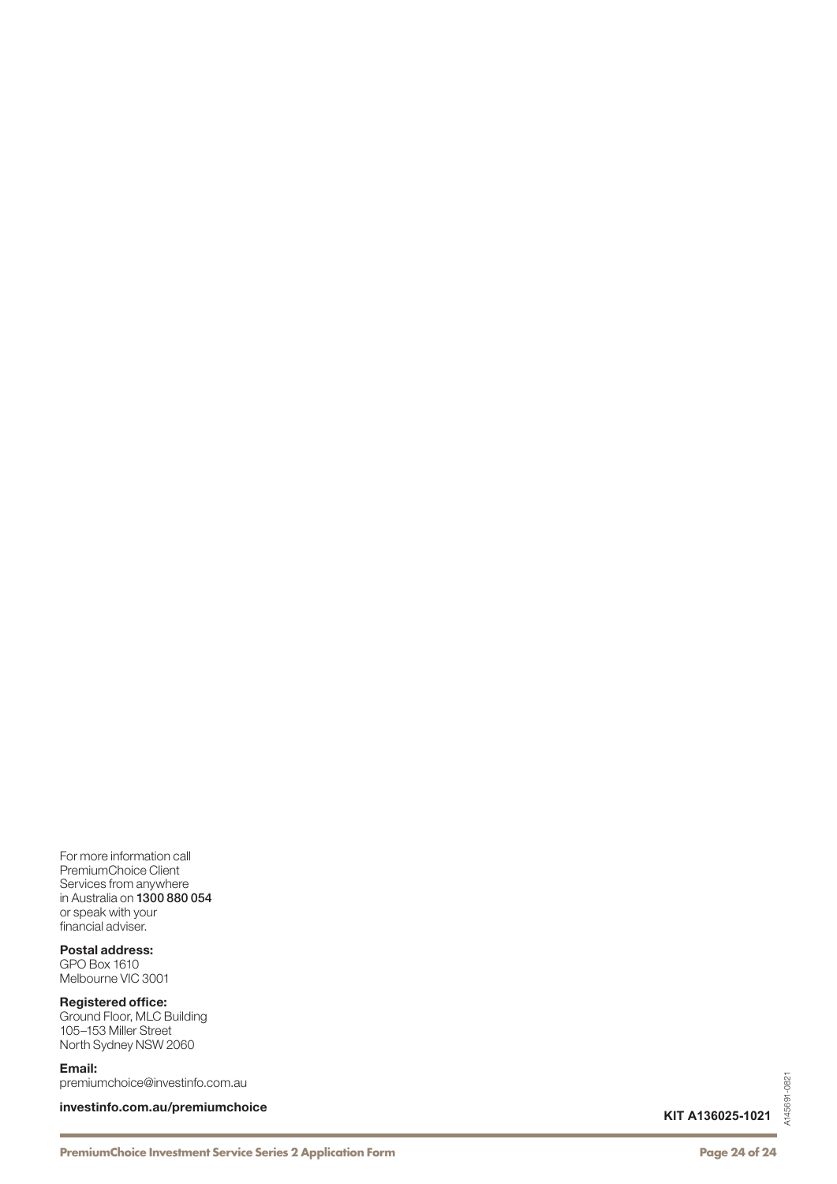For more information call PremiumChoice Client Services from anywhere in Australia on **1300 880 054** or speak with your financial adviser.

**Postal address:**
GPO Box 1610
Melbourne VIC 3001

**Registered office:**
Ground Floor, MLC Building
105–153 Miller Street
North Sydney NSW 2060

**Email:**
premiumchoice@investinfo.com.au

**investinfo.com.au/premiumchoice**

**KIT A136025-1021**

A145691-0821